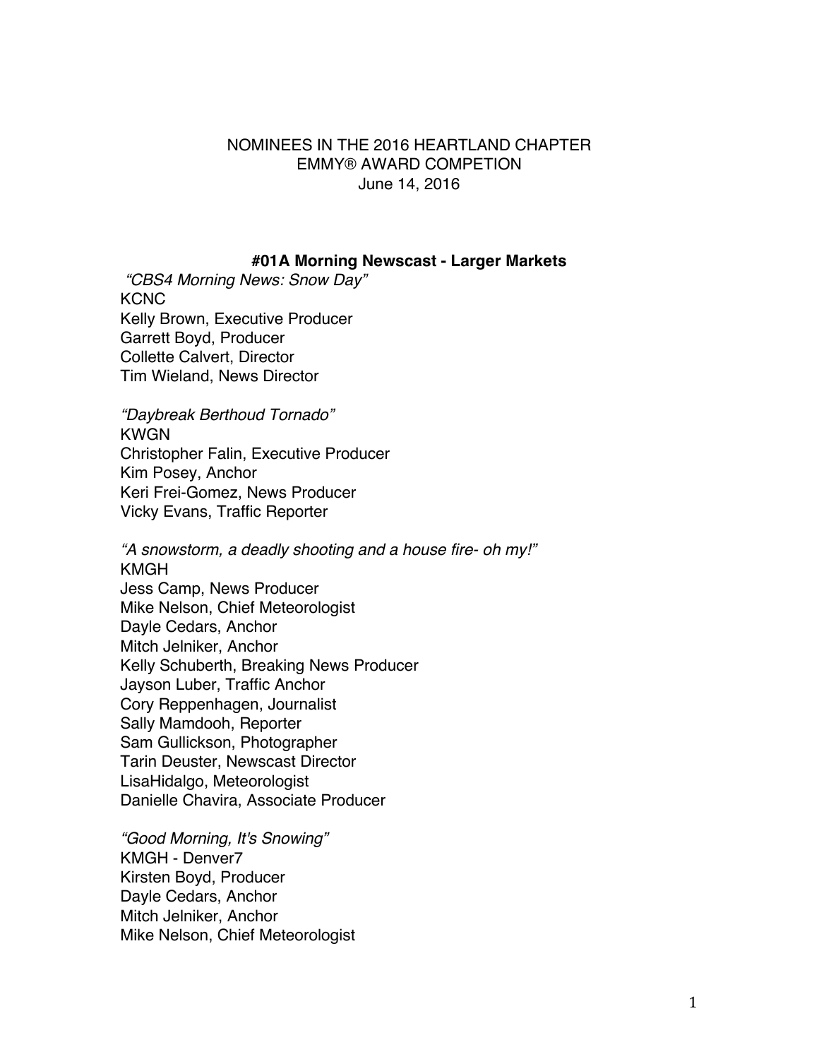NOMINEES IN THE 2016 HEARTLAND CHAPTER
EMMY® AWARD COMPETION
June 14, 2016

### #01A Morning Newscast - Larger Markets

*"CBS4 Morning News: Snow Day"*
KCNC
Kelly Brown, Executive Producer
Garrett Boyd, Producer
Collette Calvert, Director
Tim Wieland, News Director

*"Daybreak Berthoud Tornado"*
KWGN
Christopher Falin, Executive Producer
Kim Posey, Anchor
Keri Frei-Gomez, News Producer
Vicky Evans, Traffic Reporter

*"A snowstorm, a deadly shooting and a house fire- oh my!"*
KMGH
Jess Camp, News Producer
Mike Nelson, Chief Meteorologist
Dayle Cedars, Anchor
Mitch Jelniker, Anchor
Kelly Schuberth, Breaking News Producer
Jayson Luber, Traffic Anchor
Cory Reppenhagen, Journalist
Sally Mamdooh, Reporter
Sam Gullickson, Photographer
Tarin Deuster, Newscast Director
LisaHidalgo, Meteorologist
Danielle Chavira, Associate Producer

*"Good Morning, It's Snowing"*
KMGH - Denver7
Kirsten Boyd, Producer
Dayle Cedars, Anchor
Mitch Jelniker, Anchor
Mike Nelson, Chief Meteorologist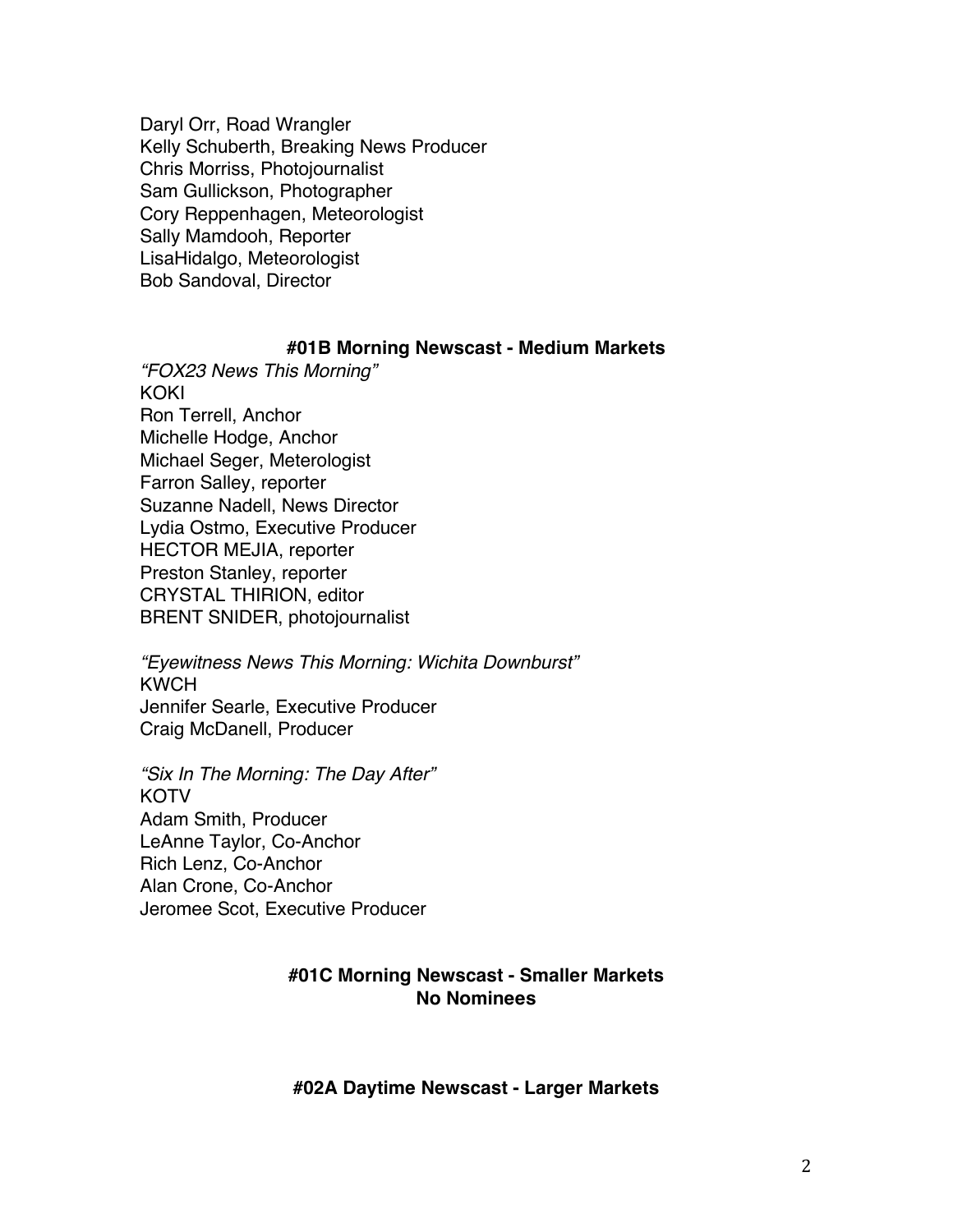Daryl Orr, Road Wrangler
Kelly Schuberth, Breaking News Producer
Chris Morriss, Photojournalist
Sam Gullickson, Photographer
Cory Reppenhagen, Meteorologist
Sally Mamdooh, Reporter
LisaHidalgo, Meteorologist
Bob Sandoval, Director

**#01B Morning Newscast - Medium Markets**

*"FOX23 News This Morning"*
KOKI
Ron Terrell, Anchor
Michelle Hodge, Anchor
Michael Seger, Meterologist
Farron Salley, reporter
Suzanne Nadell, News Director
Lydia Ostmo, Executive Producer
HECTOR MEJIA, reporter
Preston Stanley, reporter
CRYSTAL THIRION, editor
BRENT SNIDER, photojournalist

*"Eyewitness News This Morning: Wichita Downburst"*
KWCH
Jennifer Searle, Executive Producer
Craig McDanell, Producer

*"Six In The Morning: The Day After"*
KOTV
Adam Smith, Producer
LeAnne Taylor, Co-Anchor
Rich Lenz, Co-Anchor
Alan Crone, Co-Anchor
Jeromee Scot, Executive Producer

**#01C Morning Newscast - Smaller Markets**
**No Nominees**

**#02A Daytime Newscast - Larger Markets**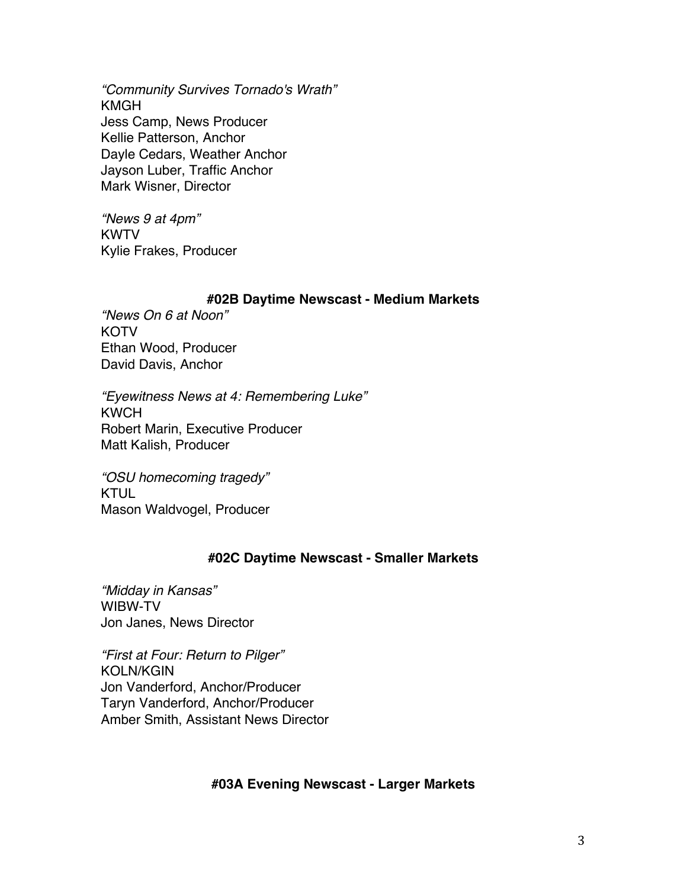*"Community Survives Tornado's Wrath"*
KMGH
Jess Camp, News Producer
Kellie Patterson, Anchor
Dayle Cedars, Weather Anchor
Jayson Luber, Traffic Anchor
Mark Wisner, Director

*"News 9 at 4pm"*
KWTV
Kylie Frakes, Producer

### #02B Daytime Newscast - Medium Markets

*"News On 6 at Noon"*
KOTV
Ethan Wood, Producer
David Davis, Anchor

*"Eyewitness News at 4: Remembering Luke"*
KWCH
Robert Marin, Executive Producer
Matt Kalish, Producer

*"OSU homecoming tragedy"*
KTUL
Mason Waldvogel, Producer

### #02C Daytime Newscast - Smaller Markets

*"Midday in Kansas"*
WIBW-TV
Jon Janes, News Director

*"First at Four: Return to Pilger"*
KOLN/KGIN
Jon Vanderford, Anchor/Producer
Taryn Vanderford, Anchor/Producer
Amber Smith, Assistant News Director

### #03A Evening Newscast - Larger Markets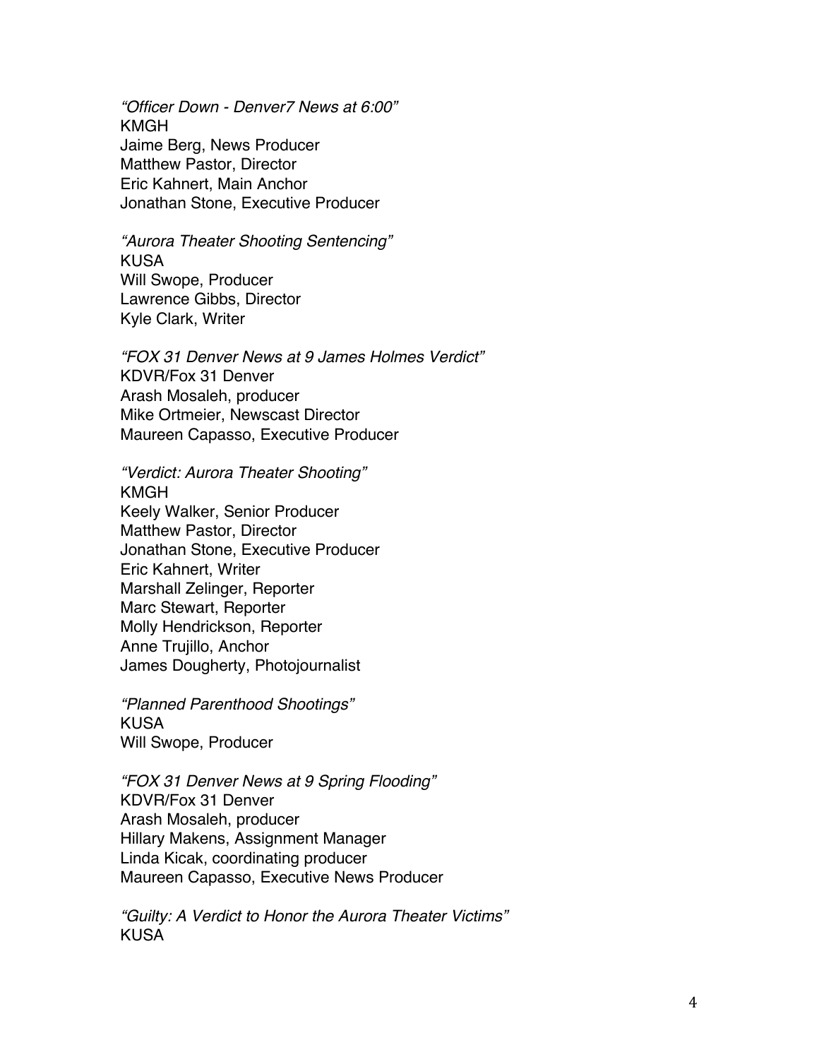*“Officer Down - Denver7 News at 6:00”*
KMGH
Jaime Berg, News Producer
Matthew Pastor, Director
Eric Kahnert, Main Anchor
Jonathan Stone, Executive Producer

*“Aurora Theater Shooting Sentencing”*
KUSA
Will Swope, Producer
Lawrence Gibbs, Director
Kyle Clark, Writer

*“FOX 31 Denver News at 9 James Holmes Verdict”*
KDVR/Fox 31 Denver
Arash Mosaleh, producer
Mike Ortmeier, Newscast Director
Maureen Capasso, Executive Producer

*“Verdict: Aurora Theater Shooting”*
KMGH
Keely Walker, Senior Producer
Matthew Pastor, Director
Jonathan Stone, Executive Producer
Eric Kahnert, Writer
Marshall Zelinger, Reporter
Marc Stewart, Reporter
Molly Hendrickson, Reporter
Anne Trujillo, Anchor
James Dougherty, Photojournalist

*“Planned Parenthood Shootings”*
KUSA
Will Swope, Producer

*“FOX 31 Denver News at 9 Spring Flooding”*
KDVR/Fox 31 Denver
Arash Mosaleh, producer
Hillary Makens, Assignment Manager
Linda Kicak, coordinating producer
Maureen Capasso, Executive News Producer

*“Guilty: A Verdict to Honor the Aurora Theater Victims”*
KUSA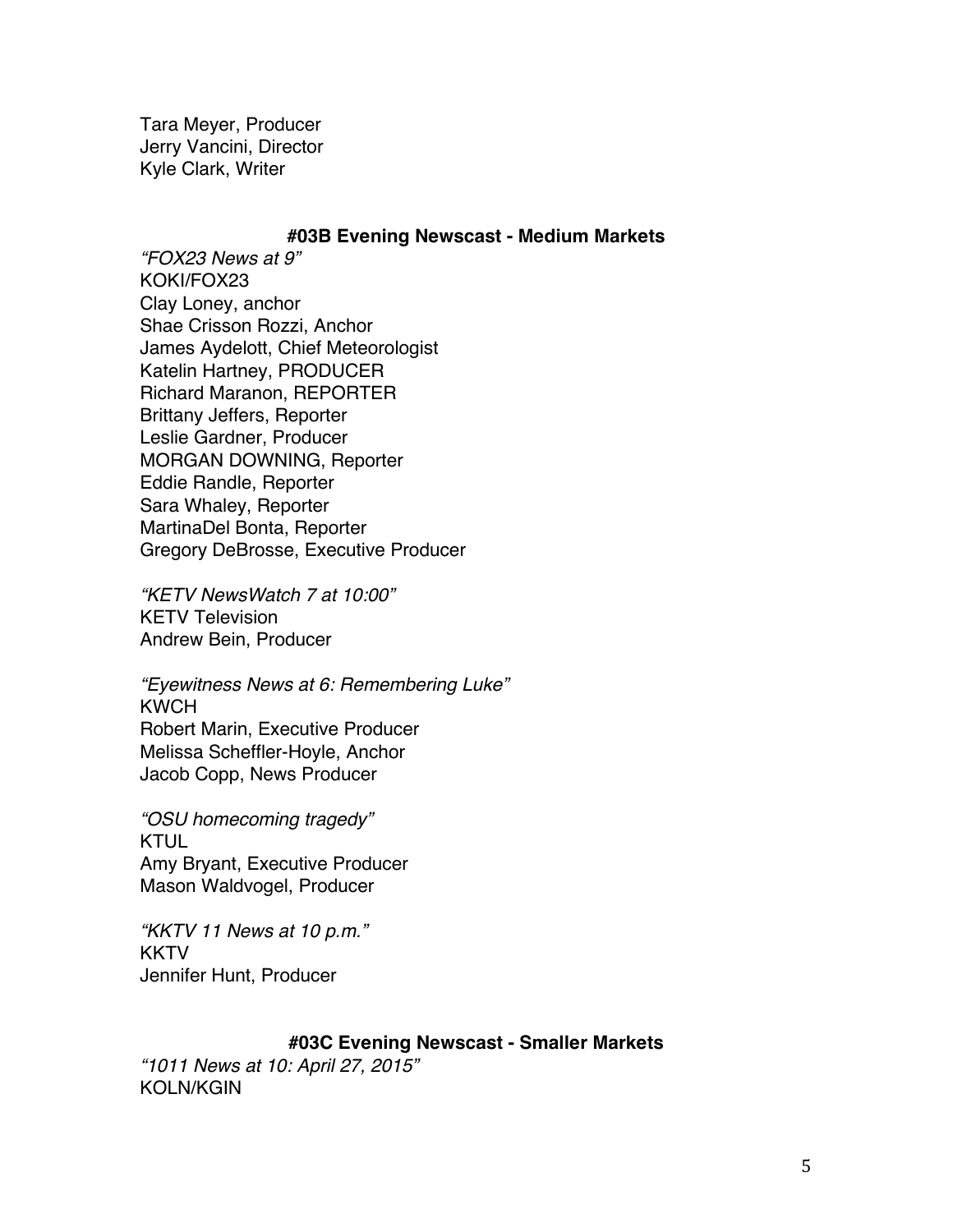Tara Meyer, Producer
Jerry Vancini, Director
Kyle Clark, Writer

### #03B Evening Newscast - Medium Markets

*"FOX23 News at 9"*
KOKI/FOX23
Clay Loney, anchor
Shae Crisson Rozzi, Anchor
James Aydelott, Chief Meteorologist
Katelin Hartney, PRODUCER
Richard Maranon, REPORTER
Brittany Jeffers, Reporter
Leslie Gardner, Producer
MORGAN DOWNING, Reporter
Eddie Randle, Reporter
Sara Whaley, Reporter
MartinaDel Bonta, Reporter
Gregory DeBrosse, Executive Producer

*"KETV NewsWatch 7 at 10:00"*
KETV Television
Andrew Bein, Producer

*"Eyewitness News at 6: Remembering Luke"*
KWCH
Robert Marin, Executive Producer
Melissa Scheffler-Hoyle, Anchor
Jacob Copp, News Producer

*"OSU homecoming tragedy"*
KTUL
Amy Bryant, Executive Producer
Mason Waldvogel, Producer

*"KKTV 11 News at 10 p.m."*
KKTV
Jennifer Hunt, Producer

### #03C Evening Newscast - Smaller Markets

*"1011 News at 10: April 27, 2015"*
KOLN/KGIN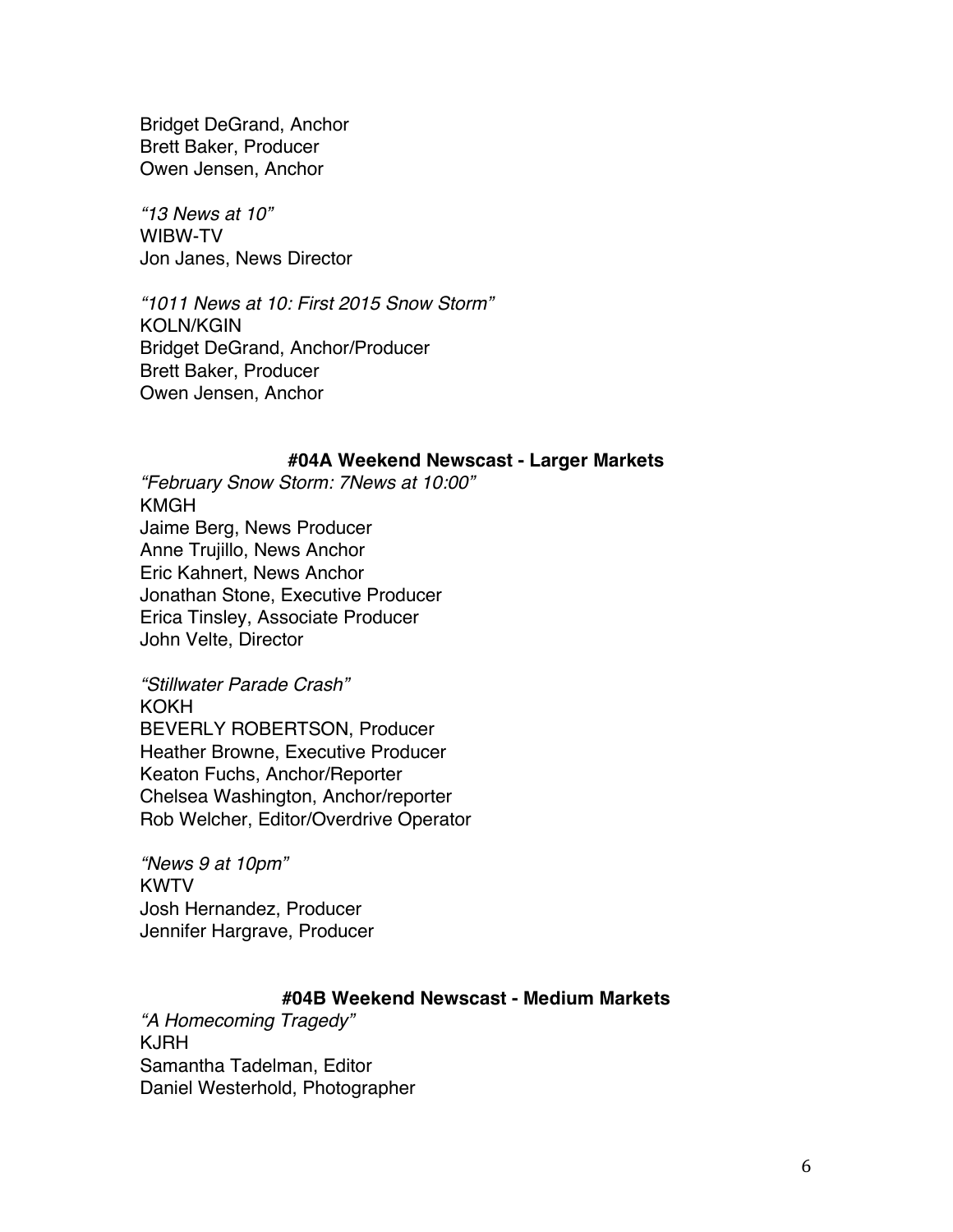Bridget DeGrand, Anchor
Brett Baker, Producer
Owen Jensen, Anchor

*"13 News at 10"*
WIBW-TV
Jon Janes, News Director

*"1011 News at 10: First 2015 Snow Storm"*
KOLN/KGIN
Bridget DeGrand, Anchor/Producer
Brett Baker, Producer
Owen Jensen, Anchor

### #04A Weekend Newscast - Larger Markets

*"February Snow Storm: 7News at 10:00"*
KMGH
Jaime Berg, News Producer
Anne Trujillo, News Anchor
Eric Kahnert, News Anchor
Jonathan Stone, Executive Producer
Erica Tinsley, Associate Producer
John Velte, Director

*"Stillwater Parade Crash"*
KOKH
BEVERLY ROBERTSON, Producer
Heather Browne, Executive Producer
Keaton Fuchs, Anchor/Reporter
Chelsea Washington, Anchor/reporter
Rob Welcher, Editor/Overdrive Operator

*"News 9 at 10pm"*
KWTV
Josh Hernandez, Producer
Jennifer Hargrave, Producer

### #04B Weekend Newscast - Medium Markets

*"A Homecoming Tragedy"*
KJRH
Samantha Tadelman, Editor
Daniel Westerhold, Photographer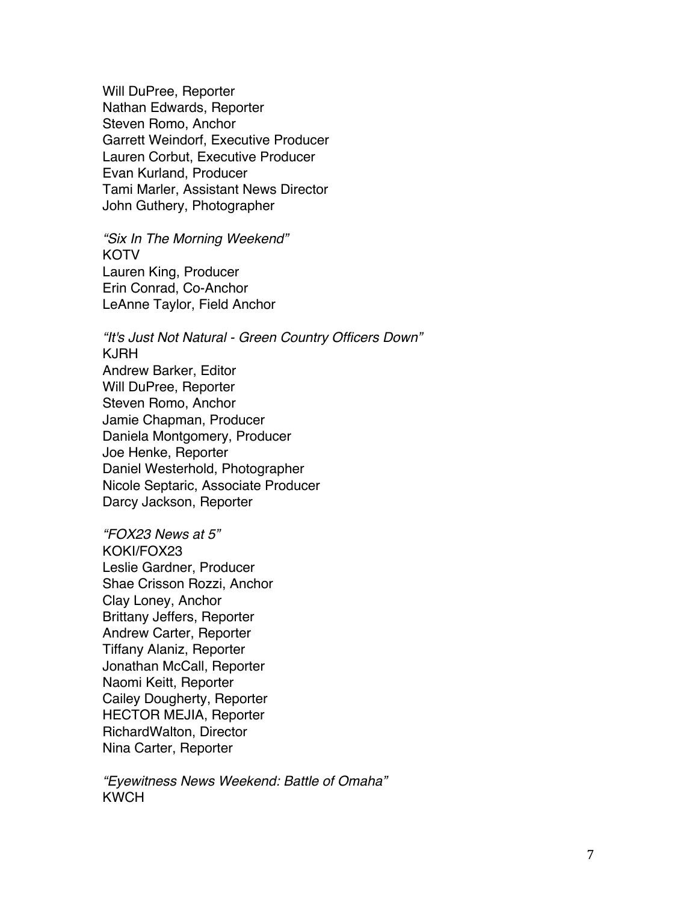Will DuPree, Reporter
Nathan Edwards, Reporter
Steven Romo, Anchor
Garrett Weindorf, Executive Producer
Lauren Corbut, Executive Producer
Evan Kurland, Producer
Tami Marler, Assistant News Director
John Guthery, Photographer

*"Six In The Morning Weekend"*
KOTV
Lauren King, Producer
Erin Conrad, Co-Anchor
LeAnne Taylor, Field Anchor

*"It's Just Not Natural - Green Country Officers Down"*
KJRH
Andrew Barker, Editor
Will DuPree, Reporter
Steven Romo, Anchor
Jamie Chapman, Producer
Daniela Montgomery, Producer
Joe Henke, Reporter
Daniel Westerhold, Photographer
Nicole Septaric, Associate Producer
Darcy Jackson, Reporter

*"FOX23 News at 5"*
KOKI/FOX23
Leslie Gardner, Producer
Shae Crisson Rozzi, Anchor
Clay Loney, Anchor
Brittany Jeffers, Reporter
Andrew Carter, Reporter
Tiffany Alaniz, Reporter
Jonathan McCall, Reporter
Naomi Keitt, Reporter
Cailey Dougherty, Reporter
HECTOR MEJIA, Reporter
RichardWalton, Director
Nina Carter, Reporter

*"Eyewitness News Weekend: Battle of Omaha"*
KWCH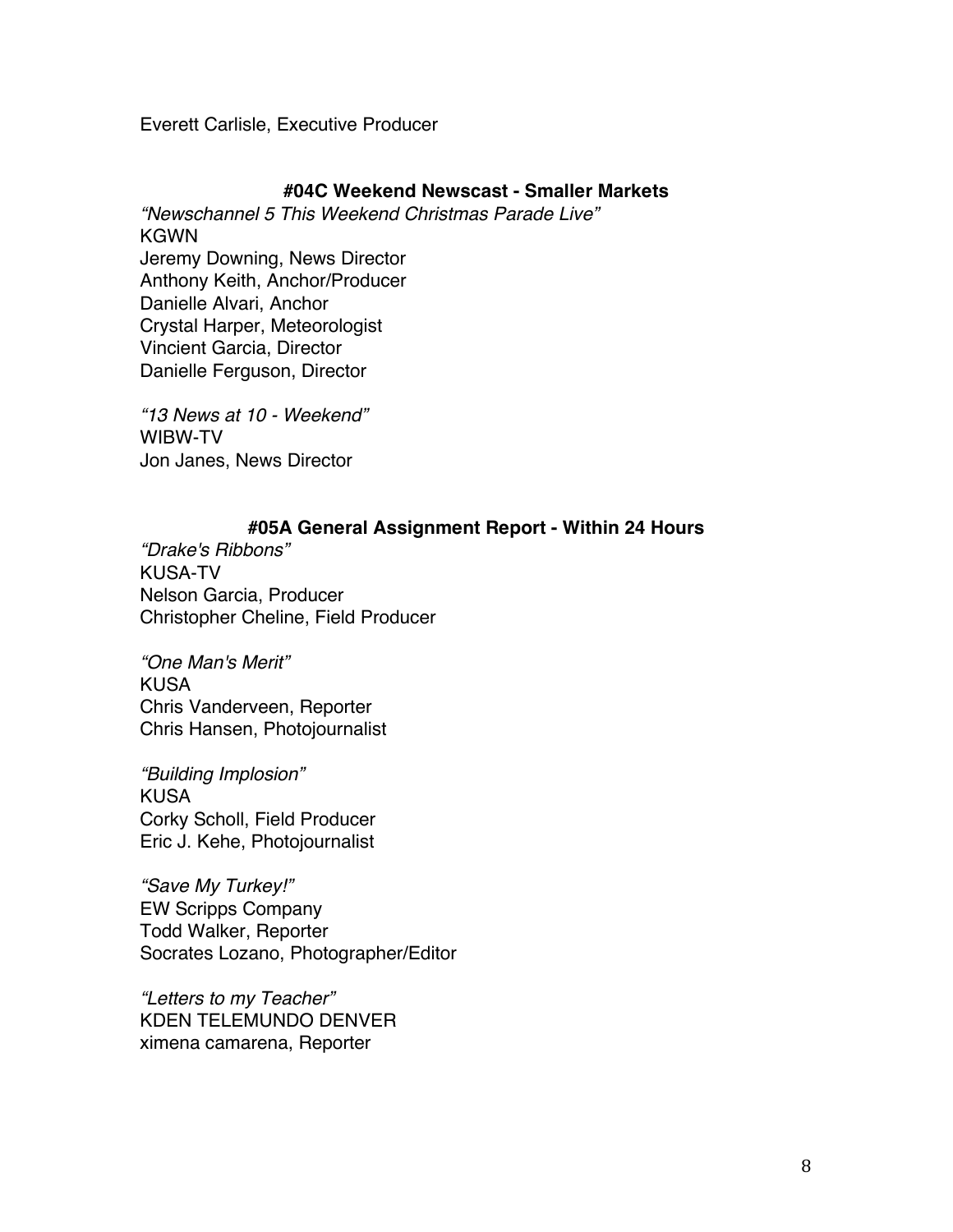Everett Carlisle, Executive Producer

### #04C Weekend Newscast - Smaller Markets

*"Newschannel 5 This Weekend Christmas Parade Live"*
KGWN
Jeremy Downing, News Director
Anthony Keith, Anchor/Producer
Danielle Alvari, Anchor
Crystal Harper, Meteorologist
Vincient Garcia, Director
Danielle Ferguson, Director

*"13 News at 10 - Weekend"*
WIBW-TV
Jon Janes, News Director

### #05A General Assignment Report - Within 24 Hours

*"Drake's Ribbons"*
KUSA-TV
Nelson Garcia, Producer
Christopher Cheline, Field Producer

*"One Man's Merit"*
KUSA
Chris Vanderveen, Reporter
Chris Hansen, Photojournalist

*"Building Implosion"*
KUSA
Corky Scholl, Field Producer
Eric J. Kehe, Photojournalist

*"Save My Turkey!"*
EW Scripps Company
Todd Walker, Reporter
Socrates Lozano, Photographer/Editor

*"Letters to my Teacher"*
KDEN TELEMUNDO DENVER
ximena camarena, Reporter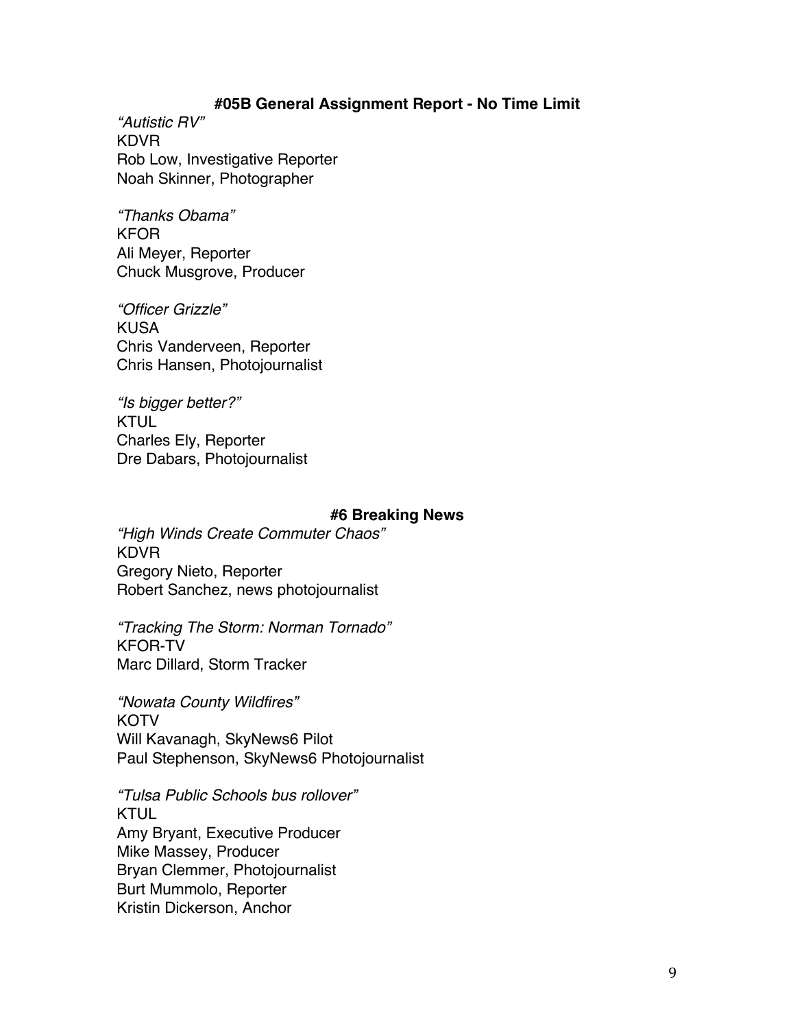### #05B General Assignment Report - No Time Limit

*"Autistic RV"*
KDVR
Rob Low, Investigative Reporter
Noah Skinner, Photographer

*"Thanks Obama"*
KFOR
Ali Meyer, Reporter
Chuck Musgrove, Producer

*"Officer Grizzle"*
KUSA
Chris Vanderveen, Reporter
Chris Hansen, Photojournalist

*"Is bigger better?"*
KTUL
Charles Ely, Reporter
Dre Dabars, Photojournalist

### #6 Breaking News

*"High Winds Create Commuter Chaos"*
KDVR
Gregory Nieto, Reporter
Robert Sanchez, news photojournalist

*"Tracking The Storm: Norman Tornado"*
KFOR-TV
Marc Dillard, Storm Tracker

*"Nowata County Wildfires"*
KOTV
Will Kavanagh, SkyNews6 Pilot
Paul Stephenson, SkyNews6 Photojournalist

*"Tulsa Public Schools bus rollover"*
KTUL
Amy Bryant, Executive Producer
Mike Massey, Producer
Bryan Clemmer, Photojournalist
Burt Mummolo, Reporter
Kristin Dickerson, Anchor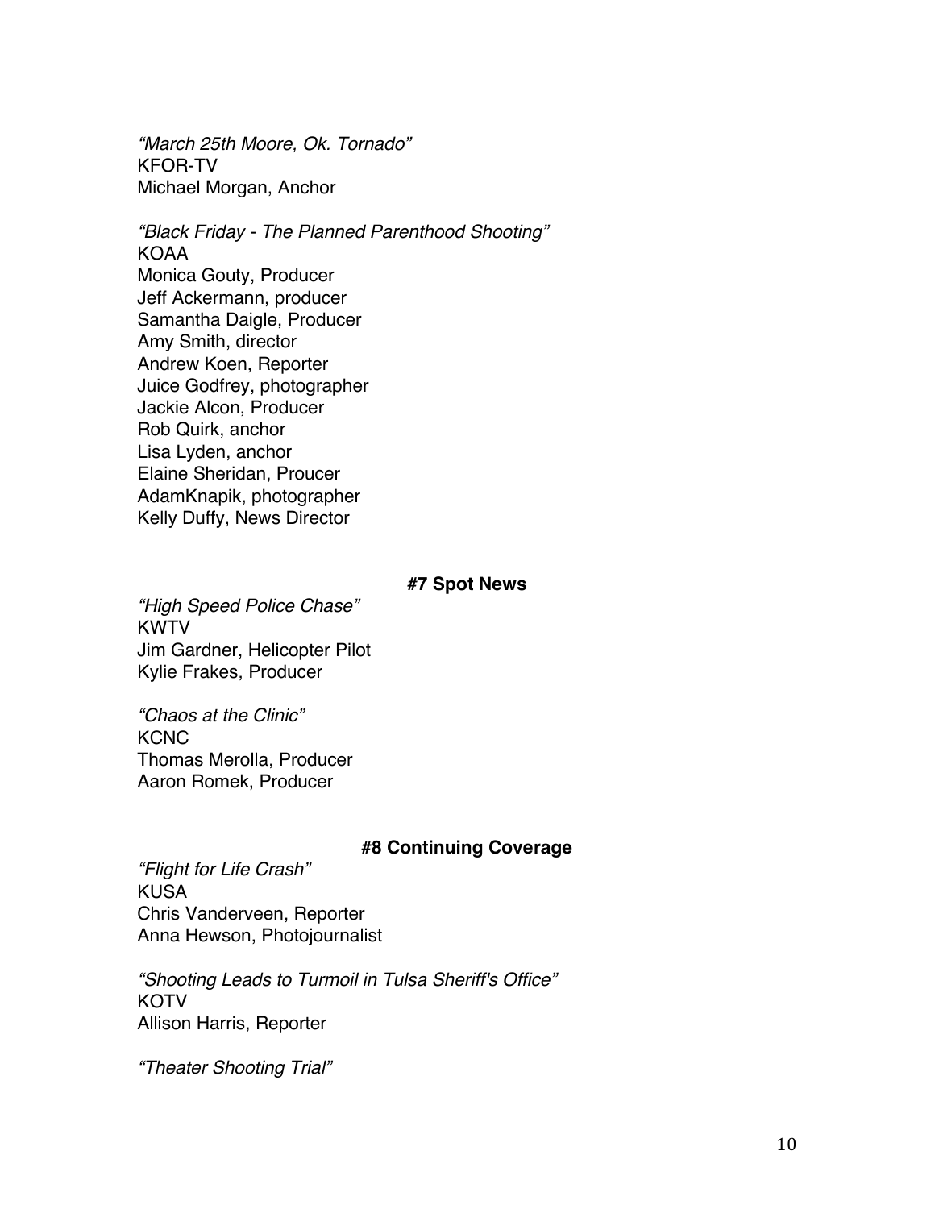*"March 25th Moore, Ok. Tornado"*
KFOR-TV
Michael Morgan, Anchor

*"Black Friday - The Planned Parenthood Shooting"*
KOAA
Monica Gouty, Producer
Jeff Ackermann, producer
Samantha Daigle, Producer
Amy Smith, director
Andrew Koen, Reporter
Juice Godfrey, photographer
Jackie Alcon, Producer
Rob Quirk, anchor
Lisa Lyden, anchor
Elaine Sheridan, Proucer
AdamKnapik, photographer
Kelly Duffy, News Director

**#7 Spot News**

*"High Speed Police Chase"*
KWTV
Jim Gardner, Helicopter Pilot
Kylie Frakes, Producer

*"Chaos at the Clinic"*
KCNC
Thomas Merolla, Producer
Aaron Romek, Producer

**#8 Continuing Coverage**

*"Flight for Life Crash"*
KUSA
Chris Vanderveen, Reporter
Anna Hewson, Photojournalist

*"Shooting Leads to Turmoil in Tulsa Sheriff's Office"*
KOTV
Allison Harris, Reporter

*"Theater Shooting Trial"*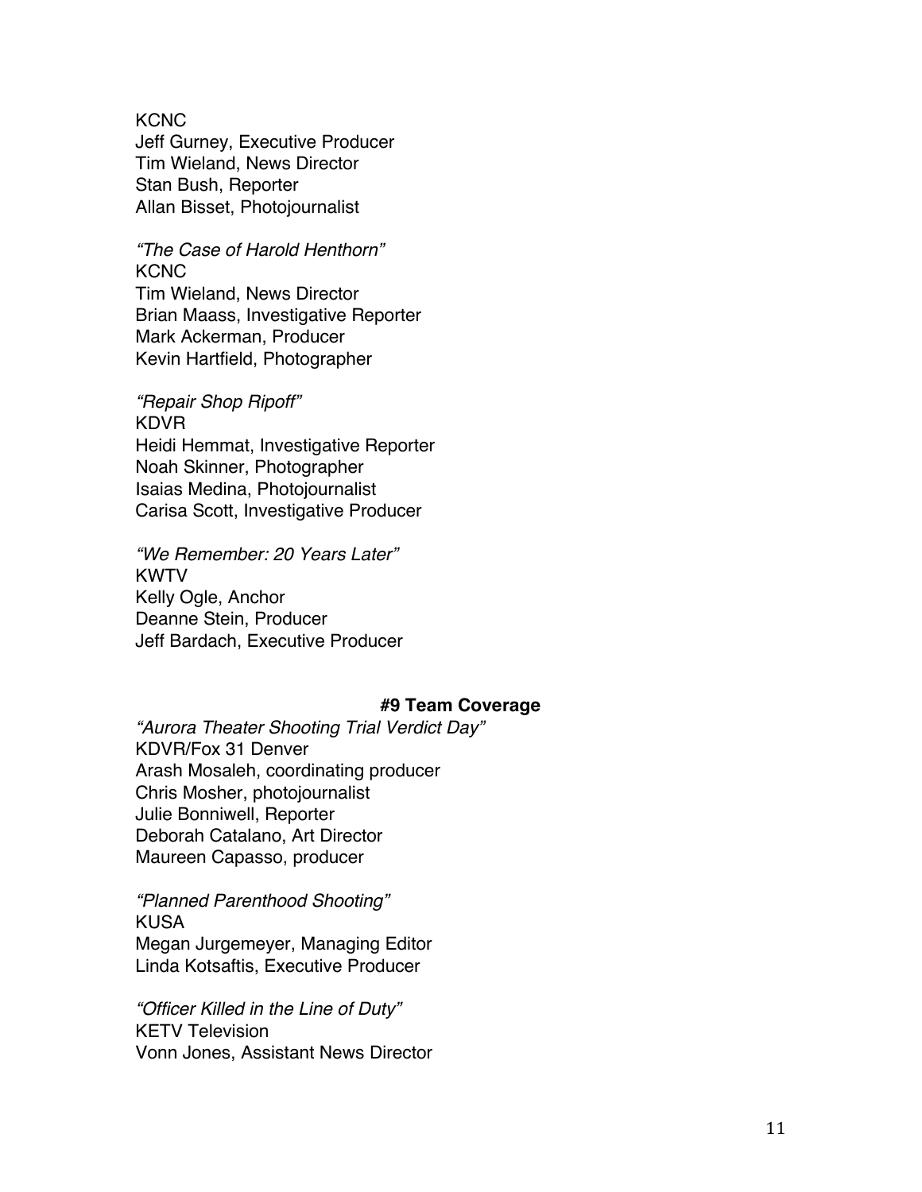KCNC
Jeff Gurney, Executive Producer
Tim Wieland, News Director
Stan Bush, Reporter
Allan Bisset, Photojournalist

*"The Case of Harold Henthorn"*
KCNC
Tim Wieland, News Director
Brian Maass, Investigative Reporter
Mark Ackerman, Producer
Kevin Hartfield, Photographer

*"Repair Shop Ripoff"*
KDVR
Heidi Hemmat, Investigative Reporter
Noah Skinner, Photographer
Isaias Medina, Photojournalist
Carisa Scott, Investigative Producer

*"We Remember: 20 Years Later"*
KWTV
Kelly Ogle, Anchor
Deanne Stein, Producer
Jeff Bardach, Executive Producer

## #9 Team Coverage

*"Aurora Theater Shooting Trial Verdict Day"*
KDVR/Fox 31 Denver
Arash Mosaleh, coordinating producer
Chris Mosher, photojournalist
Julie Bonniwell, Reporter
Deborah Catalano, Art Director
Maureen Capasso, producer

*"Planned Parenthood Shooting"*
KUSA
Megan Jurgemeyer, Managing Editor
Linda Kotsaftis, Executive Producer

*"Officer Killed in the Line of Duty"*
KETV Television
Vonn Jones, Assistant News Director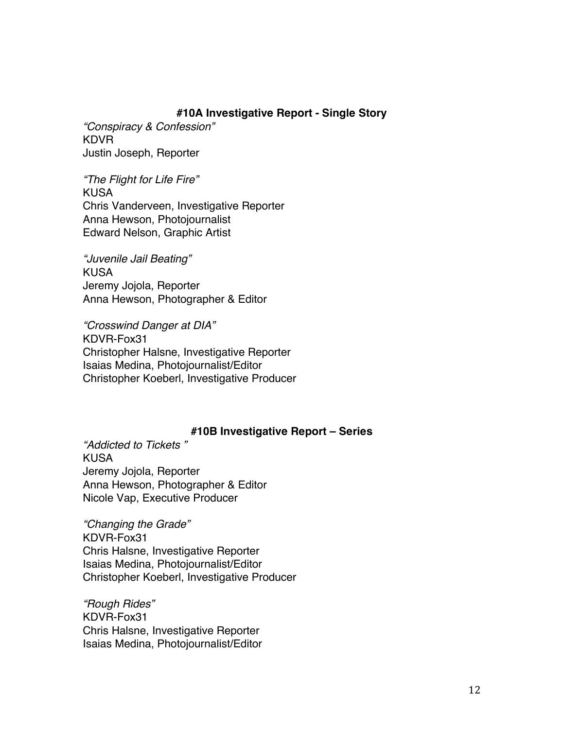### #10A Investigative Report - Single Story

*“Conspiracy & Confession”*
KDVR
Justin Joseph, Reporter

*“The Flight for Life Fire”*
KUSA
Chris Vanderveen, Investigative Reporter
Anna Hewson, Photojournalist
Edward Nelson, Graphic Artist

*“Juvenile Jail Beating”*
KUSA
Jeremy Jojola, Reporter
Anna Hewson, Photographer & Editor

*“Crosswind Danger at DIA”*
KDVR-Fox31
Christopher Halsne, Investigative Reporter
Isaias Medina, Photojournalist/Editor
Christopher Koeberl, Investigative Producer

### #10B Investigative Report – Series

*“Addicted to Tickets ”*
KUSA
Jeremy Jojola, Reporter
Anna Hewson, Photographer & Editor
Nicole Vap, Executive Producer

*“Changing the Grade”*
KDVR-Fox31
Chris Halsne, Investigative Reporter
Isaias Medina, Photojournalist/Editor
Christopher Koeberl, Investigative Producer

*“Rough Rides”*
KDVR-Fox31
Chris Halsne, Investigative Reporter
Isaias Medina, Photojournalist/Editor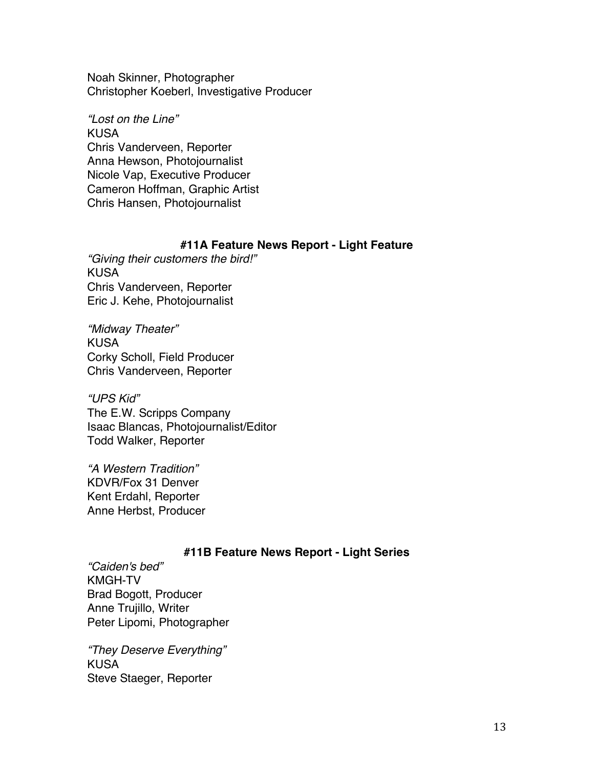Noah Skinner, Photographer
Christopher Koeberl, Investigative Producer

*"Lost on the Line"*
KUSA
Chris Vanderveen, Reporter
Anna Hewson, Photojournalist
Nicole Vap, Executive Producer
Cameron Hoffman, Graphic Artist
Chris Hansen, Photojournalist

### #11A Feature News Report - Light Feature

*"Giving their customers the bird!"*
KUSA
Chris Vanderveen, Reporter
Eric J. Kehe, Photojournalist

*"Midway Theater"*
KUSA
Corky Scholl, Field Producer
Chris Vanderveen, Reporter

*"UPS Kid"*
The E.W. Scripps Company
Isaac Blancas, Photojournalist/Editor
Todd Walker, Reporter

*"A Western Tradition"*
KDVR/Fox 31 Denver
Kent Erdahl, Reporter
Anne Herbst, Producer

### #11B Feature News Report - Light Series

*"Caiden's bed"*
KMGH-TV
Brad Bogott, Producer
Anne Trujillo, Writer
Peter Lipomi, Photographer

*"They Deserve Everything"*
KUSA
Steve Staeger, Reporter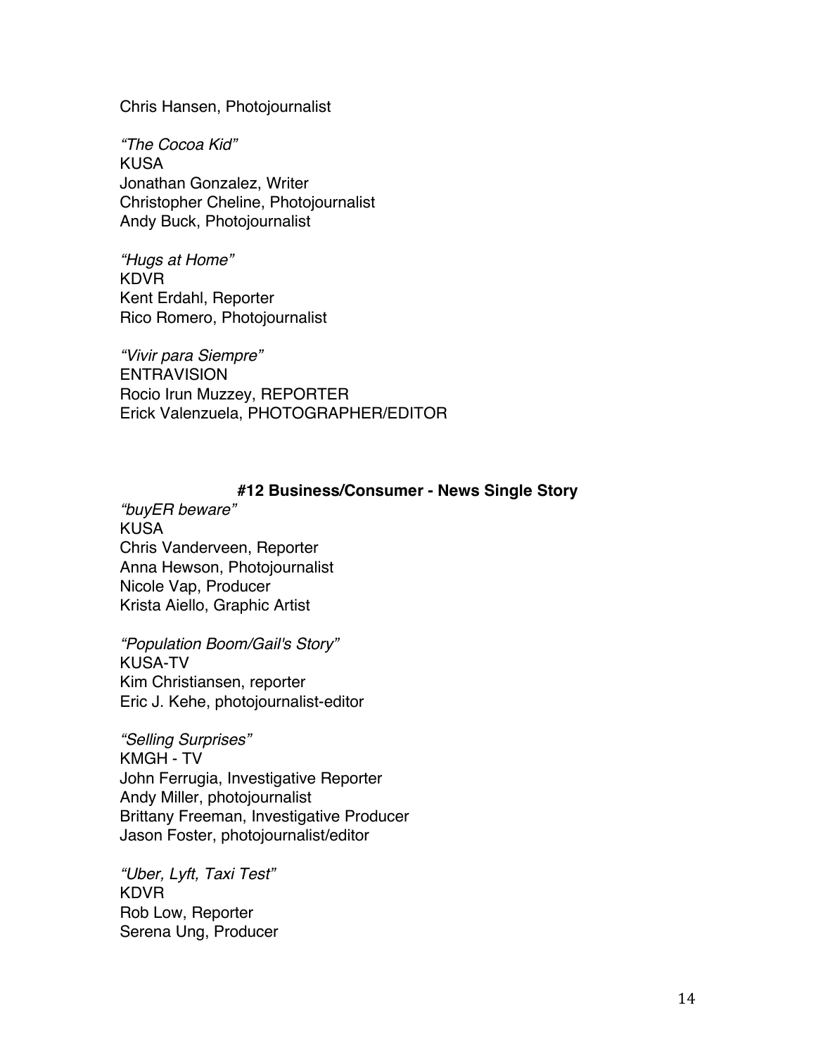Chris Hansen, Photojournalist

*"The Cocoa Kid"*
KUSA
Jonathan Gonzalez, Writer
Christopher Cheline, Photojournalist
Andy Buck, Photojournalist

*"Hugs at Home"*
KDVR
Kent Erdahl, Reporter
Rico Romero, Photojournalist

*"Vivir para Siempre"*
ENTRAVISION
Rocio Irun Muzzey, REPORTER
Erick Valenzuela, PHOTOGRAPHER/EDITOR

**#12 Business/Consumer - News Single Story**

*"buyER beware"*
KUSA
Chris Vanderveen, Reporter
Anna Hewson, Photojournalist
Nicole Vap, Producer
Krista Aiello, Graphic Artist

*"Population Boom/Gail's Story"*
KUSA-TV
Kim Christiansen, reporter
Eric J. Kehe, photojournalist-editor

*"Selling Surprises"*
KMGH - TV
John Ferrugia, Investigative Reporter
Andy Miller, photojournalist
Brittany Freeman, Investigative Producer
Jason Foster, photojournalist/editor

*"Uber, Lyft, Taxi Test"*
KDVR
Rob Low, Reporter
Serena Ung, Producer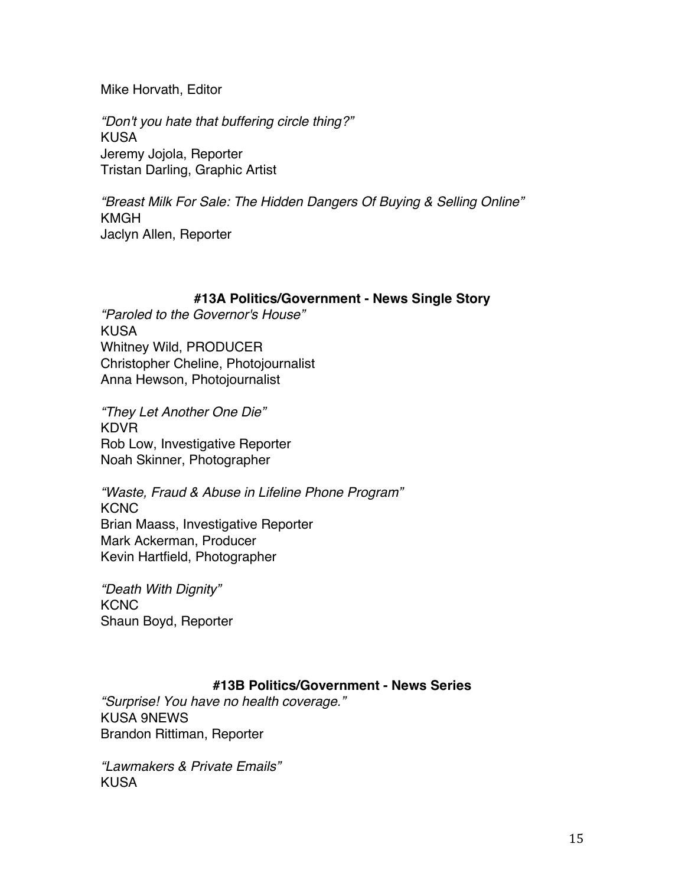Mike Horvath, Editor

*"Don't you hate that buffering circle thing?"*
KUSA
Jeremy Jojola, Reporter
Tristan Darling, Graphic Artist

*"Breast Milk For Sale: The Hidden Dangers Of Buying & Selling Online"*
KMGH
Jaclyn Allen, Reporter

### #13A Politics/Government - News Single Story

*"Paroled to the Governor's House"*
KUSA
Whitney Wild, PRODUCER
Christopher Cheline, Photojournalist
Anna Hewson, Photojournalist

*"They Let Another One Die"*
KDVR
Rob Low, Investigative Reporter
Noah Skinner, Photographer

*"Waste, Fraud & Abuse in Lifeline Phone Program"*
KCNC
Brian Maass, Investigative Reporter
Mark Ackerman, Producer
Kevin Hartfield, Photographer

*"Death With Dignity"*
KCNC
Shaun Boyd, Reporter

### #13B Politics/Government - News Series

*"Surprise! You have no health coverage."*
KUSA 9NEWS
Brandon Rittiman, Reporter

*"Lawmakers & Private Emails"*
KUSA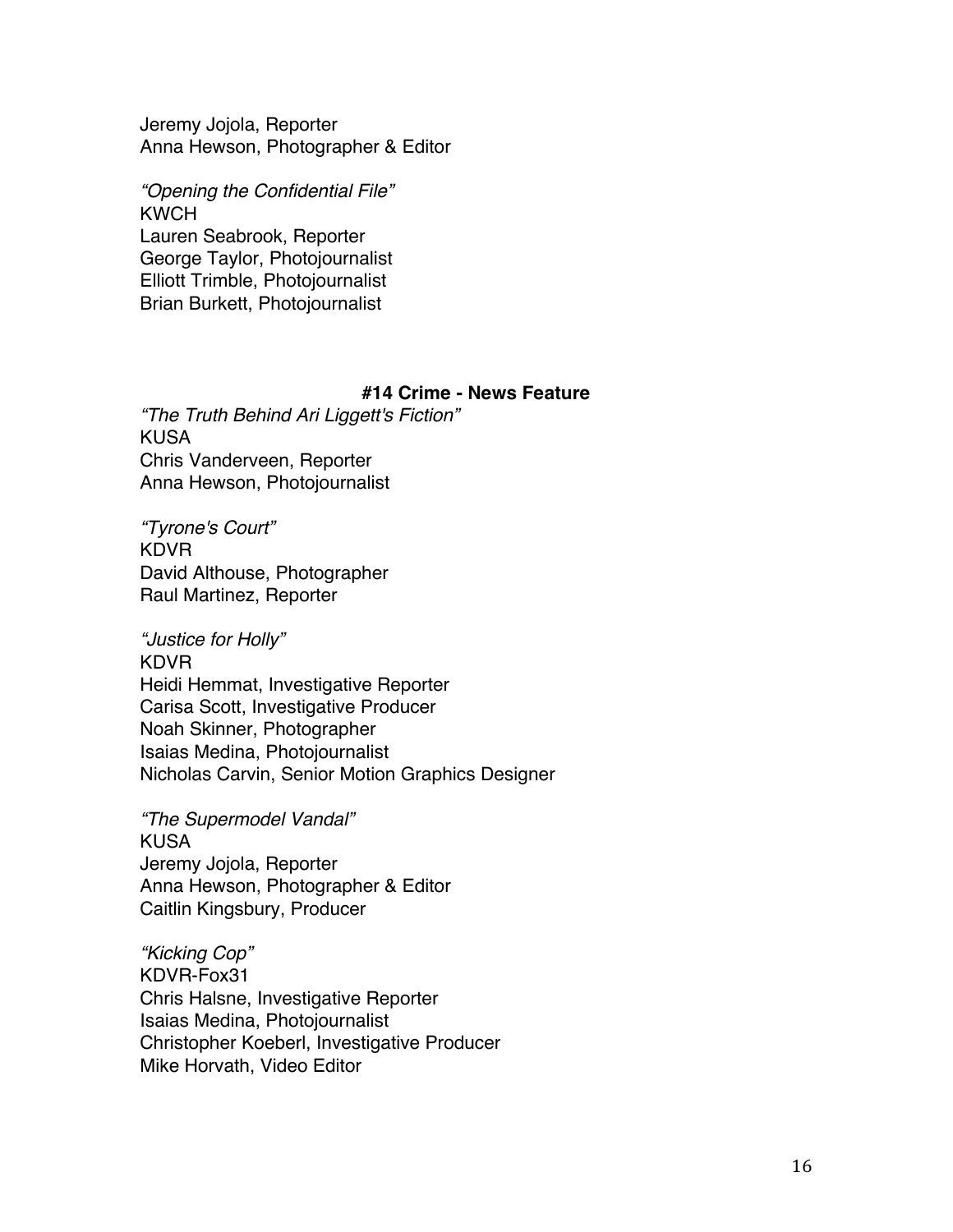Jeremy Jojola, Reporter
Anna Hewson, Photographer & Editor

*"Opening the Confidential File"*
KWCH
Lauren Seabrook, Reporter
George Taylor, Photojournalist
Elliott Trimble, Photojournalist
Brian Burkett, Photojournalist

### #14 Crime - News Feature

*"The Truth Behind Ari Liggett's Fiction"*
KUSA
Chris Vanderveen, Reporter
Anna Hewson, Photojournalist

*"Tyrone's Court"*
KDVR
David Althouse, Photographer
Raul Martinez, Reporter

*"Justice for Holly"*
KDVR
Heidi Hemmat, Investigative Reporter
Carisa Scott, Investigative Producer
Noah Skinner, Photographer
Isaias Medina, Photojournalist
Nicholas Carvin, Senior Motion Graphics Designer

*"The Supermodel Vandal"*
KUSA
Jeremy Jojola, Reporter
Anna Hewson, Photographer & Editor
Caitlin Kingsbury, Producer

*"Kicking Cop"*
KDVR-Fox31
Chris Halsne, Investigative Reporter
Isaias Medina, Photojournalist
Christopher Koeberl, Investigative Producer
Mike Horvath, Video Editor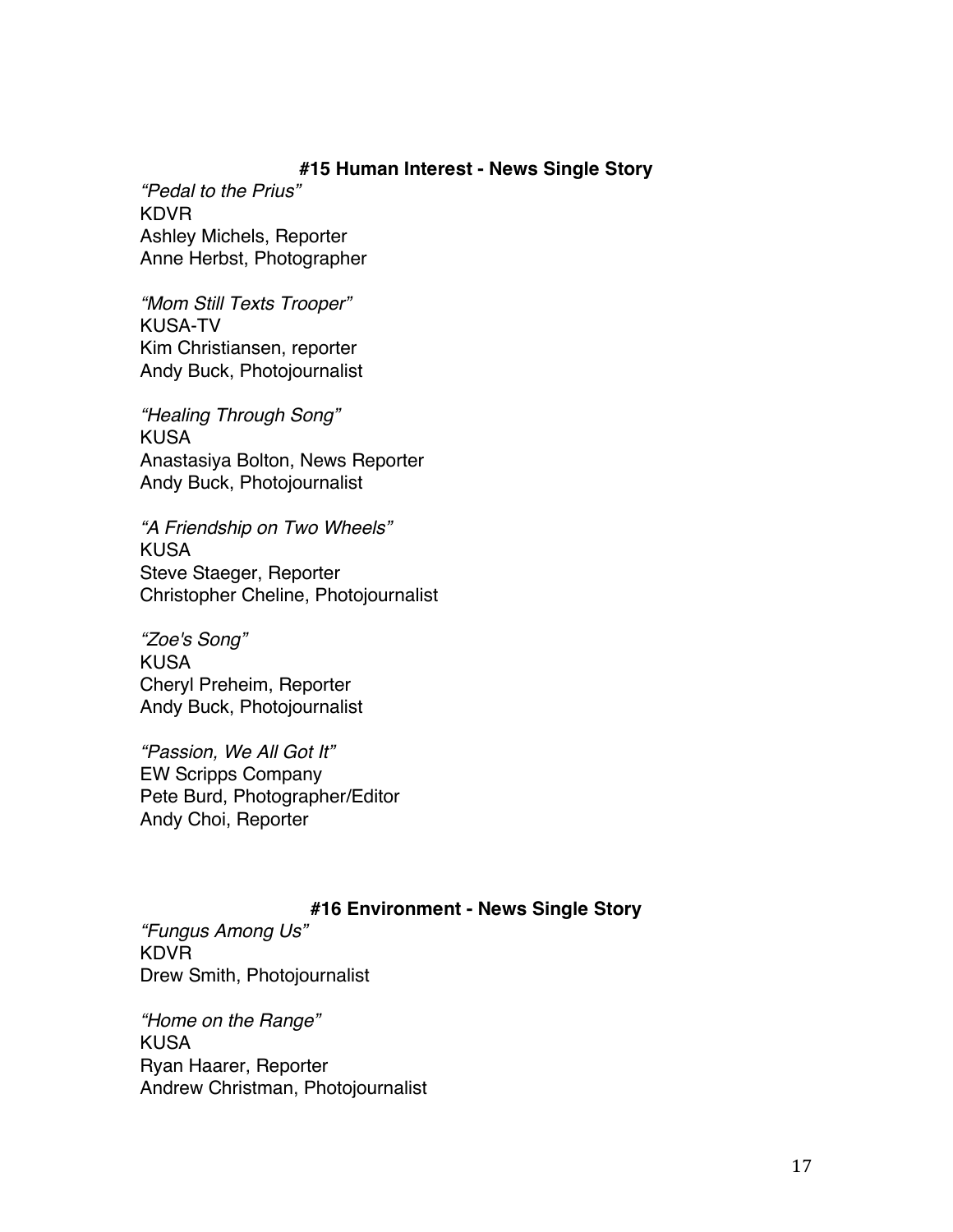### #15 Human Interest - News Single Story

*“Pedal to the Prius”*
KDVR
Ashley Michels, Reporter
Anne Herbst, Photographer

*“Mom Still Texts Trooper”*
KUSA-TV
Kim Christiansen, reporter
Andy Buck, Photojournalist

*“Healing Through Song”*
KUSA
Anastasiya Bolton, News Reporter
Andy Buck, Photojournalist

*“A Friendship on Two Wheels”*
KUSA
Steve Staeger, Reporter
Christopher Cheline, Photojournalist

*“Zoe's Song”*
KUSA
Cheryl Preheim, Reporter
Andy Buck, Photojournalist

*“Passion, We All Got It”*
EW Scripps Company
Pete Burd, Photographer/Editor
Andy Choi, Reporter

### #16 Environment - News Single Story

*“Fungus Among Us”*
KDVR
Drew Smith, Photojournalist

*“Home on the Range”*
KUSA
Ryan Haarer, Reporter
Andrew Christman, Photojournalist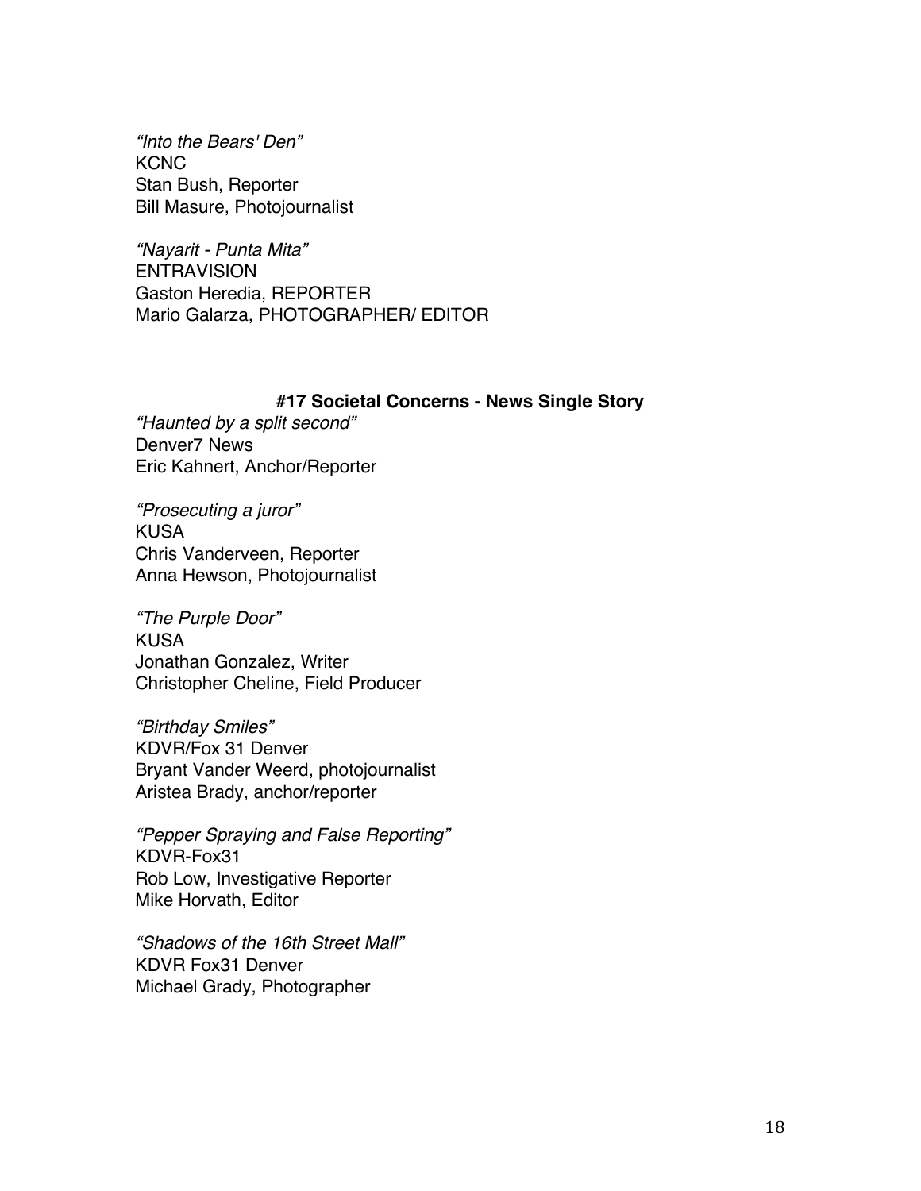*“Into the Bears' Den”*
KCNC
Stan Bush, Reporter
Bill Masure, Photojournalist

*“Nayarit - Punta Mita”*
ENTRAVISION
Gaston Heredia, REPORTER
Mario Galarza, PHOTOGRAPHER/ EDITOR

**#17 Societal Concerns - News Single Story**

*“Haunted by a split second”*
Denver7 News
Eric Kahnert, Anchor/Reporter

*“Prosecuting a juror”*
KUSA
Chris Vanderveen, Reporter
Anna Hewson, Photojournalist

*“The Purple Door”*
KUSA
Jonathan Gonzalez, Writer
Christopher Cheline, Field Producer

*“Birthday Smiles”*
KDVR/Fox 31 Denver
Bryant Vander Weerd, photojournalist
Aristea Brady, anchor/reporter

*“Pepper Spraying and False Reporting”*
KDVR-Fox31
Rob Low, Investigative Reporter
Mike Horvath, Editor

*“Shadows of the 16th Street Mall”*
KDVR Fox31 Denver
Michael Grady, Photographer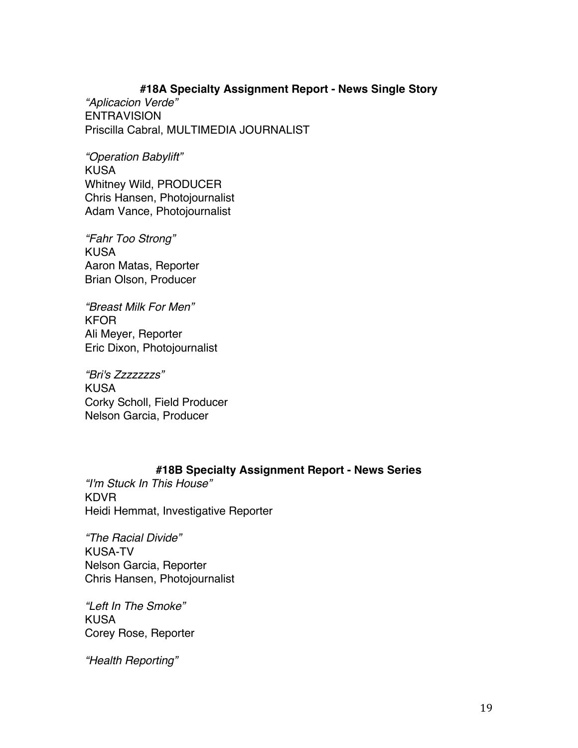### #18A Specialty Assignment Report - News Single Story

*"Aplicacion Verde"*
ENTRAVISION
Priscilla Cabral, MULTIMEDIA JOURNALIST

*"Operation Babylift"*
KUSA
Whitney Wild, PRODUCER
Chris Hansen, Photojournalist
Adam Vance, Photojournalist

*"Fahr Too Strong"*
KUSA
Aaron Matas, Reporter
Brian Olson, Producer

*"Breast Milk For Men"*
KFOR
Ali Meyer, Reporter
Eric Dixon, Photojournalist

*"Bri's Zzzzzzzs"*
KUSA
Corky Scholl, Field Producer
Nelson Garcia, Producer

### #18B Specialty Assignment Report - News Series

*"I'm Stuck In This House"*
KDVR
Heidi Hemmat, Investigative Reporter

*"The Racial Divide"*
KUSA-TV
Nelson Garcia, Reporter
Chris Hansen, Photojournalist

*"Left In The Smoke"*
KUSA
Corey Rose, Reporter

*"Health Reporting"*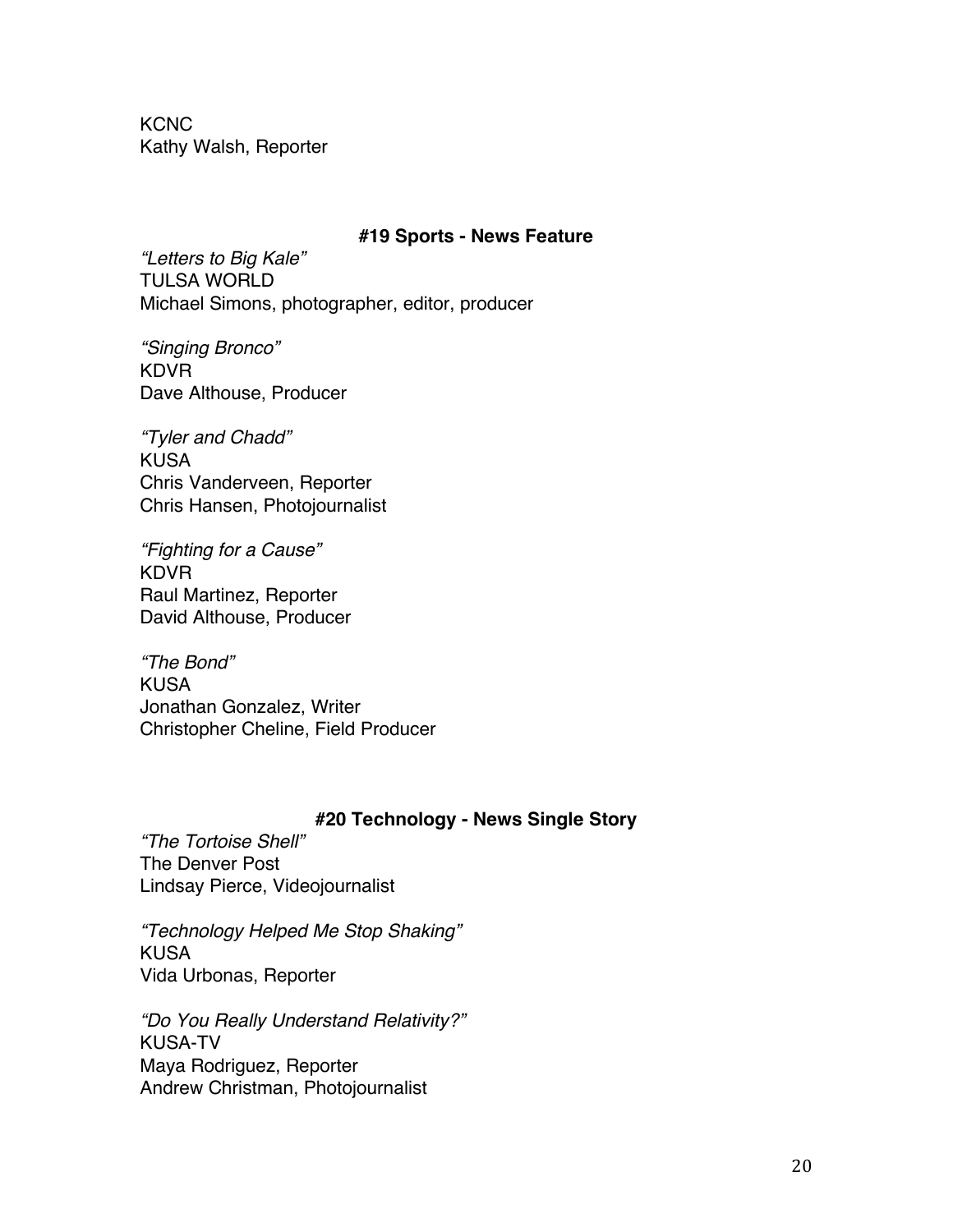KCNC
Kathy Walsh, Reporter

**#19 Sports - News Feature**

*"Letters to Big Kale"*
TULSA WORLD
Michael Simons, photographer, editor, producer

*"Singing Bronco"*
KDVR
Dave Althouse, Producer

*"Tyler and Chadd"*
KUSA
Chris Vanderveen, Reporter
Chris Hansen, Photojournalist

*"Fighting for a Cause"*
KDVR
Raul Martinez, Reporter
David Althouse, Producer

*"The Bond"*
KUSA
Jonathan Gonzalez, Writer
Christopher Cheline, Field Producer

**#20 Technology - News Single Story**

*"The Tortoise Shell"*
The Denver Post
Lindsay Pierce, Videojournalist

*"Technology Helped Me Stop Shaking"*
KUSA
Vida Urbonas, Reporter

*"Do You Really Understand Relativity?"*
KUSA-TV
Maya Rodriguez, Reporter
Andrew Christman, Photojournalist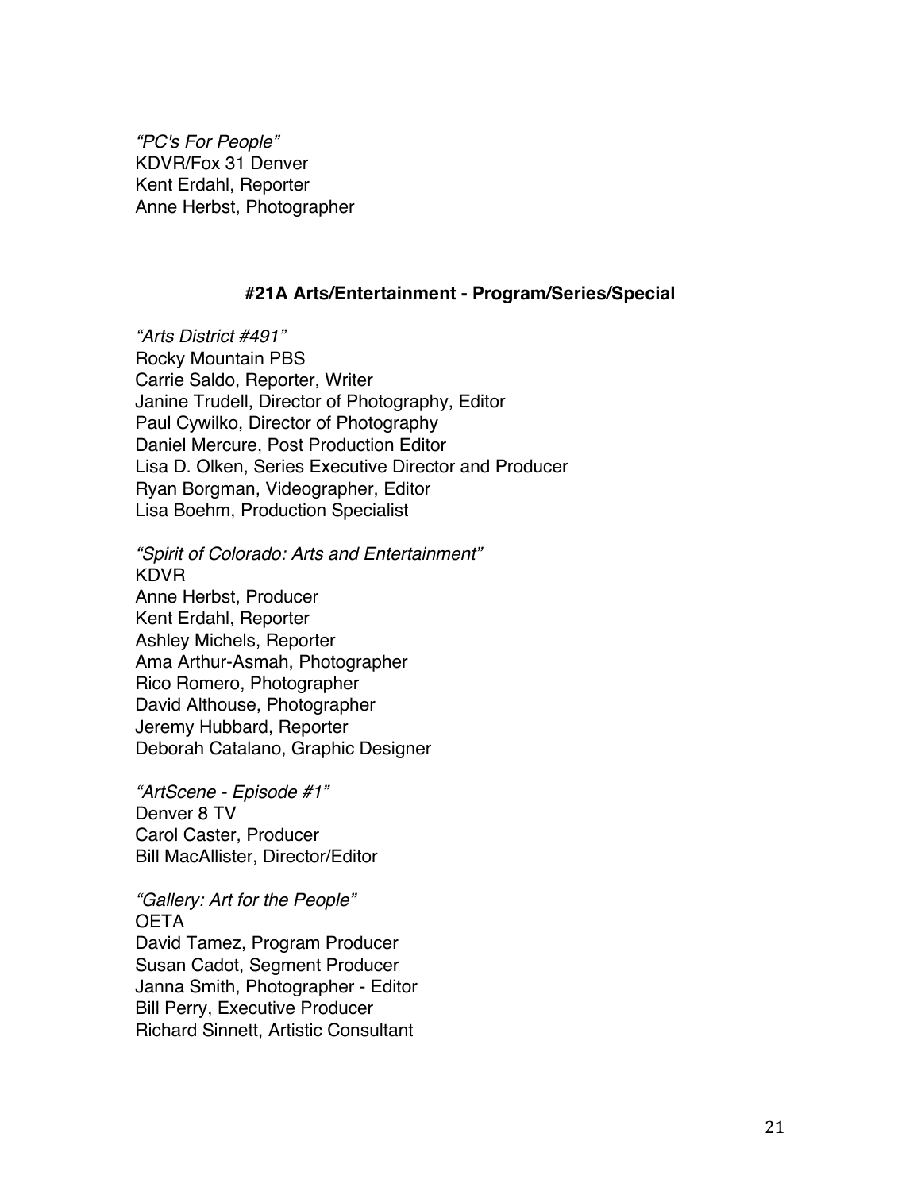*"PC's For People"*
KDVR/Fox 31 Denver
Kent Erdahl, Reporter
Anne Herbst, Photographer

### #21A Arts/Entertainment - Program/Series/Special

*"Arts District #491"*
Rocky Mountain PBS
Carrie Saldo, Reporter, Writer
Janine Trudell, Director of Photography, Editor
Paul Cywilko, Director of Photography
Daniel Mercure, Post Production Editor
Lisa D. Olken, Series Executive Director and Producer
Ryan Borgman, Videographer, Editor
Lisa Boehm, Production Specialist

*"Spirit of Colorado: Arts and Entertainment"*
KDVR
Anne Herbst, Producer
Kent Erdahl, Reporter
Ashley Michels, Reporter
Ama Arthur-Asmah, Photographer
Rico Romero, Photographer
David Althouse, Photographer
Jeremy Hubbard, Reporter
Deborah Catalano, Graphic Designer

*"ArtScene - Episode #1"*
Denver 8 TV
Carol Caster, Producer
Bill MacAllister, Director/Editor

*"Gallery: Art for the People"*
OETA
David Tamez, Program Producer
Susan Cadot, Segment Producer
Janna Smith, Photographer - Editor
Bill Perry, Executive Producer
Richard Sinnett, Artistic Consultant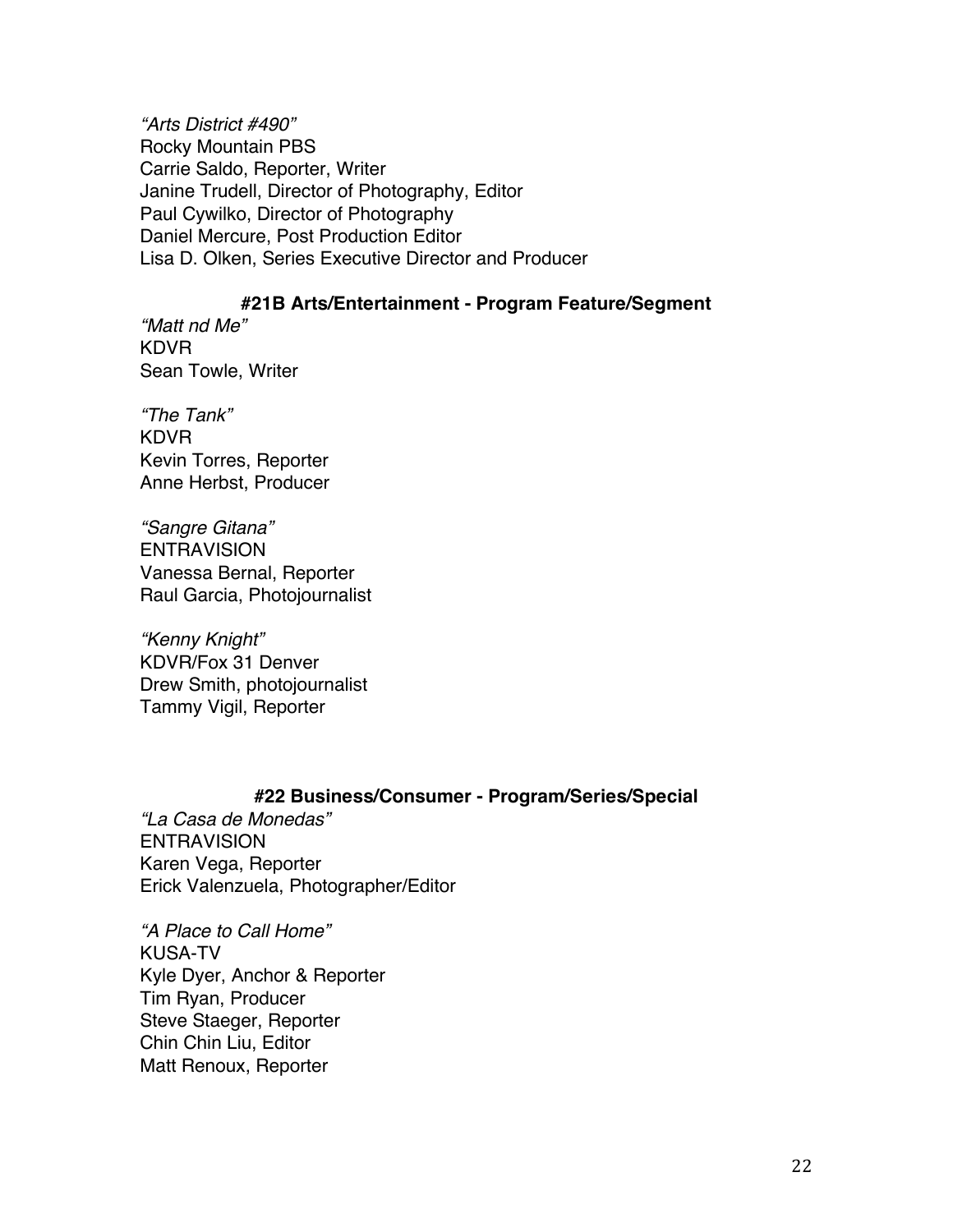*“Arts District #490”*
Rocky Mountain PBS
Carrie Saldo, Reporter, Writer
Janine Trudell, Director of Photography, Editor
Paul Cywilko, Director of Photography
Daniel Mercure, Post Production Editor
Lisa D. Olken, Series Executive Director and Producer

### #21B Arts/Entertainment - Program Feature/Segment

*“Matt nd Me”*
KDVR
Sean Towle, Writer

*“The Tank”*
KDVR
Kevin Torres, Reporter
Anne Herbst, Producer

*“Sangre Gitana”*
ENTRAVISION
Vanessa Bernal, Reporter
Raul Garcia, Photojournalist

*“Kenny Knight”*
KDVR/Fox 31 Denver
Drew Smith, photojournalist
Tammy Vigil, Reporter

### #22 Business/Consumer - Program/Series/Special

*“La Casa de Monedas”*
ENTRAVISION
Karen Vega, Reporter
Erick Valenzuela, Photographer/Editor

*“A Place to Call Home”*
KUSA-TV
Kyle Dyer, Anchor & Reporter
Tim Ryan, Producer
Steve Staeger, Reporter
Chin Chin Liu, Editor
Matt Renoux, Reporter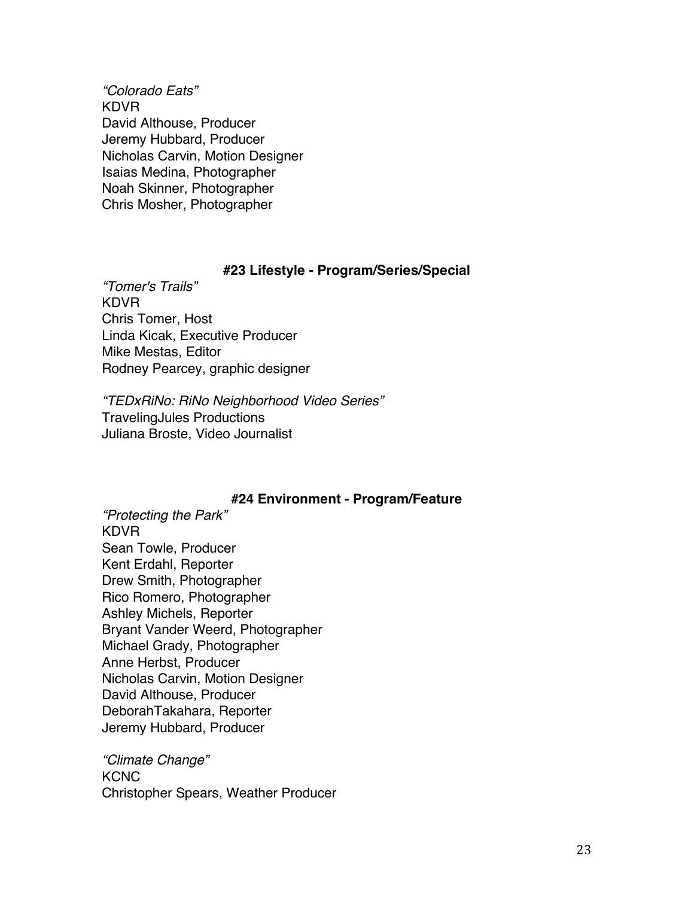*"Colorado Eats"*
KDVR
David Althouse, Producer
Jeremy Hubbard, Producer
Nicholas Carvin, Motion Designer
Isaias Medina, Photographer
Noah Skinner, Photographer
Chris Mosher, Photographer

### #23 Lifestyle - Program/Series/Special

*"Tomer's Trails"*
KDVR
Chris Tomer, Host
Linda Kicak, Executive Producer
Mike Mestas, Editor
Rodney Pearcey, graphic designer

*"TEDxRiNo: RiNo Neighborhood Video Series"*
TravelingJules Productions
Juliana Broste, Video Journalist

### #24 Environment - Program/Feature

*"Protecting the Park"*
KDVR
Sean Towle, Producer
Kent Erdahl, Reporter
Drew Smith, Photographer
Rico Romero, Photographer
Ashley Michels, Reporter
Bryant Vander Weerd, Photographer
Michael Grady, Photographer
Anne Herbst, Producer
Nicholas Carvin, Motion Designer
David Althouse, Producer
DeborahTakahara, Reporter
Jeremy Hubbard, Producer

*"Climate Change"*
KCNC
Christopher Spears, Weather Producer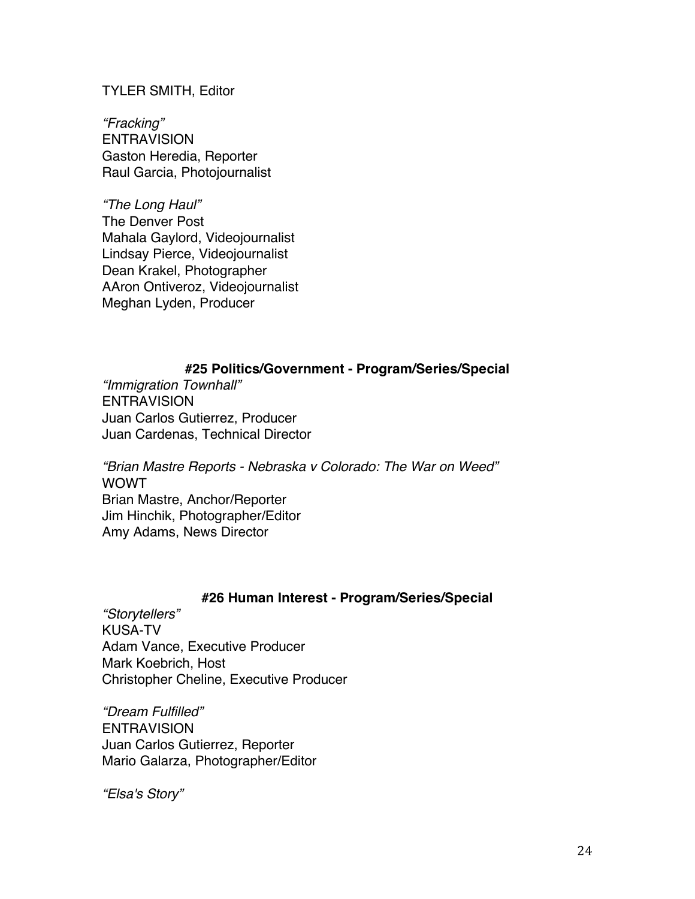TYLER SMITH, Editor

*"Fracking"*
ENTRAVISION
Gaston Heredia, Reporter
Raul Garcia, Photojournalist

*"The Long Haul"*
The Denver Post
Mahala Gaylord, Videojournalist
Lindsay Pierce, Videojournalist
Dean Krakel, Photographer
AAron Ontiveroz, Videojournalist
Meghan Lyden, Producer

**#25 Politics/Government - Program/Series/Special**

*"Immigration Townhall"*
ENTRAVISION
Juan Carlos Gutierrez, Producer
Juan Cardenas, Technical Director

*"Brian Mastre Reports - Nebraska v Colorado: The War on Weed"*
WOWT
Brian Mastre, Anchor/Reporter
Jim Hinchik, Photographer/Editor
Amy Adams, News Director

**#26 Human Interest - Program/Series/Special**

*"Storytellers"*
KUSA-TV
Adam Vance, Executive Producer
Mark Koebrich, Host
Christopher Cheline, Executive Producer

*"Dream Fulfilled"*
ENTRAVISION
Juan Carlos Gutierrez, Reporter
Mario Galarza, Photographer/Editor

*"Elsa's Story"*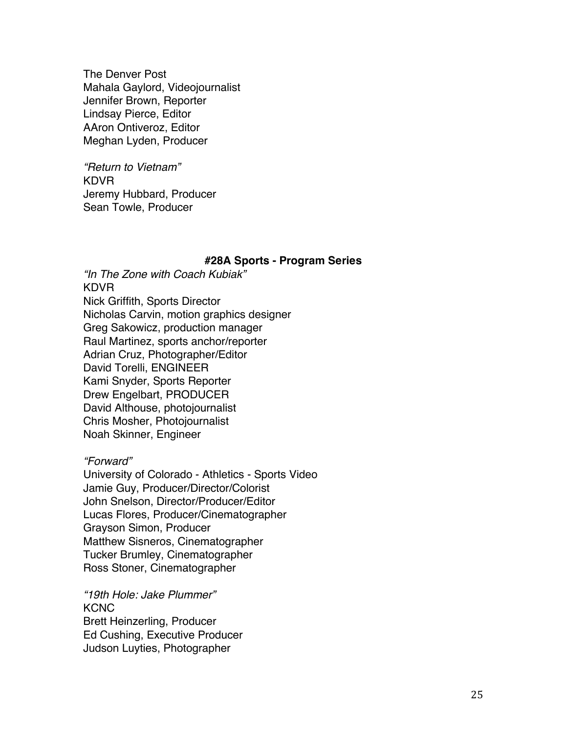The Denver Post
Mahala Gaylord, Videojournalist
Jennifer Brown, Reporter
Lindsay Pierce, Editor
AAron Ontiveroz, Editor
Meghan Lyden, Producer

*"Return to Vietnam"*
KDVR
Jeremy Hubbard, Producer
Sean Towle, Producer

**#28A Sports - Program Series**

*"In The Zone with Coach Kubiak"*
KDVR
Nick Griffith, Sports Director
Nicholas Carvin, motion graphics designer
Greg Sakowicz, production manager
Raul Martinez, sports anchor/reporter
Adrian Cruz, Photographer/Editor
David Torelli, ENGINEER
Kami Snyder, Sports Reporter
Drew Engelbart, PRODUCER
David Althouse, photojournalist
Chris Mosher, Photojournalist
Noah Skinner, Engineer

*"Forward"*
University of Colorado - Athletics - Sports Video
Jamie Guy, Producer/Director/Colorist
John Snelson, Director/Producer/Editor
Lucas Flores, Producer/Cinematographer
Grayson Simon, Producer
Matthew Sisneros, Cinematographer
Tucker Brumley, Cinematographer
Ross Stoner, Cinematographer

*"19th Hole: Jake Plummer"*
KCNC
Brett Heinzerling, Producer
Ed Cushing, Executive Producer
Judson Luyties, Photographer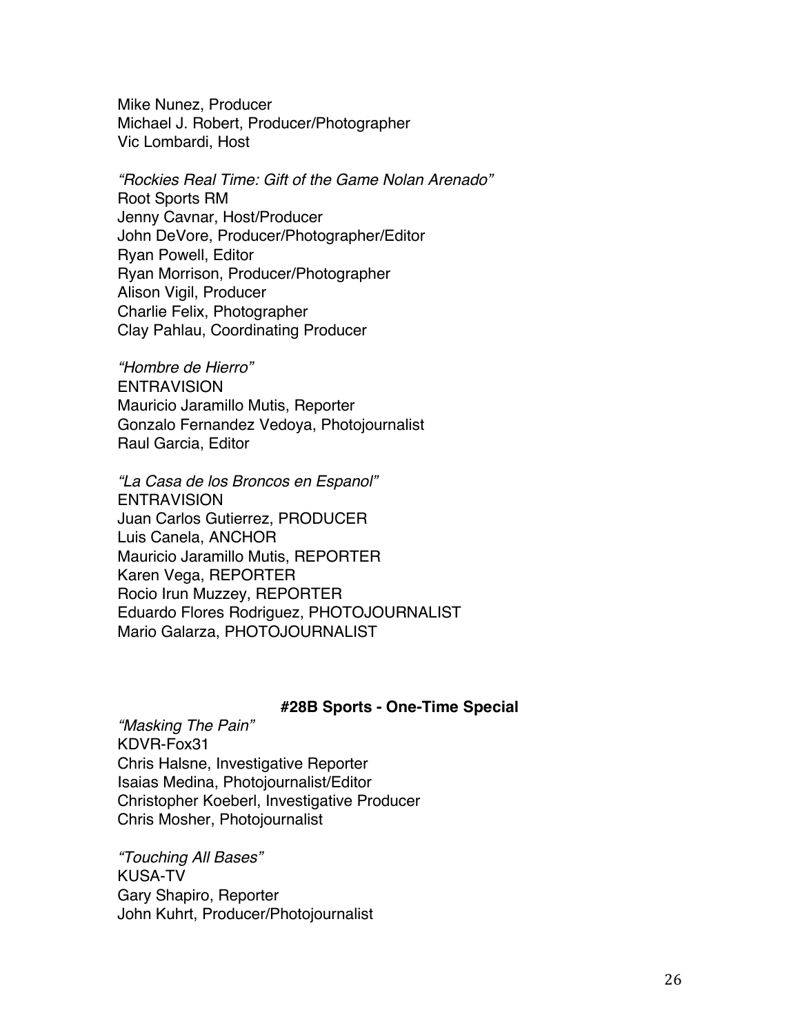Mike Nunez, Producer
Michael J. Robert, Producer/Photographer
Vic Lombardi, Host

*"Rockies Real Time: Gift of the Game Nolan Arenado"*
Root Sports RM
Jenny Cavnar, Host/Producer
John DeVore, Producer/Photographer/Editor
Ryan Powell, Editor
Ryan Morrison, Producer/Photographer
Alison Vigil, Producer
Charlie Felix, Photographer
Clay Pahlau, Coordinating Producer

*"Hombre de Hierro"*
ENTRAVISION
Mauricio Jaramillo Mutis, Reporter
Gonzalo Fernandez Vedoya, Photojournalist
Raul Garcia, Editor

*"La Casa de los Broncos en Espanol"*
ENTRAVISION
Juan Carlos Gutierrez, PRODUCER
Luis Canela, ANCHOR
Mauricio Jaramillo Mutis, REPORTER
Karen Vega, REPORTER
Rocio Irun Muzzey, REPORTER
Eduardo Flores Rodriguez, PHOTOJOURNALIST
Mario Galarza, PHOTOJOURNALIST

**#28B Sports - One-Time Special**

*"Masking The Pain"*
KDVR-Fox31
Chris Halsne, Investigative Reporter
Isaias Medina, Photojournalist/Editor
Christopher Koeberl, Investigative Producer
Chris Mosher, Photojournalist

*"Touching All Bases"*
KUSA-TV
Gary Shapiro, Reporter
John Kuhrt, Producer/Photojournalist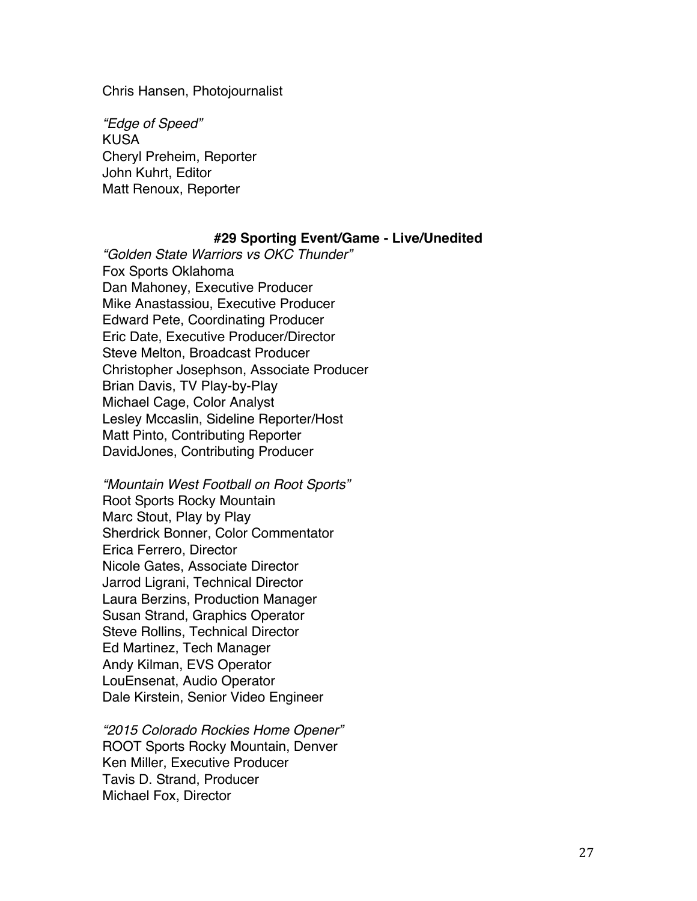Chris Hansen, Photojournalist

*"Edge of Speed"*
KUSA
Cheryl Preheim, Reporter
John Kuhrt, Editor
Matt Renoux, Reporter

### #29 Sporting Event/Game - Live/Unedited

*"Golden State Warriors vs OKC Thunder"*
Fox Sports Oklahoma
Dan Mahoney, Executive Producer
Mike Anastassiou, Executive Producer
Edward Pete, Coordinating Producer
Eric Date, Executive Producer/Director
Steve Melton, Broadcast Producer
Christopher Josephson, Associate Producer
Brian Davis, TV Play-by-Play
Michael Cage, Color Analyst
Lesley Mccaslin, Sideline Reporter/Host
Matt Pinto, Contributing Reporter
DavidJones, Contributing Producer

*"Mountain West Football on Root Sports"*
Root Sports Rocky Mountain
Marc Stout, Play by Play
Sherdrick Bonner, Color Commentator
Erica Ferrero, Director
Nicole Gates, Associate Director
Jarrod Ligrani, Technical Director
Laura Berzins, Production Manager
Susan Strand, Graphics Operator
Steve Rollins, Technical Director
Ed Martinez, Tech Manager
Andy Kilman, EVS Operator
LouEnsenat, Audio Operator
Dale Kirstein, Senior Video Engineer

*"2015 Colorado Rockies Home Opener"*
ROOT Sports Rocky Mountain, Denver
Ken Miller, Executive Producer
Tavis D. Strand, Producer
Michael Fox, Director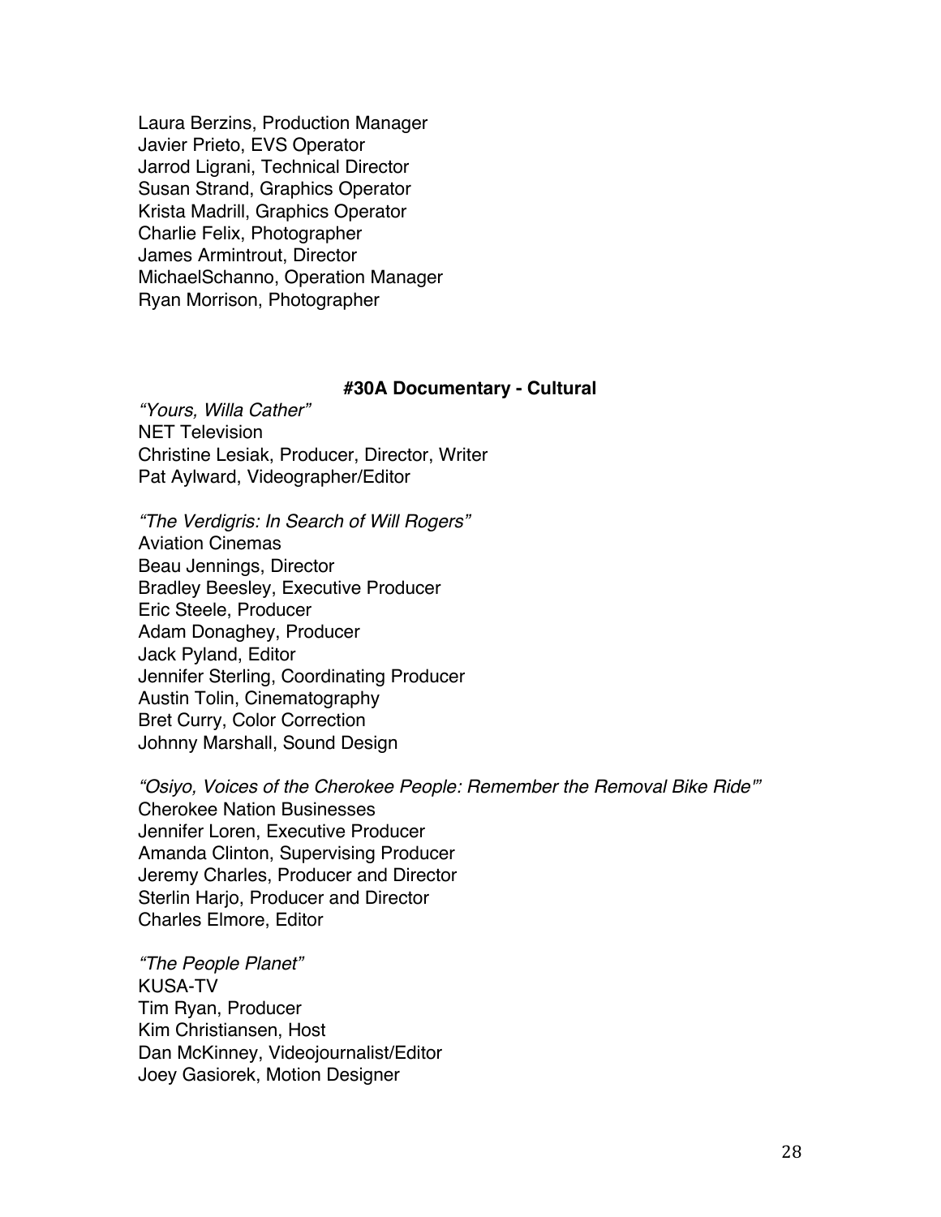Laura Berzins, Production Manager
Javier Prieto, EVS Operator
Jarrod Ligrani, Technical Director
Susan Strand, Graphics Operator
Krista Madrill, Graphics Operator
Charlie Felix, Photographer
James Armintrout, Director
MichaelSchanno, Operation Manager
Ryan Morrison, Photographer

### #30A Documentary - Cultural

*"Yours, Willa Cather"*
NET Television
Christine Lesiak, Producer, Director, Writer
Pat Aylward, Videographer/Editor

*"The Verdigris: In Search of Will Rogers"*
Aviation Cinemas
Beau Jennings, Director
Bradley Beesley, Executive Producer
Eric Steele, Producer
Adam Donaghey, Producer
Jack Pyland, Editor
Jennifer Sterling, Coordinating Producer
Austin Tolin, Cinematography
Bret Curry, Color Correction
Johnny Marshall, Sound Design

*"Osiyo, Voices of the Cherokee People: Remember the Removal Bike Ride'"*
Cherokee Nation Businesses
Jennifer Loren, Executive Producer
Amanda Clinton, Supervising Producer
Jeremy Charles, Producer and Director
Sterlin Harjo, Producer and Director
Charles Elmore, Editor

*"The People Planet"*
KUSA-TV
Tim Ryan, Producer
Kim Christiansen, Host
Dan McKinney, Videojournalist/Editor
Joey Gasiorek, Motion Designer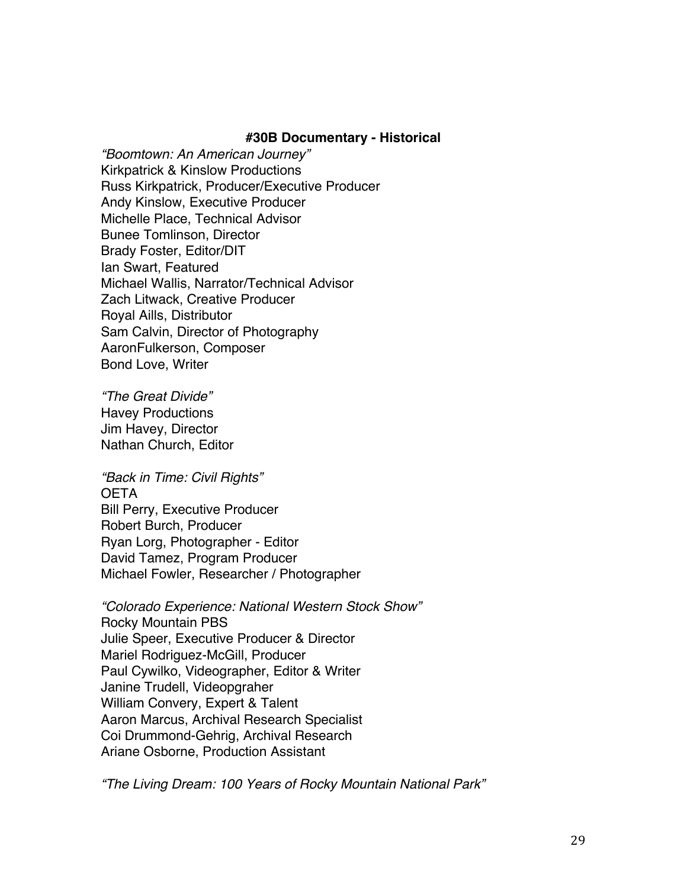### #30B Documentary - Historical

*"Boomtown: An American Journey"*
Kirkpatrick & Kinslow Productions
Russ Kirkpatrick, Producer/Executive Producer
Andy Kinslow, Executive Producer
Michelle Place, Technical Advisor
Bunee Tomlinson, Director
Brady Foster, Editor/DIT
Ian Swart, Featured
Michael Wallis, Narrator/Technical Advisor
Zach Litwack, Creative Producer
Royal Aills, Distributor
Sam Calvin, Director of Photography
AaronFulkerson, Composer
Bond Love, Writer

*"The Great Divide"*
Havey Productions
Jim Havey, Director
Nathan Church, Editor

*"Back in Time: Civil Rights"*
OETA
Bill Perry, Executive Producer
Robert Burch, Producer
Ryan Lorg, Photographer - Editor
David Tamez, Program Producer
Michael Fowler, Researcher / Photographer

*"Colorado Experience: National Western Stock Show"*
Rocky Mountain PBS
Julie Speer, Executive Producer & Director
Mariel Rodriguez-McGill, Producer
Paul Cywilko, Videographer, Editor & Writer
Janine Trudell, Videopgraher
William Convery, Expert & Talent
Aaron Marcus, Archival Research Specialist
Coi Drummond-Gehrig, Archival Research
Ariane Osborne, Production Assistant

*"The Living Dream: 100 Years of Rocky Mountain National Park"*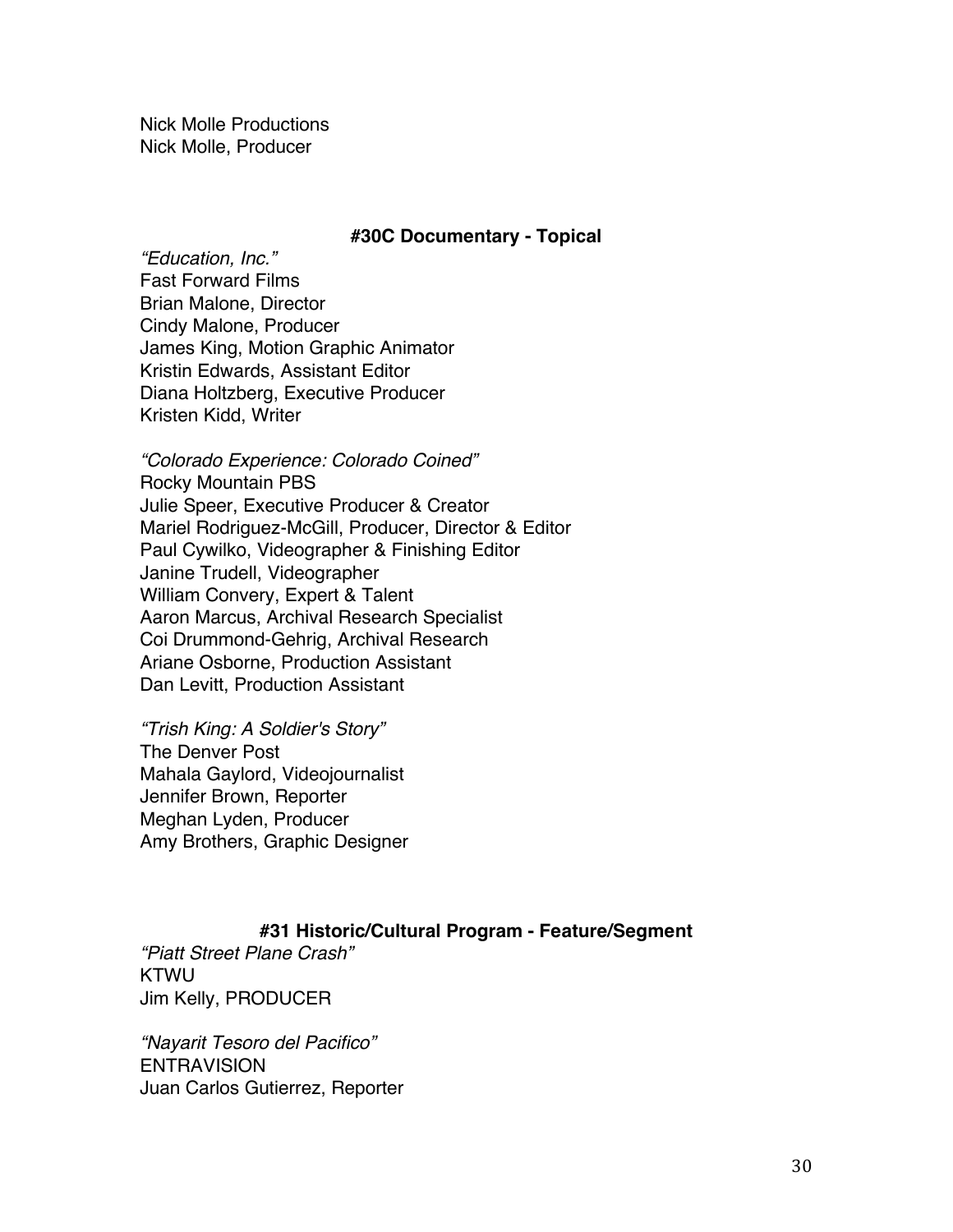Nick Molle Productions
Nick Molle, Producer

### #30C Documentary - Topical

*"Education, Inc."*
Fast Forward Films
Brian Malone, Director
Cindy Malone, Producer
James King, Motion Graphic Animator
Kristin Edwards, Assistant Editor
Diana Holtzberg, Executive Producer
Kristen Kidd, Writer

*"Colorado Experience: Colorado Coined"*
Rocky Mountain PBS
Julie Speer, Executive Producer & Creator
Mariel Rodriguez-McGill, Producer, Director & Editor
Paul Cywilko, Videographer & Finishing Editor
Janine Trudell, Videographer
William Convery, Expert & Talent
Aaron Marcus, Archival Research Specialist
Coi Drummond-Gehrig, Archival Research
Ariane Osborne, Production Assistant
Dan Levitt, Production Assistant

*"Trish King: A Soldier's Story"*
The Denver Post
Mahala Gaylord, Videojournalist
Jennifer Brown, Reporter
Meghan Lyden, Producer
Amy Brothers, Graphic Designer

### #31 Historic/Cultural Program - Feature/Segment

*"Piatt Street Plane Crash"*
KTWU
Jim Kelly, PRODUCER

*"Nayarit Tesoro del Pacifico"*
ENTRAVISION
Juan Carlos Gutierrez, Reporter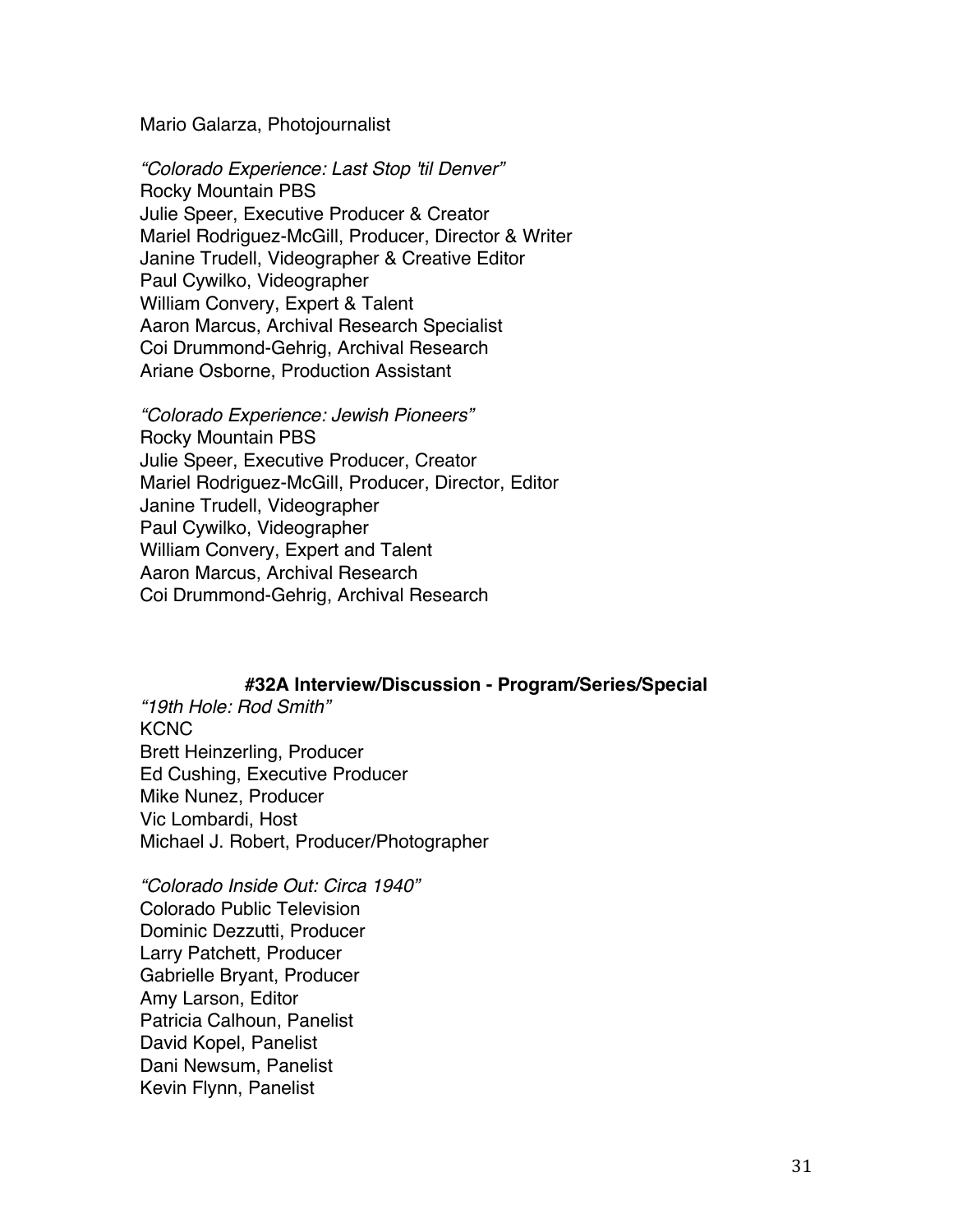Mario Galarza, Photojournalist

*“Colorado Experience: Last Stop 'til Denver”*
Rocky Mountain PBS
Julie Speer, Executive Producer & Creator
Mariel Rodriguez-McGill, Producer, Director & Writer
Janine Trudell, Videographer & Creative Editor
Paul Cywilko, Videographer
William Convery, Expert & Talent
Aaron Marcus, Archival Research Specialist
Coi Drummond-Gehrig, Archival Research
Ariane Osborne, Production Assistant

*“Colorado Experience: Jewish Pioneers”*
Rocky Mountain PBS
Julie Speer, Executive Producer, Creator
Mariel Rodriguez-McGill, Producer, Director, Editor
Janine Trudell, Videographer
Paul Cywilko, Videographer
William Convery, Expert and Talent
Aaron Marcus, Archival Research
Coi Drummond-Gehrig, Archival Research

**#32A Interview/Discussion - Program/Series/Special**

*“19th Hole: Rod Smith”*
KCNC
Brett Heinzerling, Producer
Ed Cushing, Executive Producer
Mike Nunez, Producer
Vic Lombardi, Host
Michael J. Robert, Producer/Photographer

*“Colorado Inside Out: Circa 1940”*
Colorado Public Television
Dominic Dezzutti, Producer
Larry Patchett, Producer
Gabrielle Bryant, Producer
Amy Larson, Editor
Patricia Calhoun, Panelist
David Kopel, Panelist
Dani Newsum, Panelist
Kevin Flynn, Panelist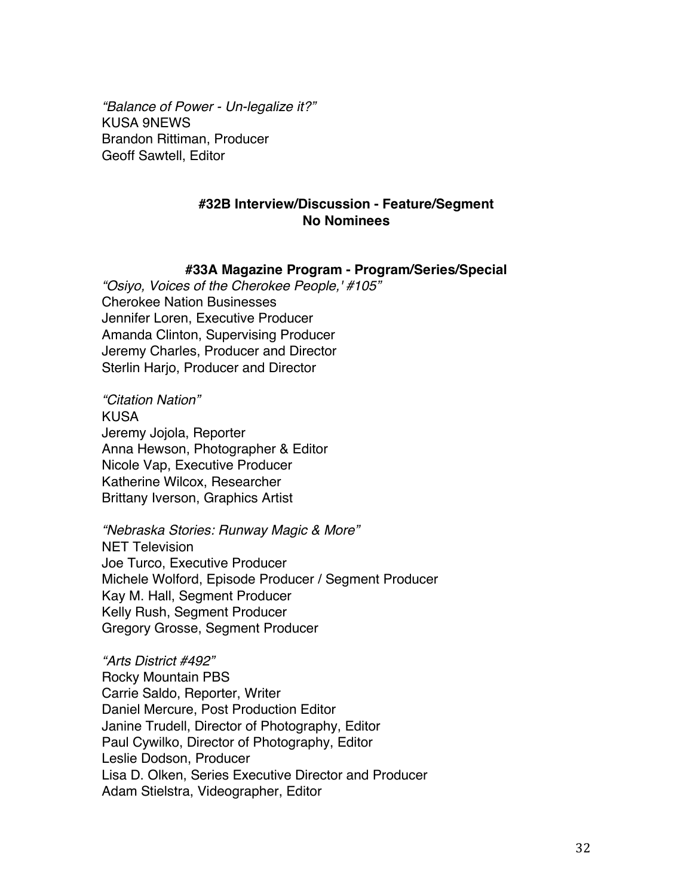*"Balance of Power - Un-legalize it?"*
KUSA 9NEWS
Brandon Rittiman, Producer
Geoff Sawtell, Editor

### #32B Interview/Discussion - Feature/Segment
### No Nominees

### #33A Magazine Program - Program/Series/Special

*"Osiyo, Voices of the Cherokee People,' #105"*
Cherokee Nation Businesses
Jennifer Loren, Executive Producer
Amanda Clinton, Supervising Producer
Jeremy Charles, Producer and Director
Sterlin Harjo, Producer and Director

*"Citation Nation"*
KUSA
Jeremy Jojola, Reporter
Anna Hewson, Photographer & Editor
Nicole Vap, Executive Producer
Katherine Wilcox, Researcher
Brittany Iverson, Graphics Artist

*"Nebraska Stories: Runway Magic & More"*
NET Television
Joe Turco, Executive Producer
Michele Wolford, Episode Producer / Segment Producer
Kay M. Hall, Segment Producer
Kelly Rush, Segment Producer
Gregory Grosse, Segment Producer

*"Arts District #492"*
Rocky Mountain PBS
Carrie Saldo, Reporter, Writer
Daniel Mercure, Post Production Editor
Janine Trudell, Director of Photography, Editor
Paul Cywilko, Director of Photography, Editor
Leslie Dodson, Producer
Lisa D. Olken, Series Executive Director and Producer
Adam Stielstra, Videographer, Editor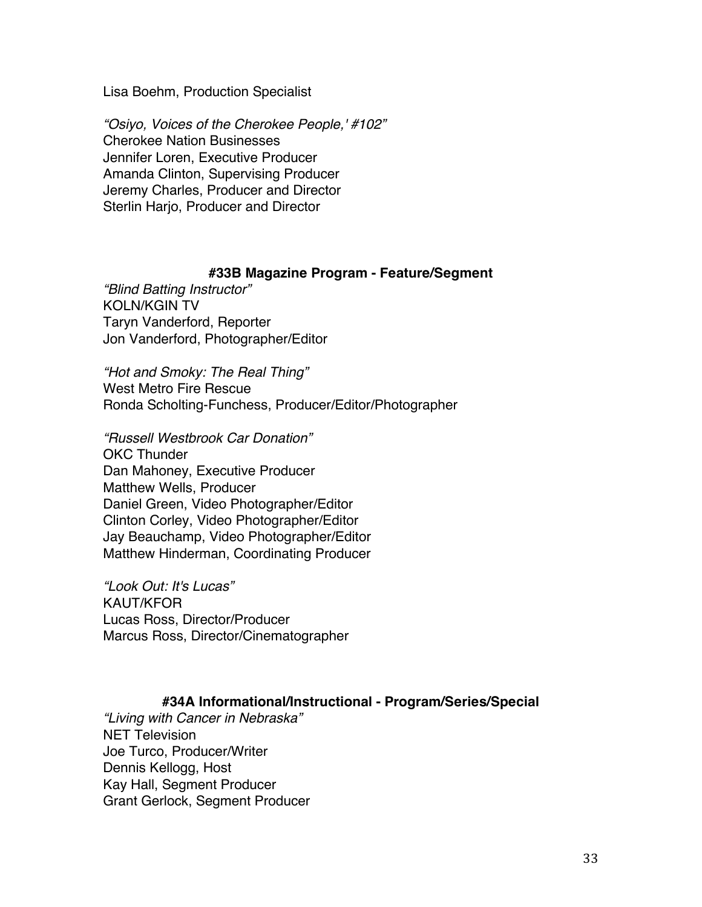Lisa Boehm, Production Specialist

*“Osiyo, Voices of the Cherokee People,' #102”*
Cherokee Nation Businesses
Jennifer Loren, Executive Producer
Amanda Clinton, Supervising Producer
Jeremy Charles, Producer and Director
Sterlin Harjo, Producer and Director

### #33B Magazine Program - Feature/Segment

*“Blind Batting Instructor”*
KOLN/KGIN TV
Taryn Vanderford, Reporter
Jon Vanderford, Photographer/Editor

*“Hot and Smoky: The Real Thing”*
West Metro Fire Rescue
Ronda Scholting-Funchess, Producer/Editor/Photographer

*“Russell Westbrook Car Donation”*
OKC Thunder
Dan Mahoney, Executive Producer
Matthew Wells, Producer
Daniel Green, Video Photographer/Editor
Clinton Corley, Video Photographer/Editor
Jay Beauchamp, Video Photographer/Editor
Matthew Hinderman, Coordinating Producer

*“Look Out: It's Lucas”*
KAUT/KFOR
Lucas Ross, Director/Producer
Marcus Ross, Director/Cinematographer

### #34A Informational/Instructional - Program/Series/Special

*“Living with Cancer in Nebraska”*
NET Television
Joe Turco, Producer/Writer
Dennis Kellogg, Host
Kay Hall, Segment Producer
Grant Gerlock, Segment Producer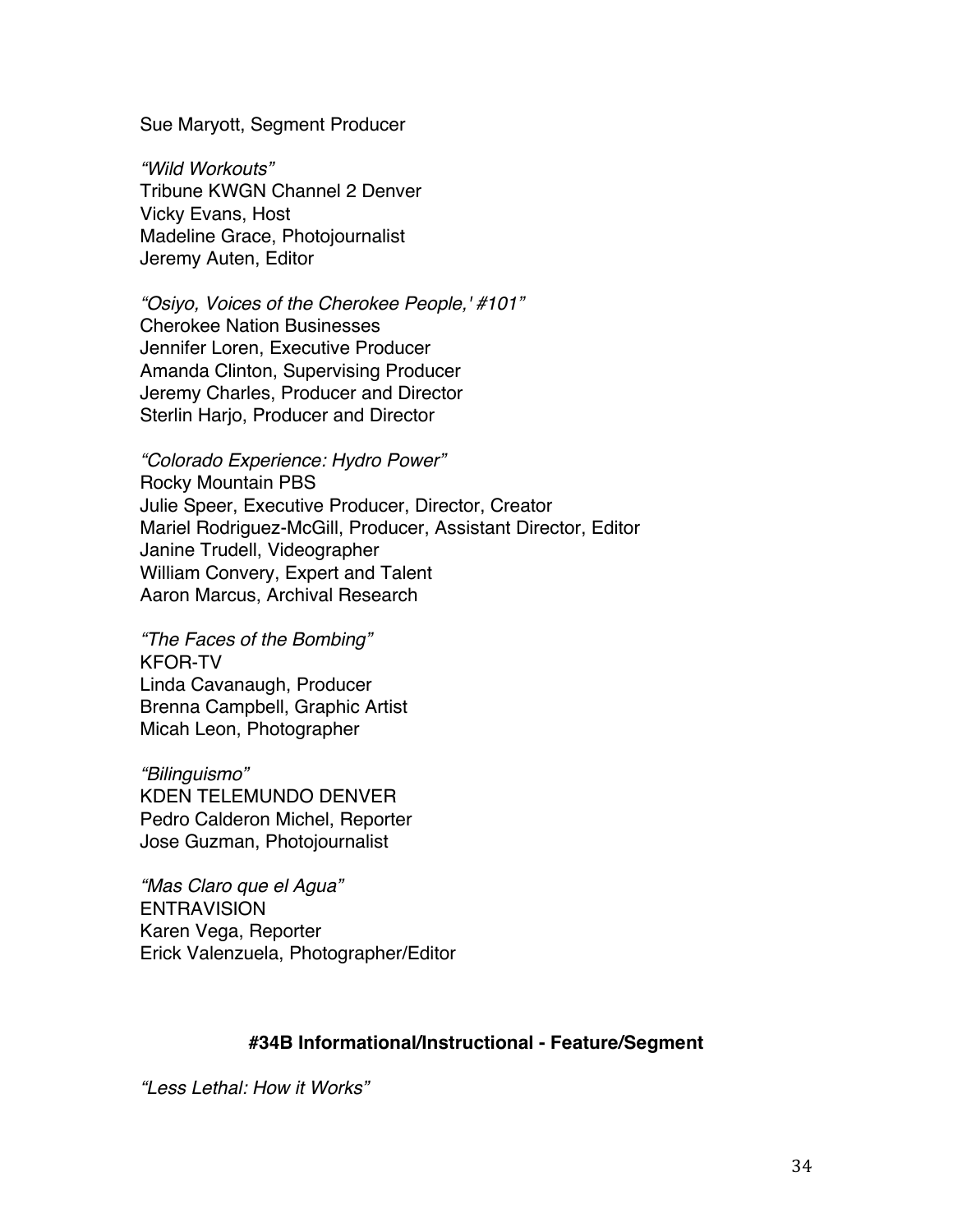Sue Maryott, Segment Producer

*"Wild Workouts"*
Tribune KWGN Channel 2 Denver
Vicky Evans, Host
Madeline Grace, Photojournalist
Jeremy Auten, Editor

*"Osiyo, Voices of the Cherokee People,' #101"*
Cherokee Nation Businesses
Jennifer Loren, Executive Producer
Amanda Clinton, Supervising Producer
Jeremy Charles, Producer and Director
Sterlin Harjo, Producer and Director

*"Colorado Experience: Hydro Power"*
Rocky Mountain PBS
Julie Speer, Executive Producer, Director, Creator
Mariel Rodriguez-McGill, Producer, Assistant Director, Editor
Janine Trudell, Videographer
William Convery, Expert and Talent
Aaron Marcus, Archival Research

*"The Faces of the Bombing"*
KFOR-TV
Linda Cavanaugh, Producer
Brenna Campbell, Graphic Artist
Micah Leon, Photographer

*"Bilinguismo"*
KDEN TELEMUNDO DENVER
Pedro Calderon Michel, Reporter
Jose Guzman, Photojournalist

*"Mas Claro que el Agua"*
ENTRAVISION
Karen Vega, Reporter
Erick Valenzuela, Photographer/Editor

**#34B Informational/Instructional - Feature/Segment**

*"Less Lethal: How it Works"*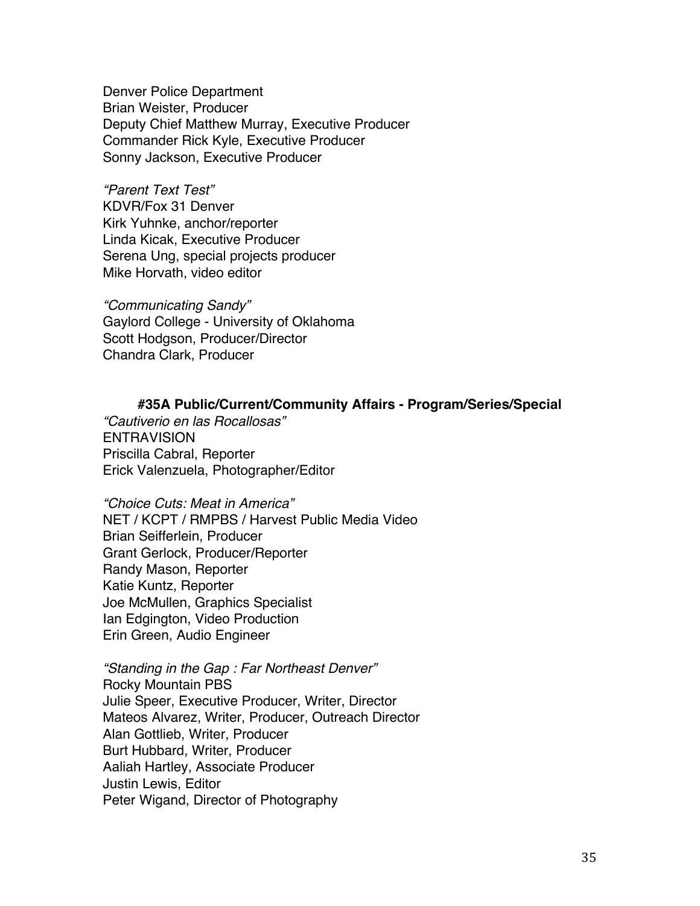Denver Police Department
Brian Weister, Producer
Deputy Chief Matthew Murray, Executive Producer
Commander Rick Kyle, Executive Producer
Sonny Jackson, Executive Producer

*“Parent Text Test”*
KDVR/Fox 31 Denver
Kirk Yuhnke, anchor/reporter
Linda Kicak, Executive Producer
Serena Ung, special projects producer
Mike Horvath, video editor

*“Communicating Sandy”*
Gaylord College - University of Oklahoma
Scott Hodgson, Producer/Director
Chandra Clark, Producer

### #35A Public/Current/Community Affairs - Program/Series/Special

*“Cautiverio en las Rocallosas”*
ENTRAVISION
Priscilla Cabral, Reporter
Erick Valenzuela, Photographer/Editor

*“Choice Cuts: Meat in America”*
NET / KCPT / RMPBS / Harvest Public Media Video
Brian Seifferlein, Producer
Grant Gerlock, Producer/Reporter
Randy Mason, Reporter
Katie Kuntz, Reporter
Joe McMullen, Graphics Specialist
Ian Edgington, Video Production
Erin Green, Audio Engineer

*“Standing in the Gap : Far Northeast Denver”*
Rocky Mountain PBS
Julie Speer, Executive Producer, Writer, Director
Mateos Alvarez, Writer, Producer, Outreach Director
Alan Gottlieb, Writer, Producer
Burt Hubbard, Writer, Producer
Aaliah Hartley, Associate Producer
Justin Lewis, Editor
Peter Wigand, Director of Photography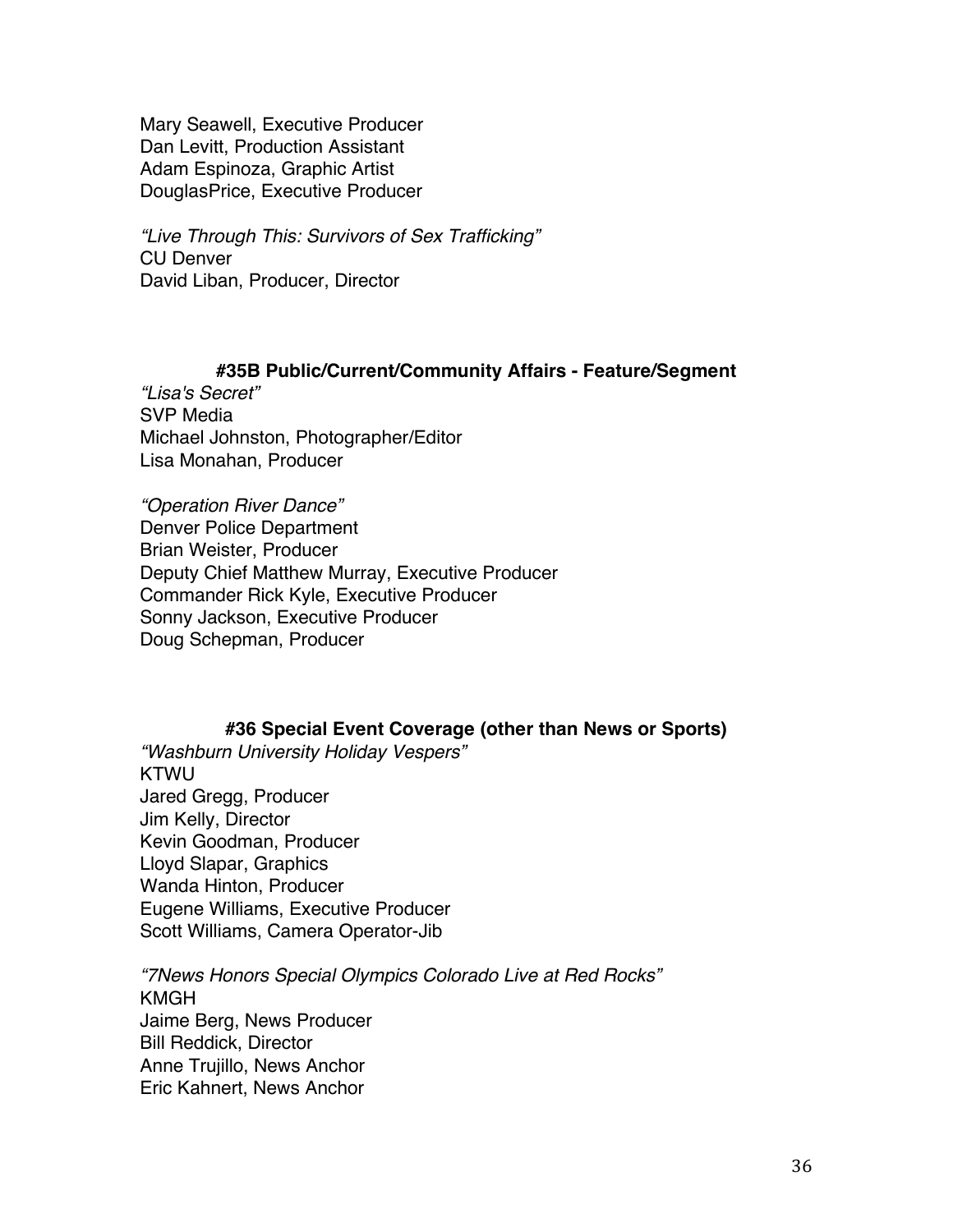Mary Seawell, Executive Producer
Dan Levitt, Production Assistant
Adam Espinoza, Graphic Artist
DouglasPrice, Executive Producer

*"Live Through This: Survivors of Sex Trafficking"*
CU Denver
David Liban, Producer, Director

### #35B Public/Current/Community Affairs - Feature/Segment

*"Lisa's Secret"*
SVP Media
Michael Johnston, Photographer/Editor
Lisa Monahan, Producer

*"Operation River Dance"*
Denver Police Department
Brian Weister, Producer
Deputy Chief Matthew Murray, Executive Producer
Commander Rick Kyle, Executive Producer
Sonny Jackson, Executive Producer
Doug Schepman, Producer

### #36 Special Event Coverage (other than News or Sports)

*"Washburn University Holiday Vespers"*
KTWU
Jared Gregg, Producer
Jim Kelly, Director
Kevin Goodman, Producer
Lloyd Slapar, Graphics
Wanda Hinton, Producer
Eugene Williams, Executive Producer
Scott Williams, Camera Operator-Jib

*"7News Honors Special Olympics Colorado Live at Red Rocks"*
KMGH
Jaime Berg, News Producer
Bill Reddick, Director
Anne Trujillo, News Anchor
Eric Kahnert, News Anchor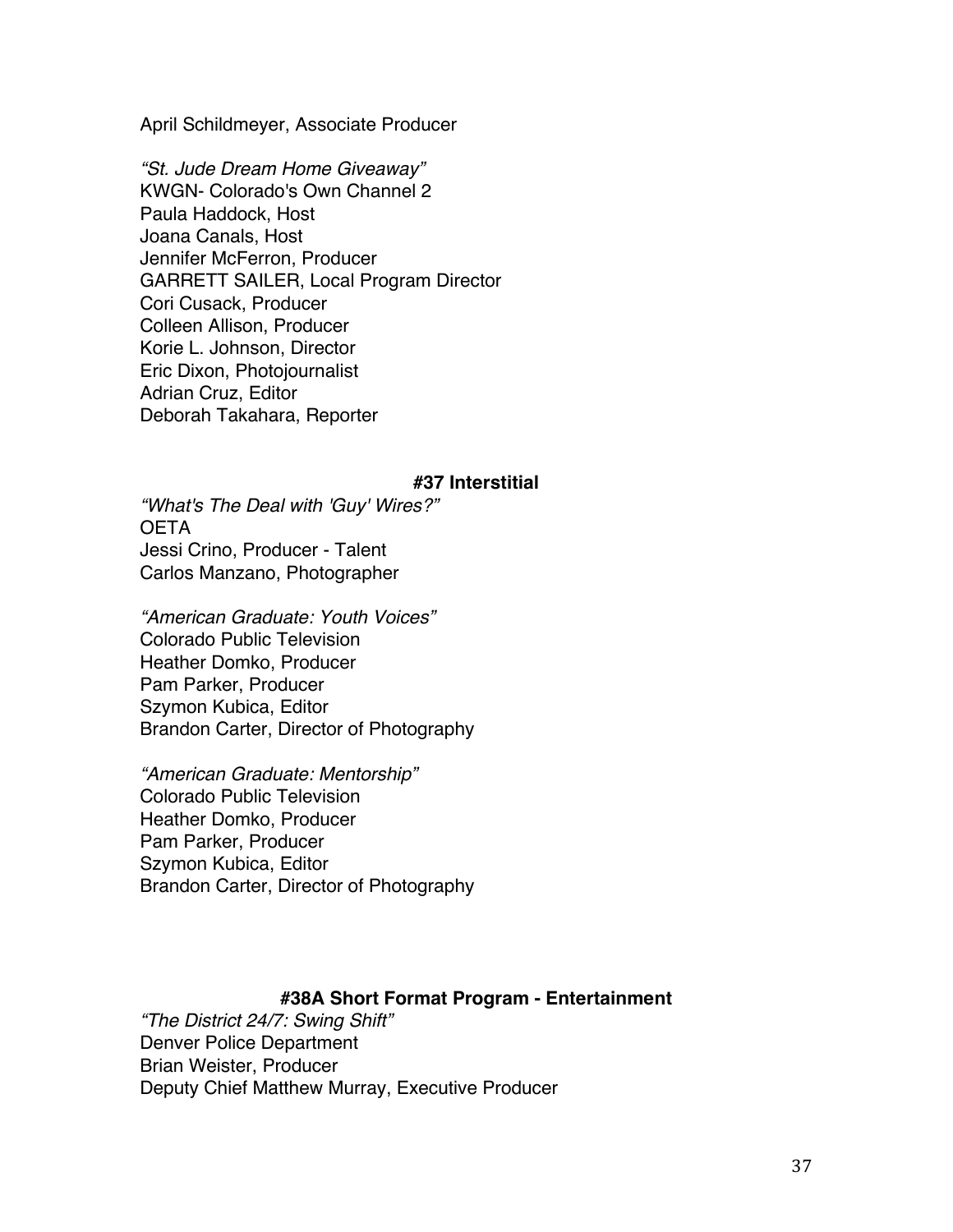April Schildmeyer, Associate Producer

*"St. Jude Dream Home Giveaway"*
KWGN- Colorado's Own Channel 2
Paula Haddock, Host
Joana Canals, Host
Jennifer McFerron, Producer
GARRETT SAILER, Local Program Director
Cori Cusack, Producer
Colleen Allison, Producer
Korie L. Johnson, Director
Eric Dixon, Photojournalist
Adrian Cruz, Editor
Deborah Takahara, Reporter

### #37 Interstitial

*"What's The Deal with 'Guy' Wires?"*
OETA
Jessi Crino, Producer - Talent
Carlos Manzano, Photographer

*"American Graduate: Youth Voices"*
Colorado Public Television
Heather Domko, Producer
Pam Parker, Producer
Szymon Kubica, Editor
Brandon Carter, Director of Photography

*"American Graduate: Mentorship"*
Colorado Public Television
Heather Domko, Producer
Pam Parker, Producer
Szymon Kubica, Editor
Brandon Carter, Director of Photography

### #38A Short Format Program - Entertainment

*"The District 24/7: Swing Shift"*
Denver Police Department
Brian Weister, Producer
Deputy Chief Matthew Murray, Executive Producer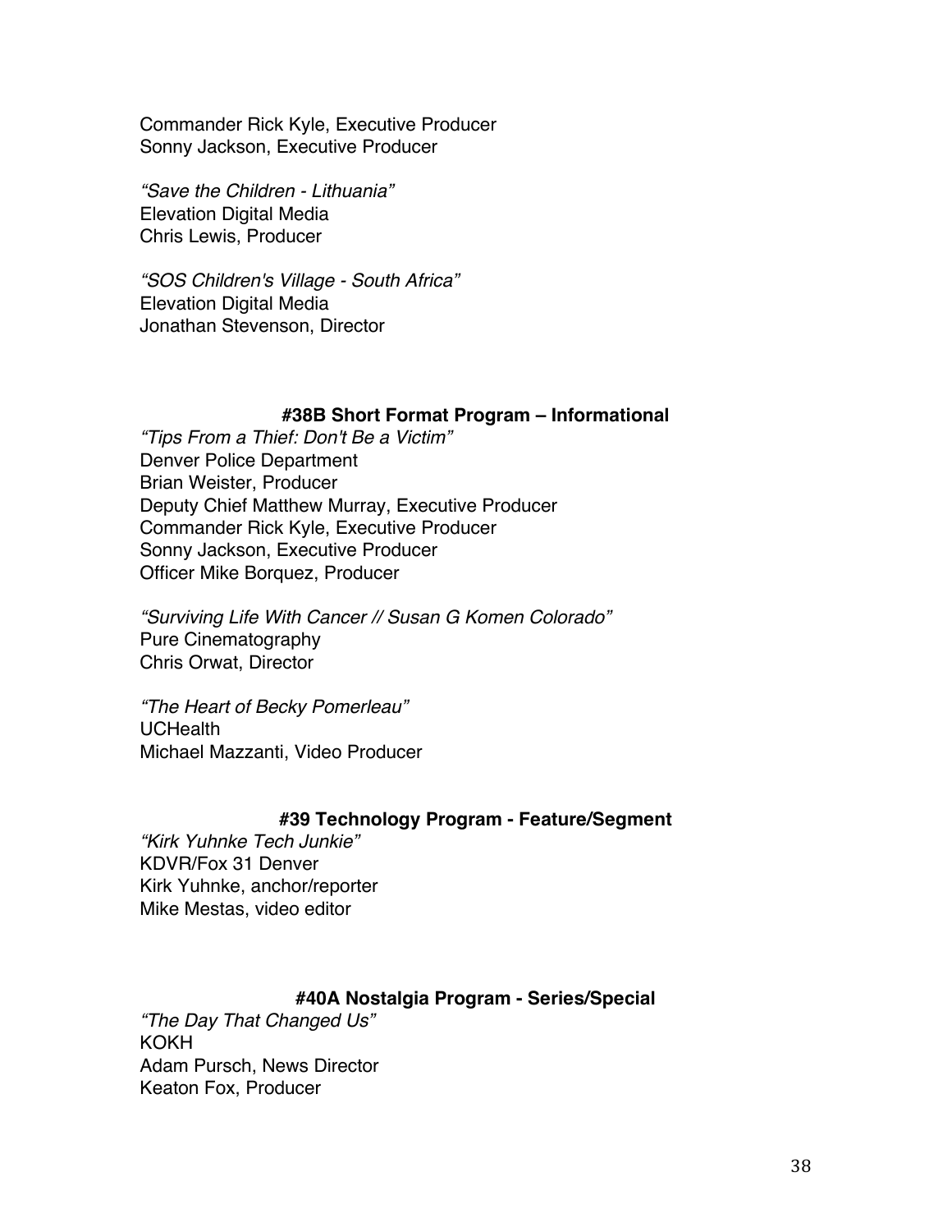Commander Rick Kyle, Executive Producer
Sonny Jackson, Executive Producer

*“Save the Children - Lithuania”*
Elevation Digital Media
Chris Lewis, Producer

*“SOS Children's Village - South Africa”*
Elevation Digital Media
Jonathan Stevenson, Director

### #38B Short Format Program – Informational

*“Tips From a Thief: Don't Be a Victim”*
Denver Police Department
Brian Weister, Producer
Deputy Chief Matthew Murray, Executive Producer
Commander Rick Kyle, Executive Producer
Sonny Jackson, Executive Producer
Officer Mike Borquez, Producer

*“Surviving Life With Cancer // Susan G Komen Colorado”*
Pure Cinematography
Chris Orwat, Director

*“The Heart of Becky Pomerleau”*
UCHealth
Michael Mazzanti, Video Producer

### #39 Technology Program - Feature/Segment

*“Kirk Yuhnke Tech Junkie”*
KDVR/Fox 31 Denver
Kirk Yuhnke, anchor/reporter
Mike Mestas, video editor

### #40A Nostalgia Program - Series/Special

*“The Day That Changed Us”*
KOKH
Adam Pursch, News Director
Keaton Fox, Producer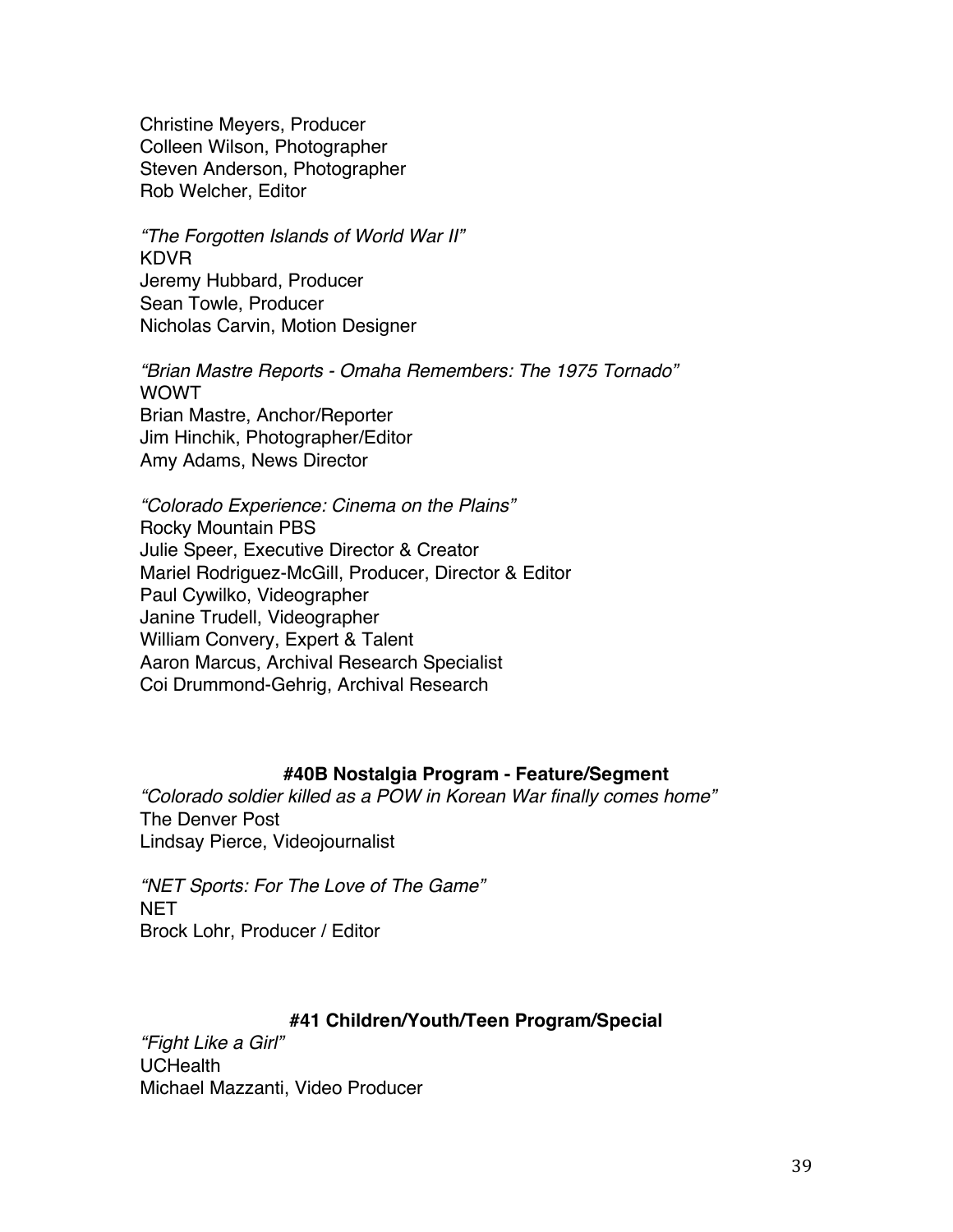Christine Meyers, Producer
Colleen Wilson, Photographer
Steven Anderson, Photographer
Rob Welcher, Editor

*"The Forgotten Islands of World War II"*
KDVR
Jeremy Hubbard, Producer
Sean Towle, Producer
Nicholas Carvin, Motion Designer

*"Brian Mastre Reports - Omaha Remembers: The 1975 Tornado"*
WOWT
Brian Mastre, Anchor/Reporter
Jim Hinchik, Photographer/Editor
Amy Adams, News Director

*"Colorado Experience: Cinema on the Plains"*
Rocky Mountain PBS
Julie Speer, Executive Director & Creator
Mariel Rodriguez-McGill, Producer, Director & Editor
Paul Cywilko, Videographer
Janine Trudell, Videographer
William Convery, Expert & Talent
Aaron Marcus, Archival Research Specialist
Coi Drummond-Gehrig, Archival Research

### #40B Nostalgia Program - Feature/Segment

*"Colorado soldier killed as a POW in Korean War finally comes home"*
The Denver Post
Lindsay Pierce, Videojournalist

*"NET Sports: For The Love of The Game"*
NET
Brock Lohr, Producer / Editor

### #41 Children/Youth/Teen Program/Special

*"Fight Like a Girl"*
UCHealth
Michael Mazzanti, Video Producer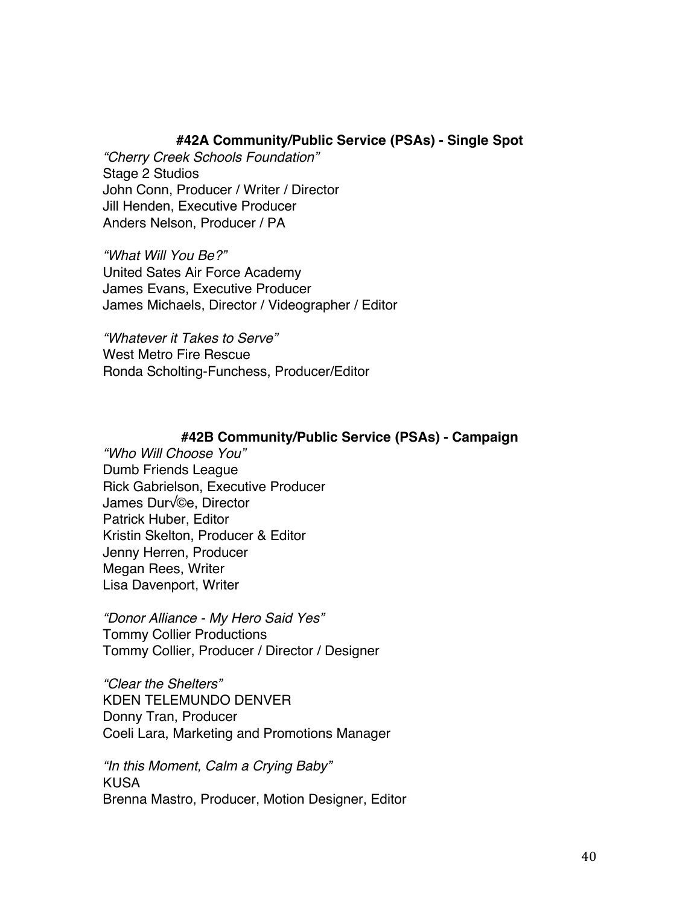### #42A Community/Public Service (PSAs) - Single Spot

*"Cherry Creek Schools Foundation"*
Stage 2 Studios
John Conn, Producer / Writer / Director
Jill Henden, Executive Producer
Anders Nelson, Producer / PA

*"What Will You Be?"*
United Sates Air Force Academy
James Evans, Executive Producer
James Michaels, Director / Videographer / Editor

*"Whatever it Takes to Serve"*
West Metro Fire Rescue
Ronda Scholting-Funchess, Producer/Editor

### #42B Community/Public Service (PSAs) - Campaign

*"Who Will Choose You"*
Dumb Friends League
Rick Gabrielson, Executive Producer
James Dur√©e, Director
Patrick Huber, Editor
Kristin Skelton, Producer & Editor
Jenny Herren, Producer
Megan Rees, Writer
Lisa Davenport, Writer

*"Donor Alliance - My Hero Said Yes"*
Tommy Collier Productions
Tommy Collier, Producer / Director / Designer

*"Clear the Shelters"*
KDEN TELEMUNDO DENVER
Donny Tran, Producer
Coeli Lara, Marketing and Promotions Manager

*"In this Moment, Calm a Crying Baby"*
KUSA
Brenna Mastro, Producer, Motion Designer, Editor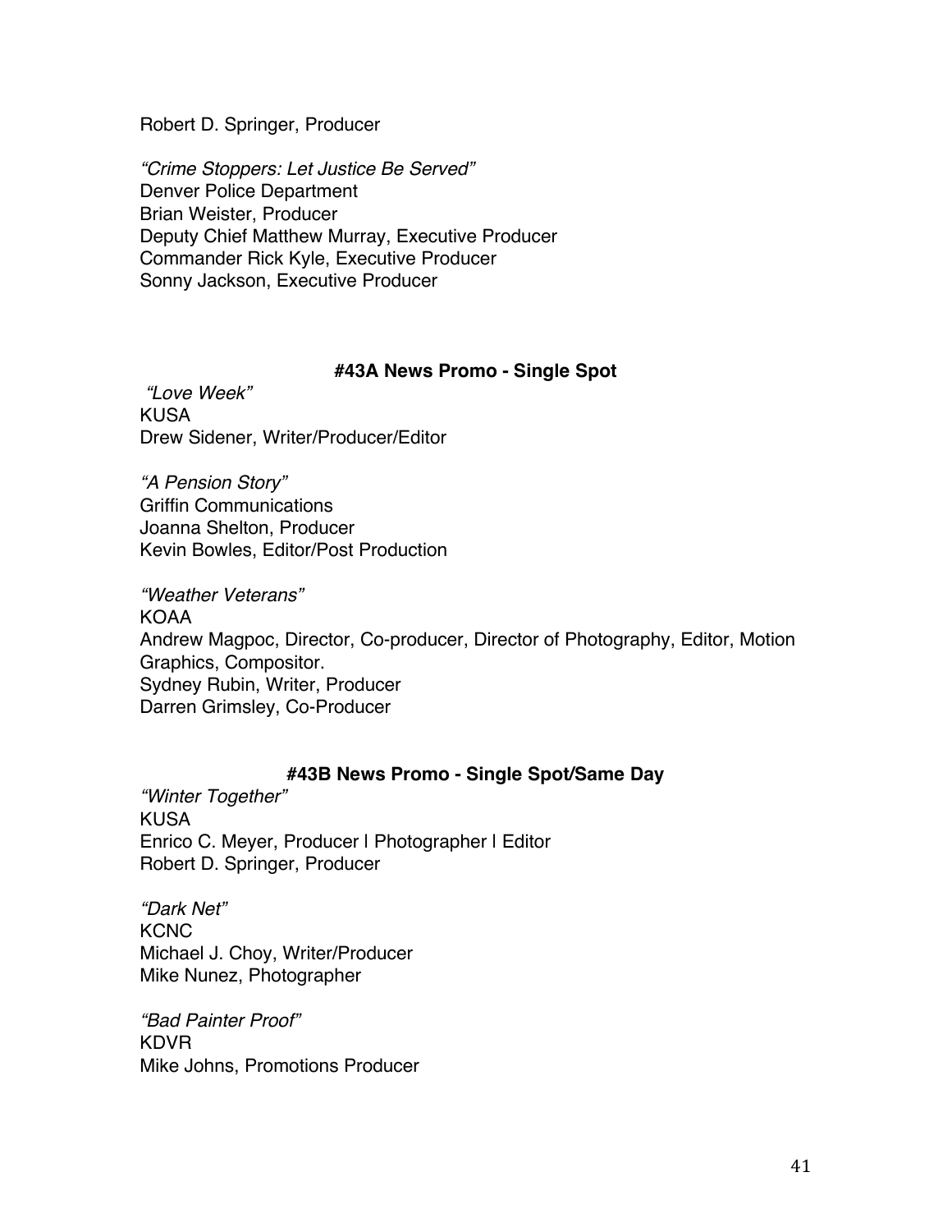Robert D. Springer, Producer

*"Crime Stoppers: Let Justice Be Served"*
Denver Police Department
Brian Weister, Producer
Deputy Chief Matthew Murray, Executive Producer
Commander Rick Kyle, Executive Producer
Sonny Jackson, Executive Producer

### #43A News Promo - Single Spot

*"Love Week"*
KUSA
Drew Sidener, Writer/Producer/Editor

*"A Pension Story"*
Griffin Communications
Joanna Shelton, Producer
Kevin Bowles, Editor/Post Production

*"Weather Veterans"*
KOAA
Andrew Magpoc, Director, Co-producer, Director of Photography, Editor, Motion Graphics, Compositor.
Sydney Rubin, Writer, Producer
Darren Grimsley, Co-Producer

### #43B News Promo - Single Spot/Same Day

*"Winter Together"*
KUSA
Enrico C. Meyer, Producer | Photographer | Editor
Robert D. Springer, Producer

*"Dark Net"*
KCNC
Michael J. Choy, Writer/Producer
Mike Nunez, Photographer

*"Bad Painter Proof"*
KDVR
Mike Johns, Promotions Producer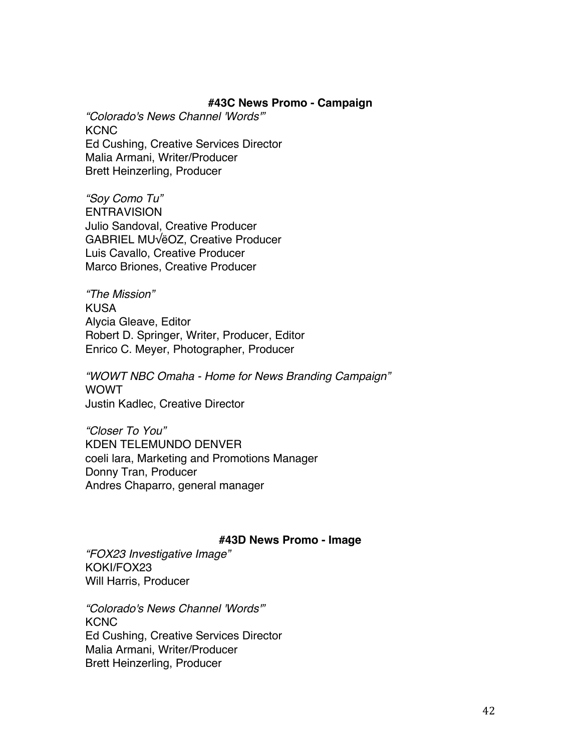### #43C News Promo - Campaign

*“Colorado's News Channel 'Words'”*
KCNC
Ed Cushing, Creative Services Director
Malia Armani, Writer/Producer
Brett Heinzerling, Producer

*“Soy Como Tu”*
ENTRAVISION
Julio Sandoval, Creative Producer
GABRIEL MU√ëOZ, Creative Producer
Luis Cavallo, Creative Producer
Marco Briones, Creative Producer

*“The Mission”*
KUSA
Alycia Gleave, Editor
Robert D. Springer, Writer, Producer, Editor
Enrico C. Meyer, Photographer, Producer

*“WOWT NBC Omaha - Home for News Branding Campaign”*
WOWT
Justin Kadlec, Creative Director

*“Closer To You”*
KDEN TELEMUNDO DENVER
coeli lara, Marketing and Promotions Manager
Donny Tran, Producer
Andres Chaparro, general manager

### #43D News Promo - Image

*“FOX23 Investigative Image”*
KOKI/FOX23
Will Harris, Producer

*“Colorado's News Channel 'Words'”*
KCNC
Ed Cushing, Creative Services Director
Malia Armani, Writer/Producer
Brett Heinzerling, Producer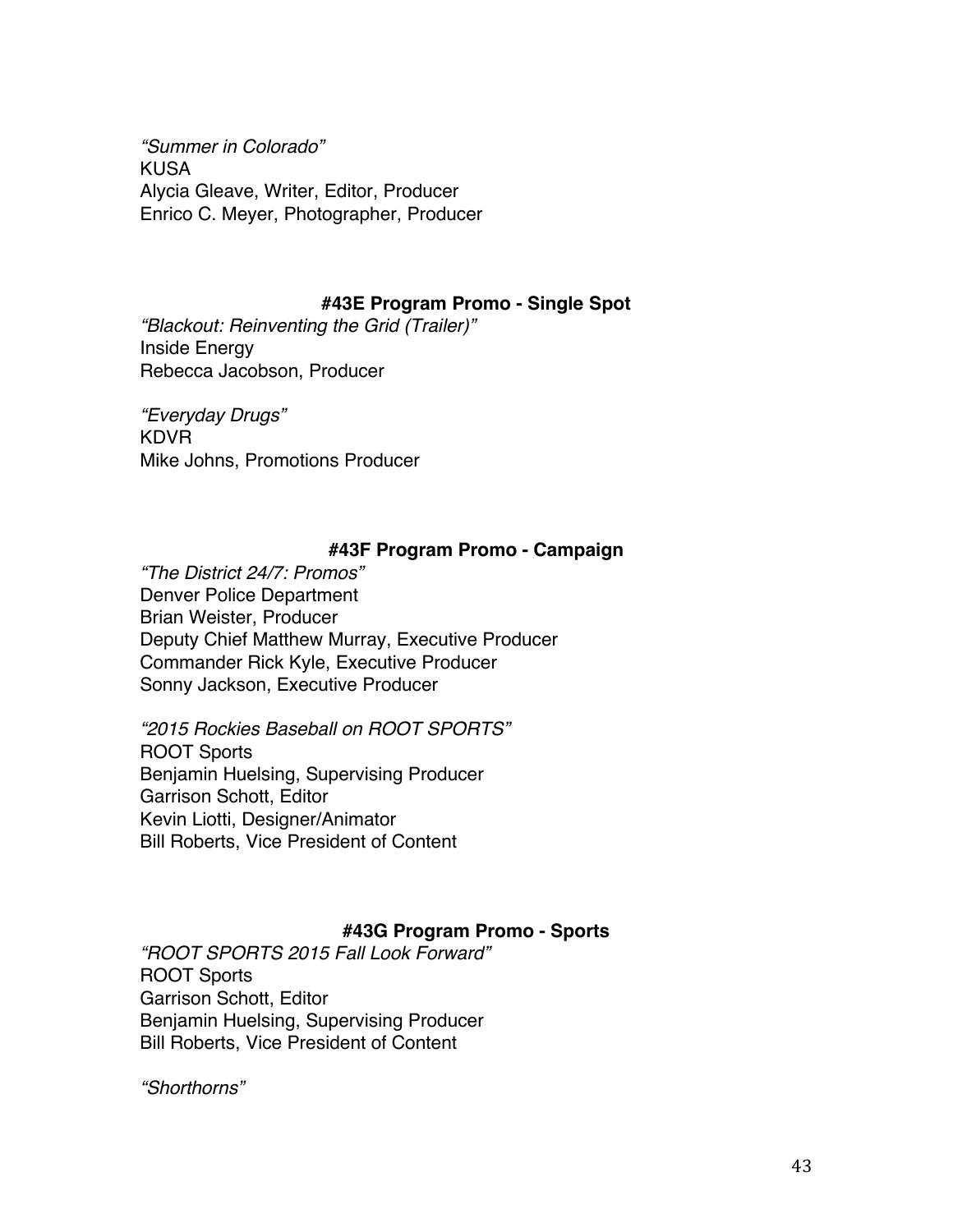*"Summer in Colorado"*
KUSA
Alycia Gleave, Writer, Editor, Producer
Enrico C. Meyer, Photographer, Producer

### #43E Program Promo - Single Spot

*"Blackout: Reinventing the Grid (Trailer)"*
Inside Energy
Rebecca Jacobson, Producer

*"Everyday Drugs"*
KDVR
Mike Johns, Promotions Producer

### #43F Program Promo - Campaign

*"The District 24/7: Promos"*
Denver Police Department
Brian Weister, Producer
Deputy Chief Matthew Murray, Executive Producer
Commander Rick Kyle, Executive Producer
Sonny Jackson, Executive Producer

*"2015 Rockies Baseball on ROOT SPORTS"*
ROOT Sports
Benjamin Huelsing, Supervising Producer
Garrison Schott, Editor
Kevin Liotti, Designer/Animator
Bill Roberts, Vice President of Content

### #43G Program Promo - Sports

*"ROOT SPORTS 2015 Fall Look Forward"*
ROOT Sports
Garrison Schott, Editor
Benjamin Huelsing, Supervising Producer
Bill Roberts, Vice President of Content

*"Shorthorns"*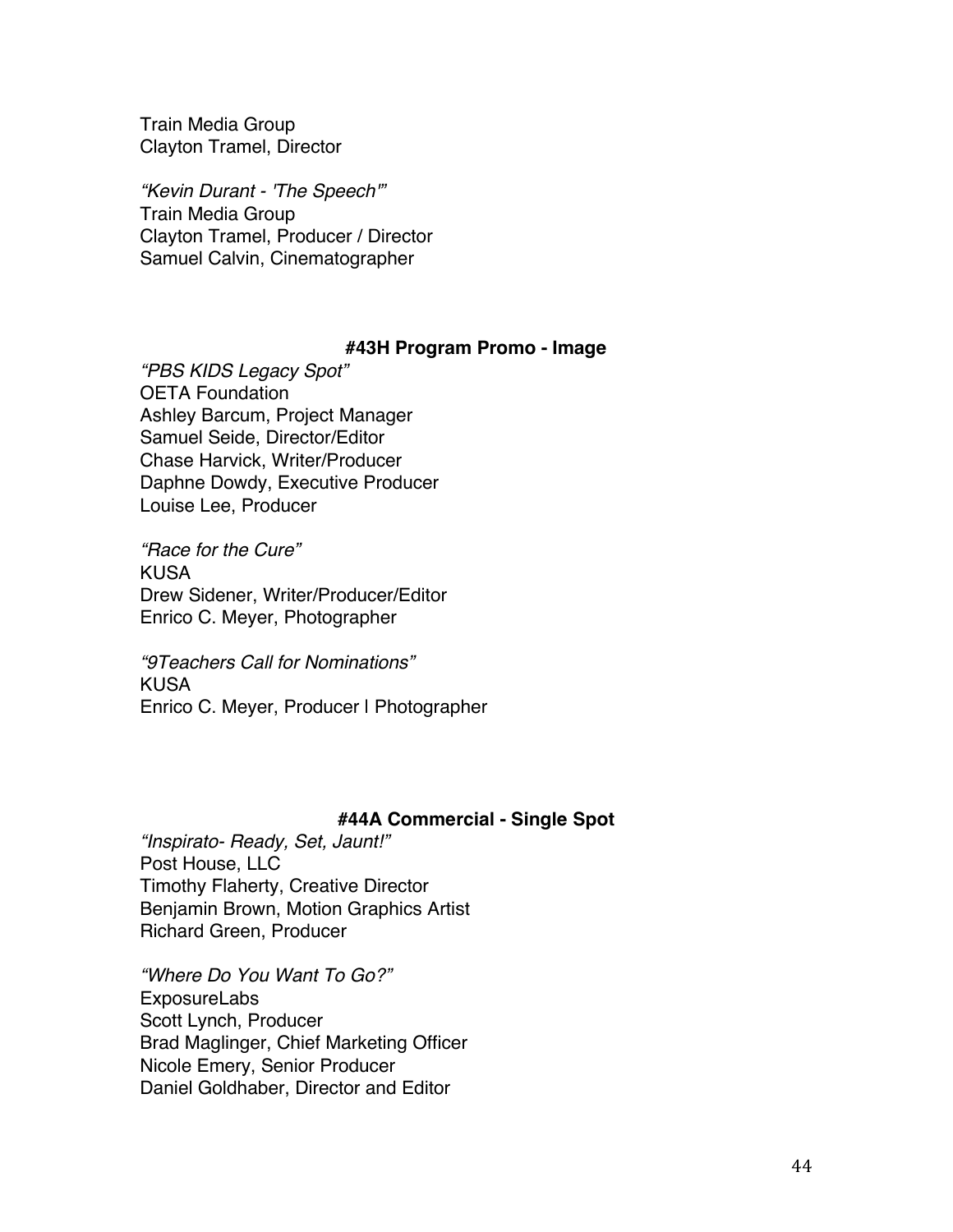Train Media Group
Clayton Tramel, Director

*“Kevin Durant - 'The Speech'”*
Train Media Group
Clayton Tramel, Producer / Director
Samuel Calvin, Cinematographer

### #43H Program Promo - Image

*“PBS KIDS Legacy Spot”*
OETA Foundation
Ashley Barcum, Project Manager
Samuel Seide, Director/Editor
Chase Harvick, Writer/Producer
Daphne Dowdy, Executive Producer
Louise Lee, Producer

*“Race for the Cure”*
KUSA
Drew Sidener, Writer/Producer/Editor
Enrico C. Meyer, Photographer

*“9Teachers Call for Nominations”*
KUSA
Enrico C. Meyer, Producer l Photographer

### #44A Commercial - Single Spot

*“Inspirato- Ready, Set, Jaunt!”*
Post House, LLC
Timothy Flaherty, Creative Director
Benjamin Brown, Motion Graphics Artist
Richard Green, Producer

*“Where Do You Want To Go?”*
ExposureLabs
Scott Lynch, Producer
Brad Maglinger, Chief Marketing Officer
Nicole Emery, Senior Producer
Daniel Goldhaber, Director and Editor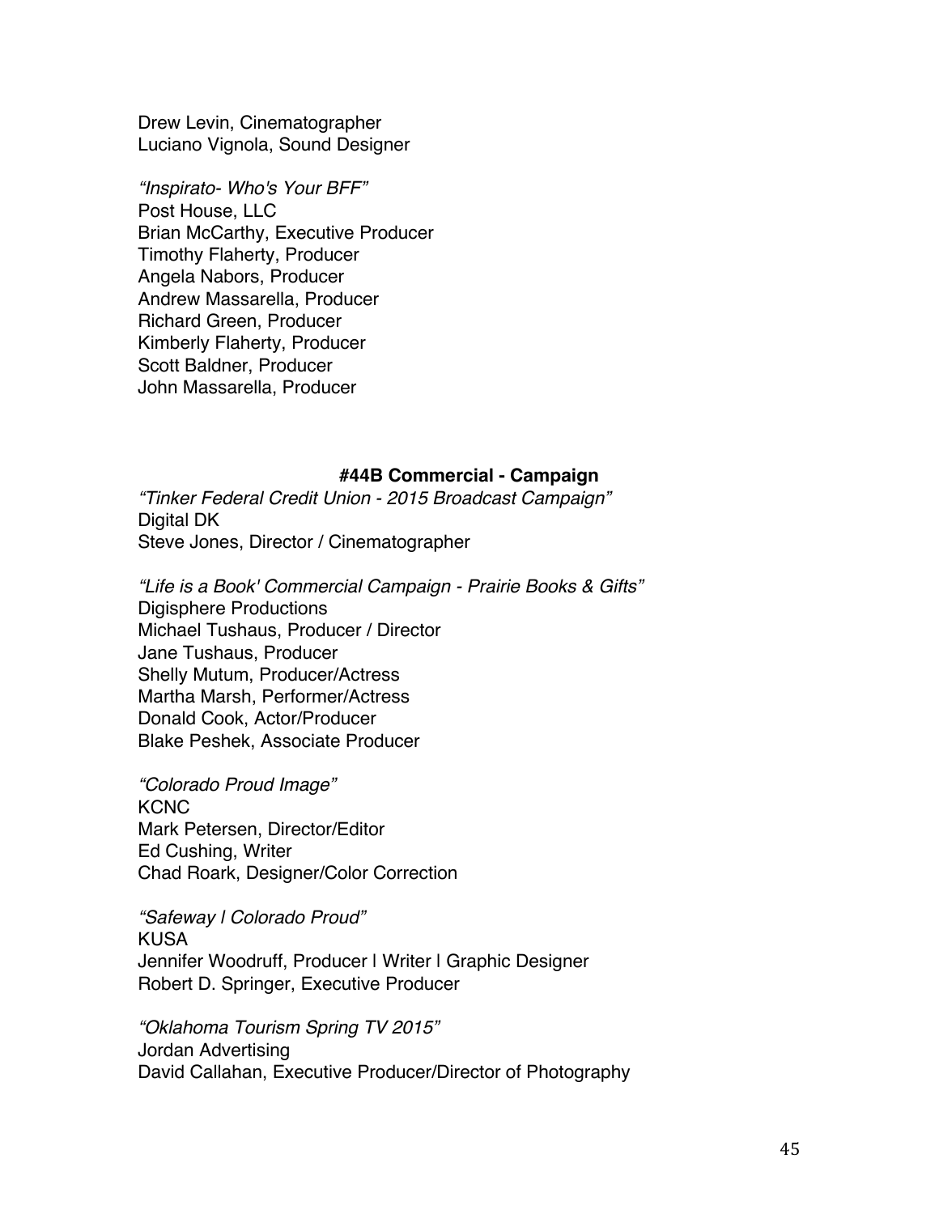Drew Levin, Cinematographer
Luciano Vignola, Sound Designer

*"Inspirato- Who's Your BFF"*
Post House, LLC
Brian McCarthy, Executive Producer
Timothy Flaherty, Producer
Angela Nabors, Producer
Andrew Massarella, Producer
Richard Green, Producer
Kimberly Flaherty, Producer
Scott Baldner, Producer
John Massarella, Producer

### #44B Commercial - Campaign

*"Tinker Federal Credit Union - 2015 Broadcast Campaign"*
Digital DK
Steve Jones, Director / Cinematographer

*"Life is a Book' Commercial Campaign - Prairie Books & Gifts"*
Digisphere Productions
Michael Tushaus, Producer / Director
Jane Tushaus, Producer
Shelly Mutum, Producer/Actress
Martha Marsh, Performer/Actress
Donald Cook, Actor/Producer
Blake Peshek, Associate Producer

*"Colorado Proud Image"*
KCNC
Mark Petersen, Director/Editor
Ed Cushing, Writer
Chad Roark, Designer/Color Correction

*"Safeway | Colorado Proud"*
KUSA
Jennifer Woodruff, Producer | Writer | Graphic Designer
Robert D. Springer, Executive Producer

*"Oklahoma Tourism Spring TV 2015"*
Jordan Advertising
David Callahan, Executive Producer/Director of Photography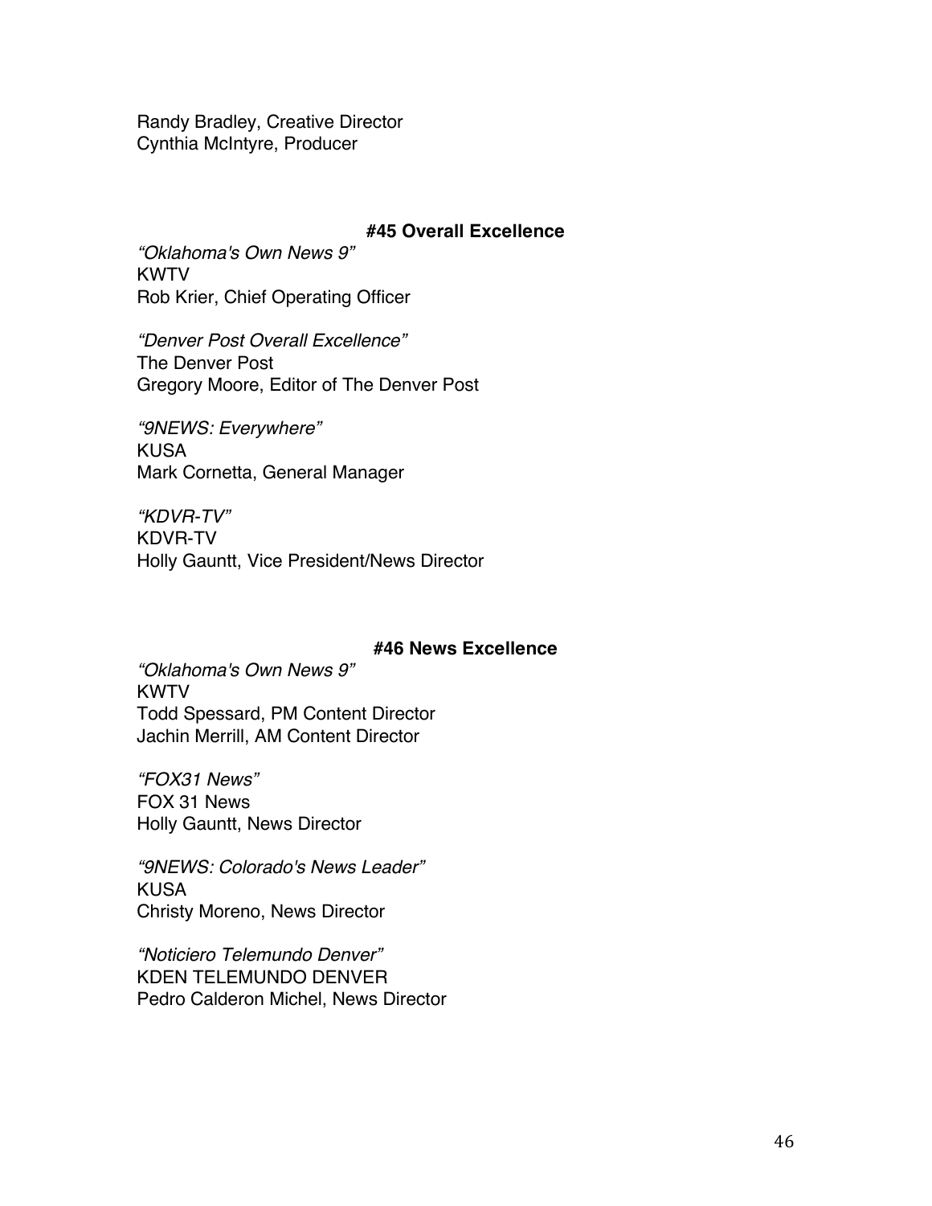Randy Bradley, Creative Director
Cynthia McIntyre, Producer

### #45 Overall Excellence

*"Oklahoma's Own News 9"*
KWTV
Rob Krier, Chief Operating Officer

*"Denver Post Overall Excellence"*
The Denver Post
Gregory Moore, Editor of The Denver Post

*"9NEWS: Everywhere"*
KUSA
Mark Cornetta, General Manager

*"KDVR-TV"*
KDVR-TV
Holly Gauntt, Vice President/News Director

### #46 News Excellence

*"Oklahoma's Own News 9"*
KWTV
Todd Spessard, PM Content Director
Jachin Merrill, AM Content Director

*"FOX31 News"*
FOX 31 News
Holly Gauntt, News Director

*"9NEWS: Colorado's News Leader"*
KUSA
Christy Moreno, News Director

*"Noticiero Telemundo Denver"*
KDEN TELEMUNDO DENVER
Pedro Calderon Michel, News Director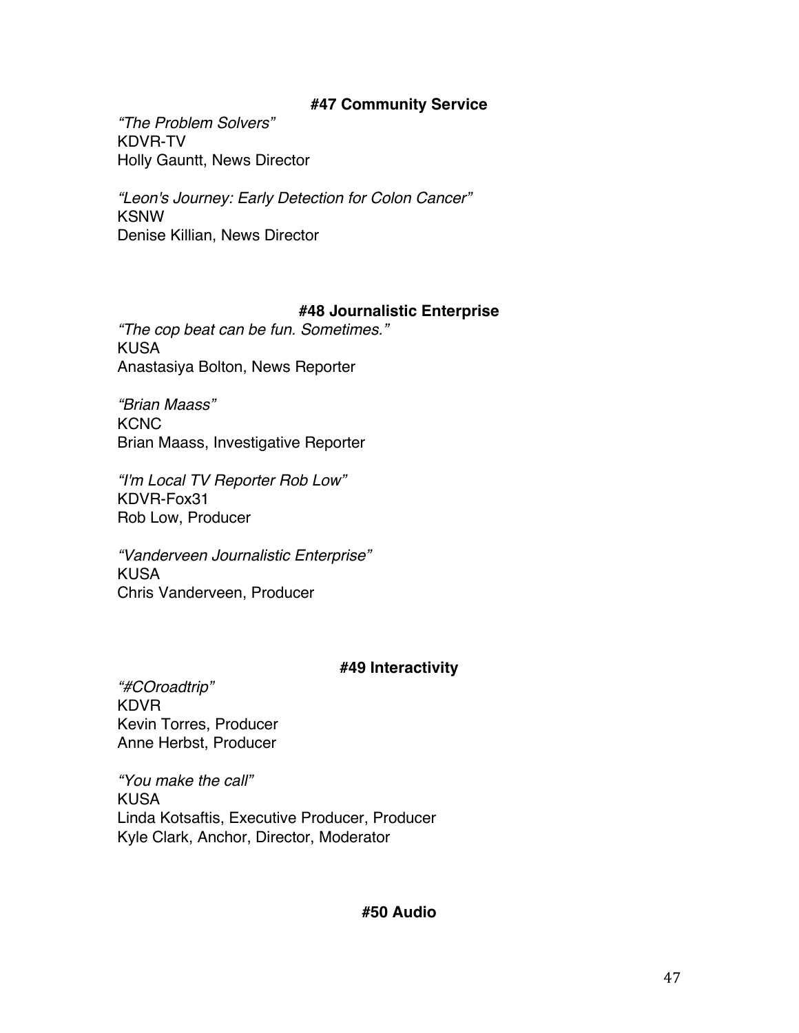### #47 Community Service

*"The Problem Solvers"*
KDVR-TV
Holly Gauntt, News Director

*"Leon's Journey: Early Detection for Colon Cancer"*
KSNW
Denise Killian, News Director

### #48 Journalistic Enterprise

*"The cop beat can be fun. Sometimes."*
KUSA
Anastasiya Bolton, News Reporter

*"Brian Maass"*
KCNC
Brian Maass, Investigative Reporter

*"I'm Local TV Reporter Rob Low"*
KDVR-Fox31
Rob Low, Producer

*"Vanderveen Journalistic Enterprise"*
KUSA
Chris Vanderveen, Producer

### #49 Interactivity

*"#COroadtrip"*
KDVR
Kevin Torres, Producer
Anne Herbst, Producer

*"You make the call"*
KUSA
Linda Kotsaftis, Executive Producer, Producer
Kyle Clark, Anchor, Director, Moderator

### #50 Audio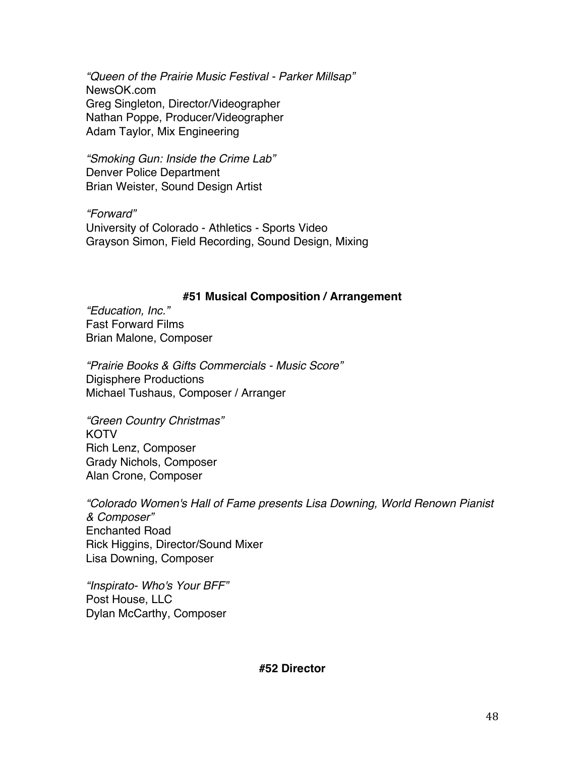*“Queen of the Prairie Music Festival - Parker Millsap”*
NewsOK.com
Greg Singleton, Director/Videographer
Nathan Poppe, Producer/Videographer
Adam Taylor, Mix Engineering

*“Smoking Gun: Inside the Crime Lab”*
Denver Police Department
Brian Weister, Sound Design Artist

*“Forward”*
University of Colorado - Athletics - Sports Video
Grayson Simon, Field Recording, Sound Design, Mixing

**#51 Musical Composition / Arrangement**

*“Education, Inc.”*
Fast Forward Films
Brian Malone, Composer

*“Prairie Books & Gifts Commercials - Music Score”*
Digisphere Productions
Michael Tushaus, Composer / Arranger

*“Green Country Christmas”*
KOTV
Rich Lenz, Composer
Grady Nichols, Composer
Alan Crone, Composer

*“Colorado Women's Hall of Fame presents Lisa Downing, World Renown Pianist & Composer”*
Enchanted Road
Rick Higgins, Director/Sound Mixer
Lisa Downing, Composer

*“Inspirato- Who's Your BFF”*
Post House, LLC
Dylan McCarthy, Composer

**#52 Director**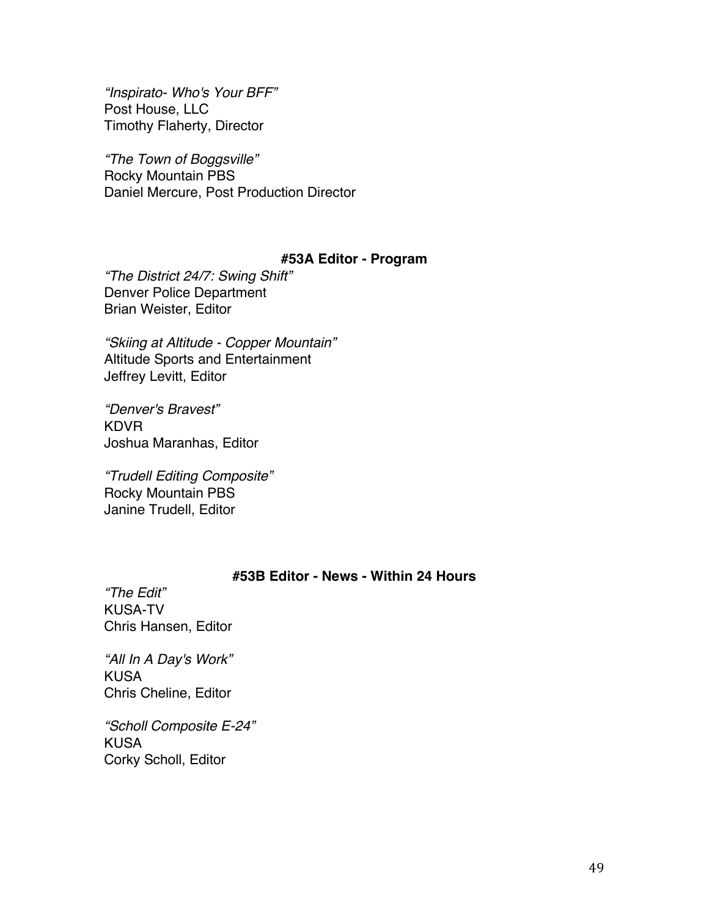*“Inspirato- Who's Your BFF”*
Post House, LLC
Timothy Flaherty, Director

*“The Town of Boggsville”*
Rocky Mountain PBS
Daniel Mercure, Post Production Director

### #53A Editor - Program

*“The District 24/7: Swing Shift”*
Denver Police Department
Brian Weister, Editor

*“Skiing at Altitude - Copper Mountain”*
Altitude Sports and Entertainment
Jeffrey Levitt, Editor

*“Denver's Bravest”*
KDVR
Joshua Maranhas, Editor

*“Trudell Editing Composite”*
Rocky Mountain PBS
Janine Trudell, Editor

### #53B Editor - News - Within 24 Hours

*“The Edit”*
KUSA-TV
Chris Hansen, Editor

*“All In A Day's Work”*
KUSA
Chris Cheline, Editor

*“Scholl Composite E-24”*
KUSA
Corky Scholl, Editor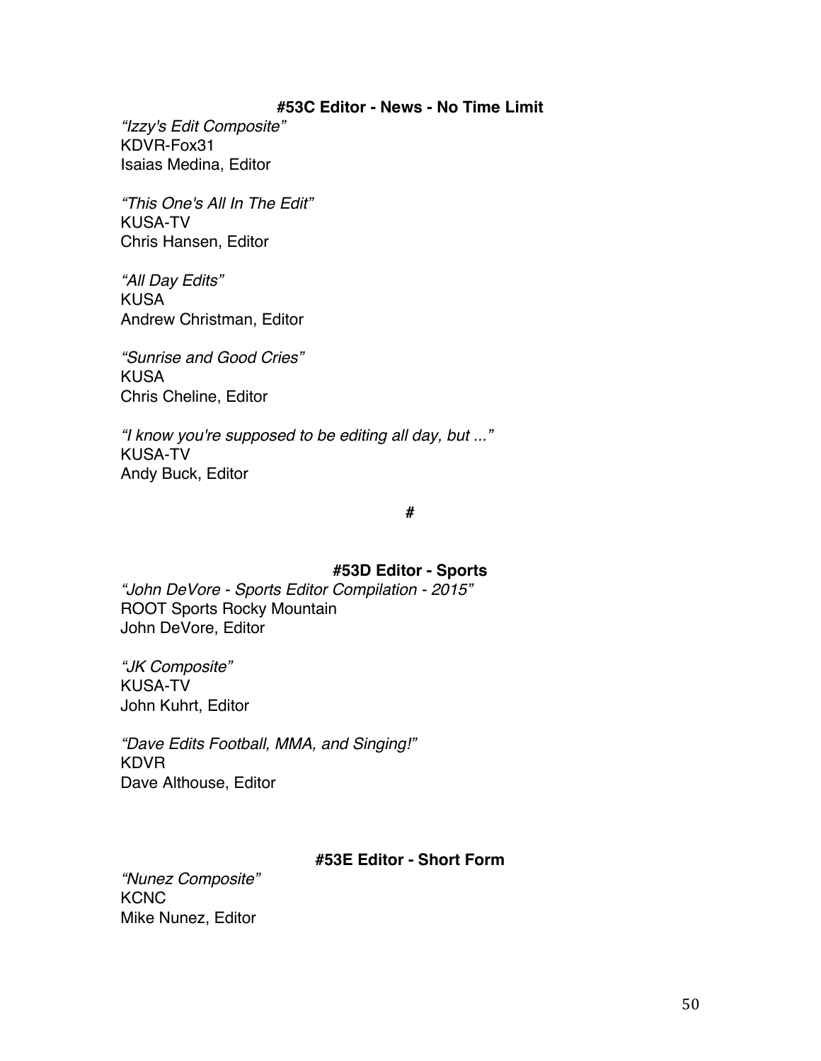**#53C Editor - News - No Time Limit**

*“Izzy's Edit Composite”*
KDVR-Fox31
Isaias Medina, Editor

*“This One's All In The Edit”*
KUSA-TV
Chris Hansen, Editor

*“All Day Edits”*
KUSA
Andrew Christman, Editor

*“Sunrise and Good Cries”*
KUSA
Chris Cheline, Editor

*“I know you're supposed to be editing all day, but ...”*
KUSA-TV
Andy Buck, Editor

**#**

**#53D Editor - Sports**

*“John DeVore - Sports Editor Compilation - 2015”*
ROOT Sports Rocky Mountain
John DeVore, Editor

*“JK Composite”*
KUSA-TV
John Kuhrt, Editor

*“Dave Edits Football, MMA, and Singing!”*
KDVR
Dave Althouse, Editor

**#53E Editor - Short Form**

*“Nunez Composite”*
KCNC
Mike Nunez, Editor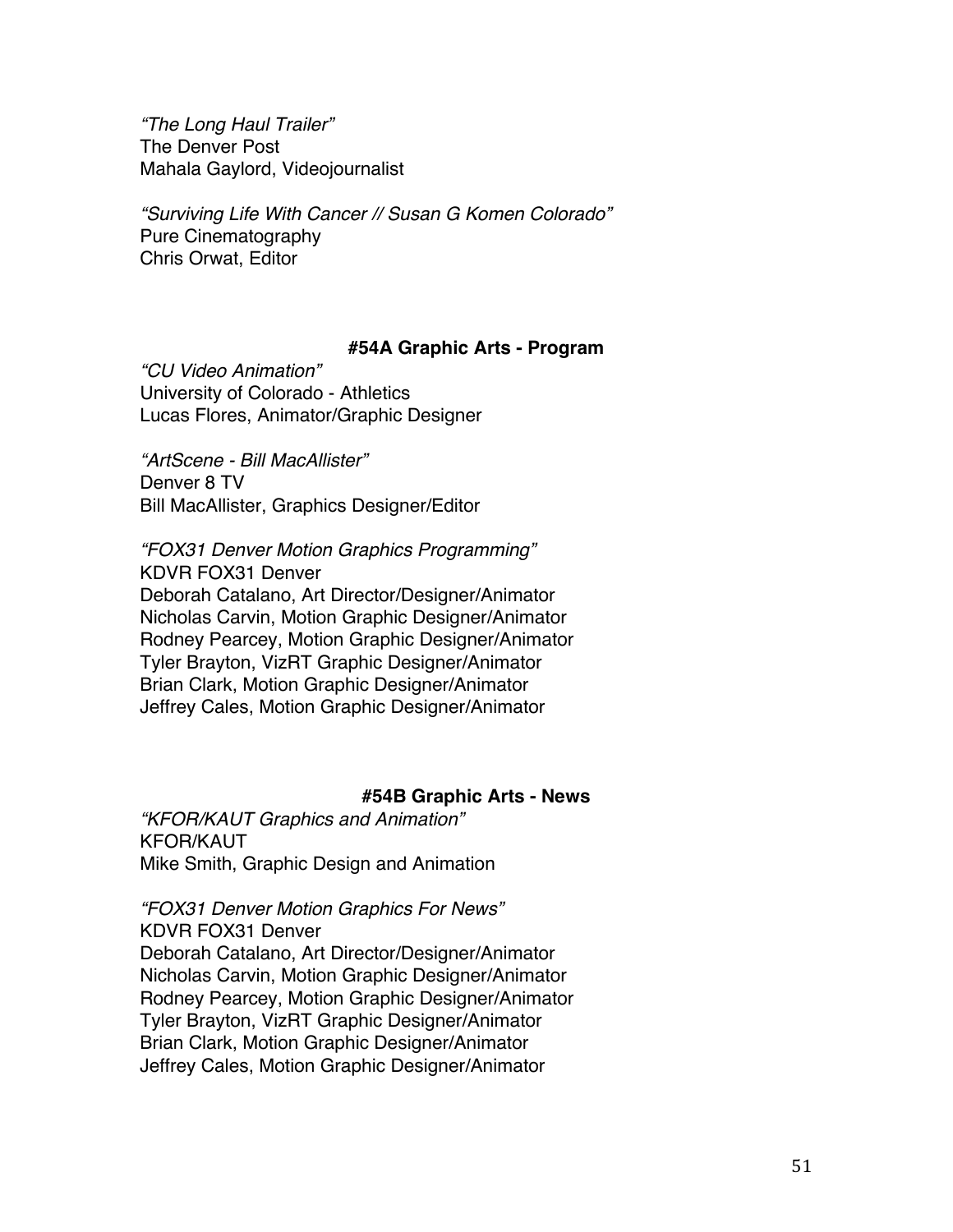*"The Long Haul Trailer"*
The Denver Post
Mahala Gaylord, Videojournalist

*"Surviving Life With Cancer // Susan G Komen Colorado"*
Pure Cinematography
Chris Orwat, Editor

### #54A Graphic Arts - Program

*"CU Video Animation"*
University of Colorado - Athletics
Lucas Flores, Animator/Graphic Designer

*"ArtScene - Bill MacAllister"*
Denver 8 TV
Bill MacAllister, Graphics Designer/Editor

*"FOX31 Denver Motion Graphics Programming"*
KDVR FOX31 Denver
Deborah Catalano, Art Director/Designer/Animator
Nicholas Carvin, Motion Graphic Designer/Animator
Rodney Pearcey, Motion Graphic Designer/Animator
Tyler Brayton, VizRT Graphic Designer/Animator
Brian Clark, Motion Graphic Designer/Animator
Jeffrey Cales, Motion Graphic Designer/Animator

### #54B Graphic Arts - News

*"KFOR/KAUT Graphics and Animation"*
KFOR/KAUT
Mike Smith, Graphic Design and Animation

*"FOX31 Denver Motion Graphics For News"*
KDVR FOX31 Denver
Deborah Catalano, Art Director/Designer/Animator
Nicholas Carvin, Motion Graphic Designer/Animator
Rodney Pearcey, Motion Graphic Designer/Animator
Tyler Brayton, VizRT Graphic Designer/Animator
Brian Clark, Motion Graphic Designer/Animator
Jeffrey Cales, Motion Graphic Designer/Animator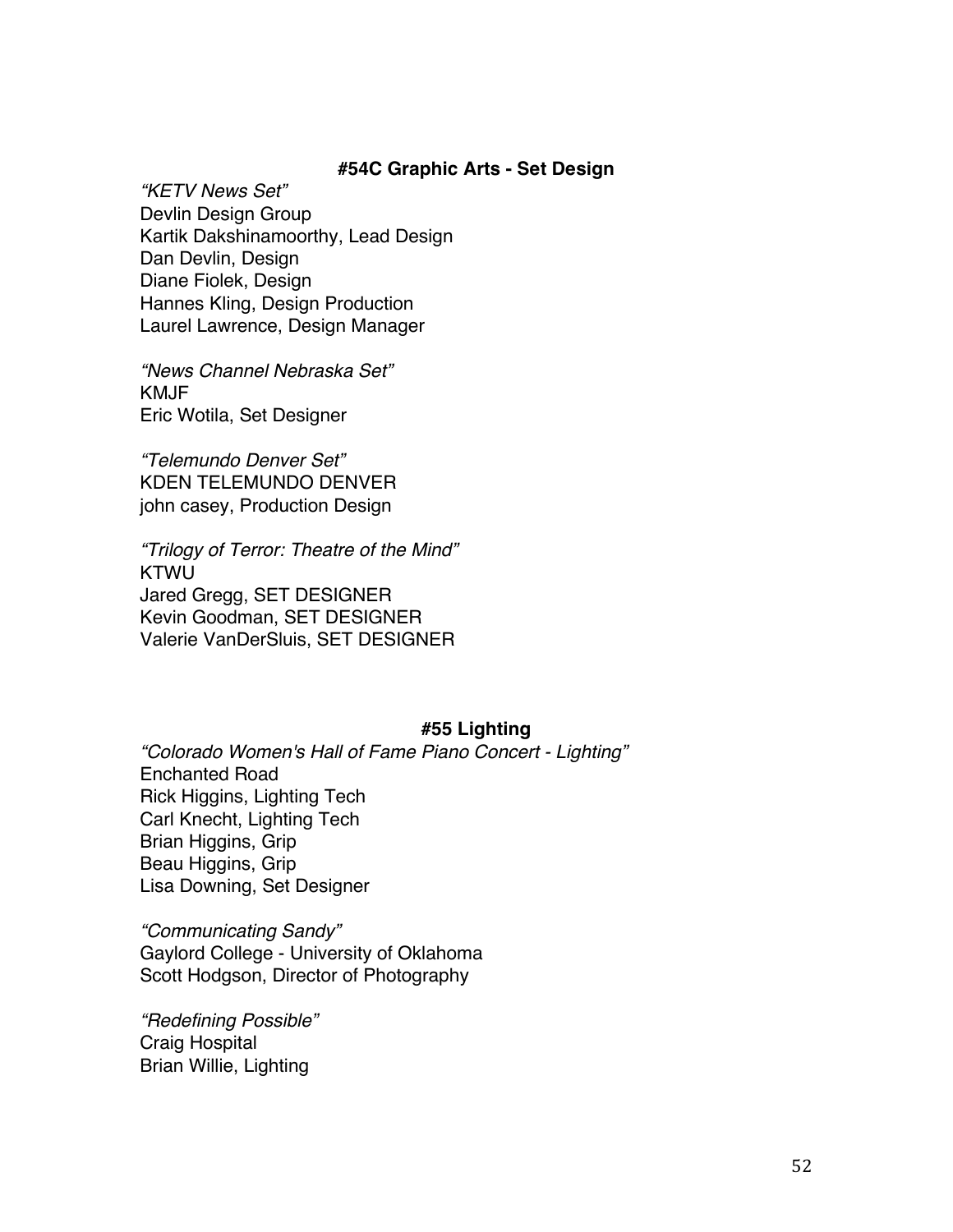### #54C Graphic Arts - Set Design

*“KETV News Set”*
Devlin Design Group
Kartik Dakshinamoorthy, Lead Design
Dan Devlin, Design
Diane Fiolek, Design
Hannes Kling, Design Production
Laurel Lawrence, Design Manager

*“News Channel Nebraska Set”*
KMJF
Eric Wotila, Set Designer

*“Telemundo Denver Set”*
KDEN TELEMUNDO DENVER
john casey, Production Design

*“Trilogy of Terror: Theatre of the Mind”*
KTWU
Jared Gregg, SET DESIGNER
Kevin Goodman, SET DESIGNER
Valerie VanDerSluis, SET DESIGNER

### #55 Lighting

*“Colorado Women's Hall of Fame Piano Concert - Lighting”*
Enchanted Road
Rick Higgins, Lighting Tech
Carl Knecht, Lighting Tech
Brian Higgins, Grip
Beau Higgins, Grip
Lisa Downing, Set Designer

*“Communicating Sandy”*
Gaylord College - University of Oklahoma
Scott Hodgson, Director of Photography

*“Redefining Possible”*
Craig Hospital
Brian Willie, Lighting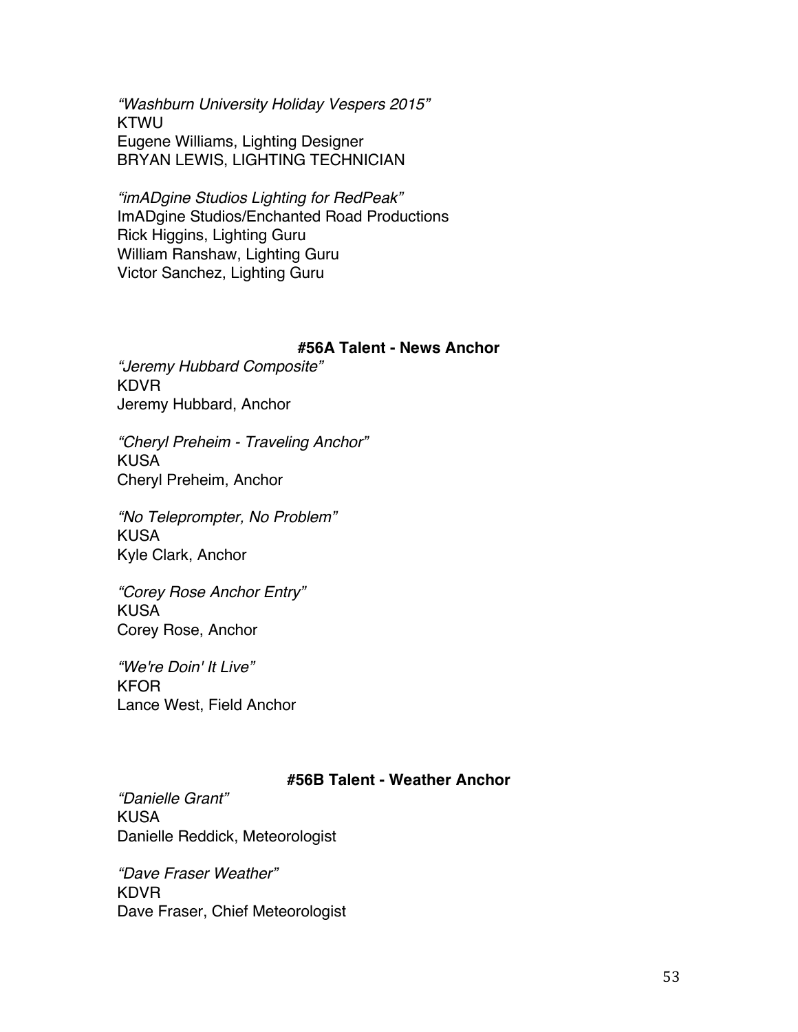*“Washburn University Holiday Vespers 2015”*
KTWU
Eugene Williams, Lighting Designer
BRYAN LEWIS, LIGHTING TECHNICIAN

*“imADgine Studios Lighting for RedPeak”*
ImADgine Studios/Enchanted Road Productions
Rick Higgins, Lighting Guru
William Ranshaw, Lighting Guru
Victor Sanchez, Lighting Guru

### #56A Talent - News Anchor

*“Jeremy Hubbard Composite”*
KDVR
Jeremy Hubbard, Anchor

*“Cheryl Preheim - Traveling Anchor”*
KUSA
Cheryl Preheim, Anchor

*“No Teleprompter, No Problem”*
KUSA
Kyle Clark, Anchor

*“Corey Rose Anchor Entry”*
KUSA
Corey Rose, Anchor

*“We're Doin' It Live”*
KFOR
Lance West, Field Anchor

### #56B Talent - Weather Anchor

*“Danielle Grant”*
KUSA
Danielle Reddick, Meteorologist

*“Dave Fraser Weather”*
KDVR
Dave Fraser, Chief Meteorologist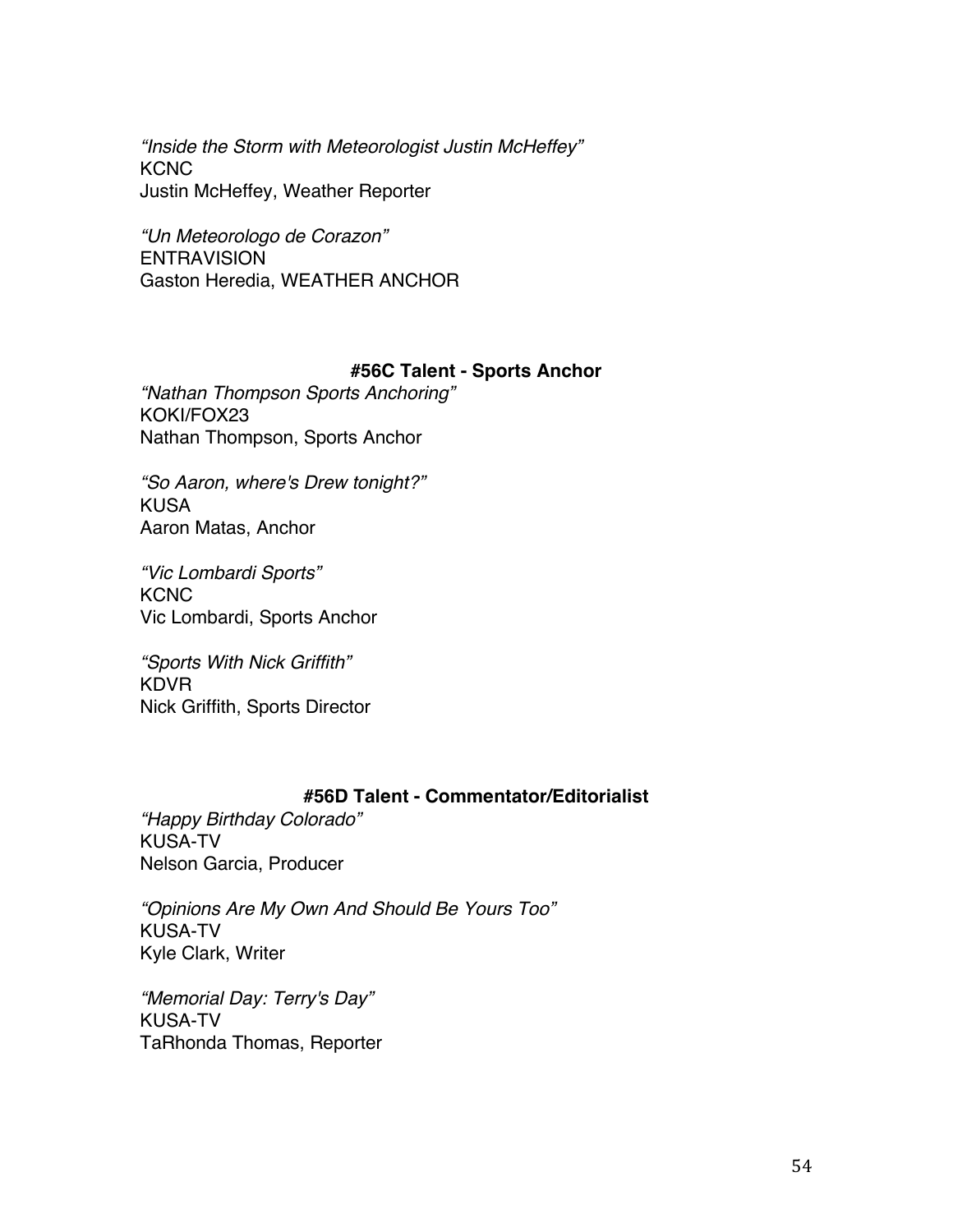*“Inside the Storm with Meteorologist Justin McHeffey”*
KCNC
Justin McHeffey, Weather Reporter

*“Un Meteorologo de Corazon”*
ENTRAVISION
Gaston Heredia, WEATHER ANCHOR

### #56C Talent - Sports Anchor

*“Nathan Thompson Sports Anchoring”*
KOKI/FOX23
Nathan Thompson, Sports Anchor

*“So Aaron, where's Drew tonight?”*
KUSA
Aaron Matas, Anchor

*“Vic Lombardi Sports”*
KCNC
Vic Lombardi, Sports Anchor

*“Sports With Nick Griffith”*
KDVR
Nick Griffith, Sports Director

### #56D Talent - Commentator/Editorialist

*“Happy Birthday Colorado”*
KUSA-TV
Nelson Garcia, Producer

*“Opinions Are My Own And Should Be Yours Too”*
KUSA-TV
Kyle Clark, Writer

*“Memorial Day: Terry's Day”*
KUSA-TV
TaRhonda Thomas, Reporter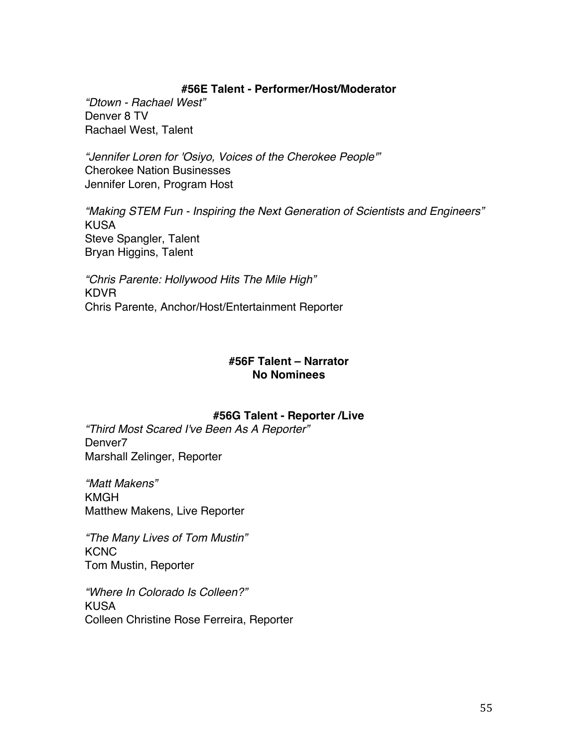### #56E Talent - Performer/Host/Moderator

*"Dtown - Rachael West"*
Denver 8 TV
Rachael West, Talent

*"Jennifer Loren for 'Osiyo, Voices of the Cherokee People'"*
Cherokee Nation Businesses
Jennifer Loren, Program Host

*"Making STEM Fun - Inspiring the Next Generation of Scientists and Engineers"*
KUSA
Steve Spangler, Talent
Bryan Higgins, Talent

*"Chris Parente: Hollywood Hits The Mile High"*
KDVR
Chris Parente, Anchor/Host/Entertainment Reporter

### #56F Talent – Narrator
**No Nominees**

### #56G Talent - Reporter /Live

*"Third Most Scared I've Been As A Reporter"*
Denver7
Marshall Zelinger, Reporter

*"Matt Makens"*
KMGH
Matthew Makens, Live Reporter

*"The Many Lives of Tom Mustin"*
KCNC
Tom Mustin, Reporter

*"Where In Colorado Is Colleen?"*
KUSA
Colleen Christine Rose Ferreira, Reporter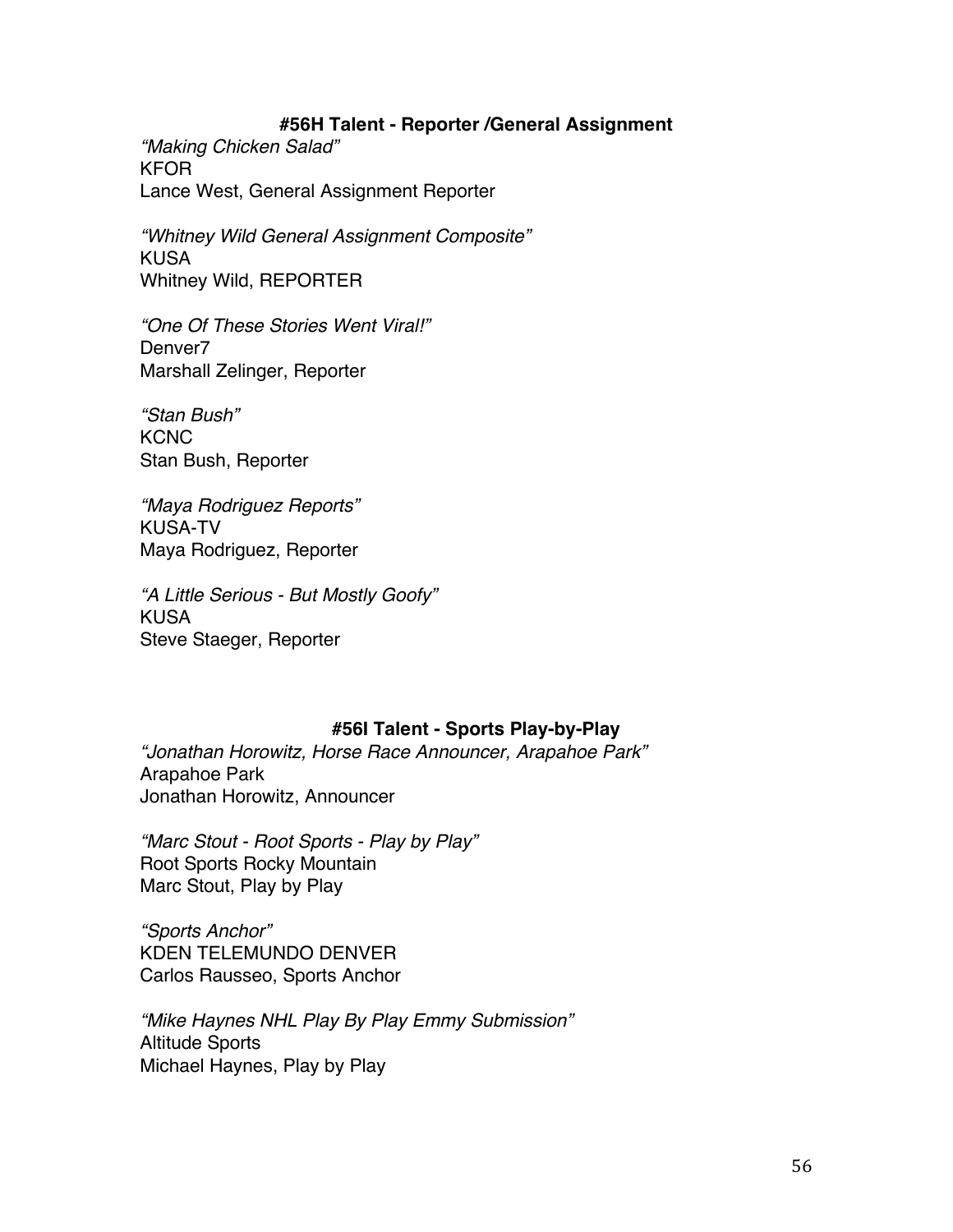### #56H Talent - Reporter /General Assignment

*"Making Chicken Salad"*
KFOR
Lance West, General Assignment Reporter

*"Whitney Wild General Assignment Composite"*
KUSA
Whitney Wild, REPORTER

*"One Of These Stories Went Viral!"*
Denver7
Marshall Zelinger, Reporter

*"Stan Bush"*
KCNC
Stan Bush, Reporter

*"Maya Rodriguez Reports"*
KUSA-TV
Maya Rodriguez, Reporter

*"A Little Serious - But Mostly Goofy"*
KUSA
Steve Staeger, Reporter

### #56I Talent - Sports Play-by-Play

*"Jonathan Horowitz, Horse Race Announcer, Arapahoe Park"*
Arapahoe Park
Jonathan Horowitz, Announcer

*"Marc Stout - Root Sports - Play by Play"*
Root Sports Rocky Mountain
Marc Stout, Play by Play

*"Sports Anchor"*
KDEN TELEMUNDO DENVER
Carlos Rausseo, Sports Anchor

*"Mike Haynes NHL Play By Play Emmy Submission"*
Altitude Sports
Michael Haynes, Play by Play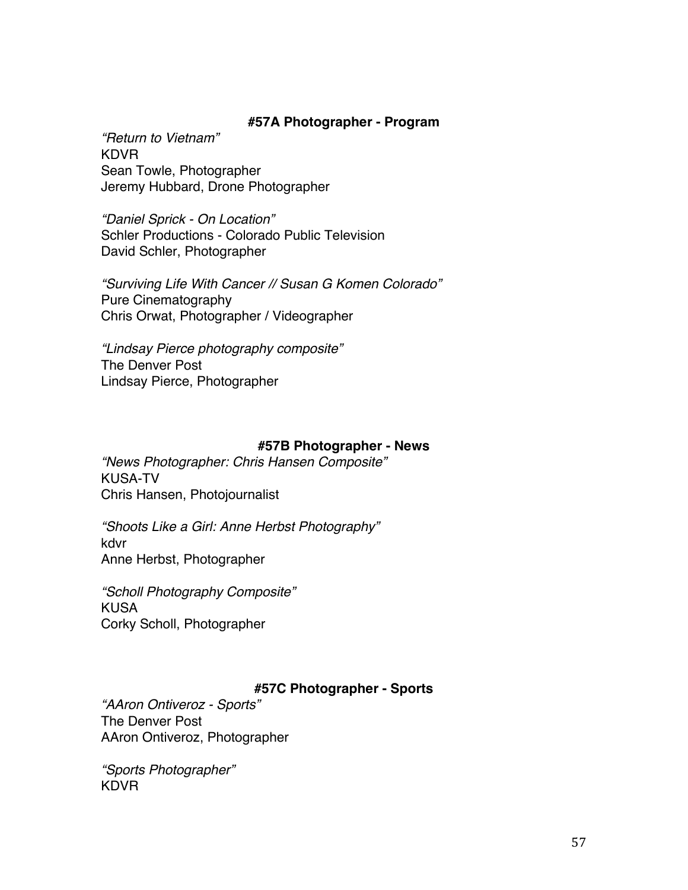### #57A Photographer - Program

*"Return to Vietnam"*
KDVR
Sean Towle, Photographer
Jeremy Hubbard, Drone Photographer

*"Daniel Sprick - On Location"*
Schler Productions - Colorado Public Television
David Schler, Photographer

*"Surviving Life With Cancer // Susan G Komen Colorado"*
Pure Cinematography
Chris Orwat, Photographer / Videographer

*"Lindsay Pierce photography composite"*
The Denver Post
Lindsay Pierce, Photographer

### #57B Photographer - News

*"News Photographer: Chris Hansen Composite"*
KUSA-TV
Chris Hansen, Photojournalist

*"Shoots Like a Girl: Anne Herbst Photography"*
kdvr
Anne Herbst, Photographer

*"Scholl Photography Composite"*
KUSA
Corky Scholl, Photographer

### #57C Photographer - Sports

*"AAron Ontiveroz - Sports"*
The Denver Post
AAron Ontiveroz, Photographer

*"Sports Photographer"*
KDVR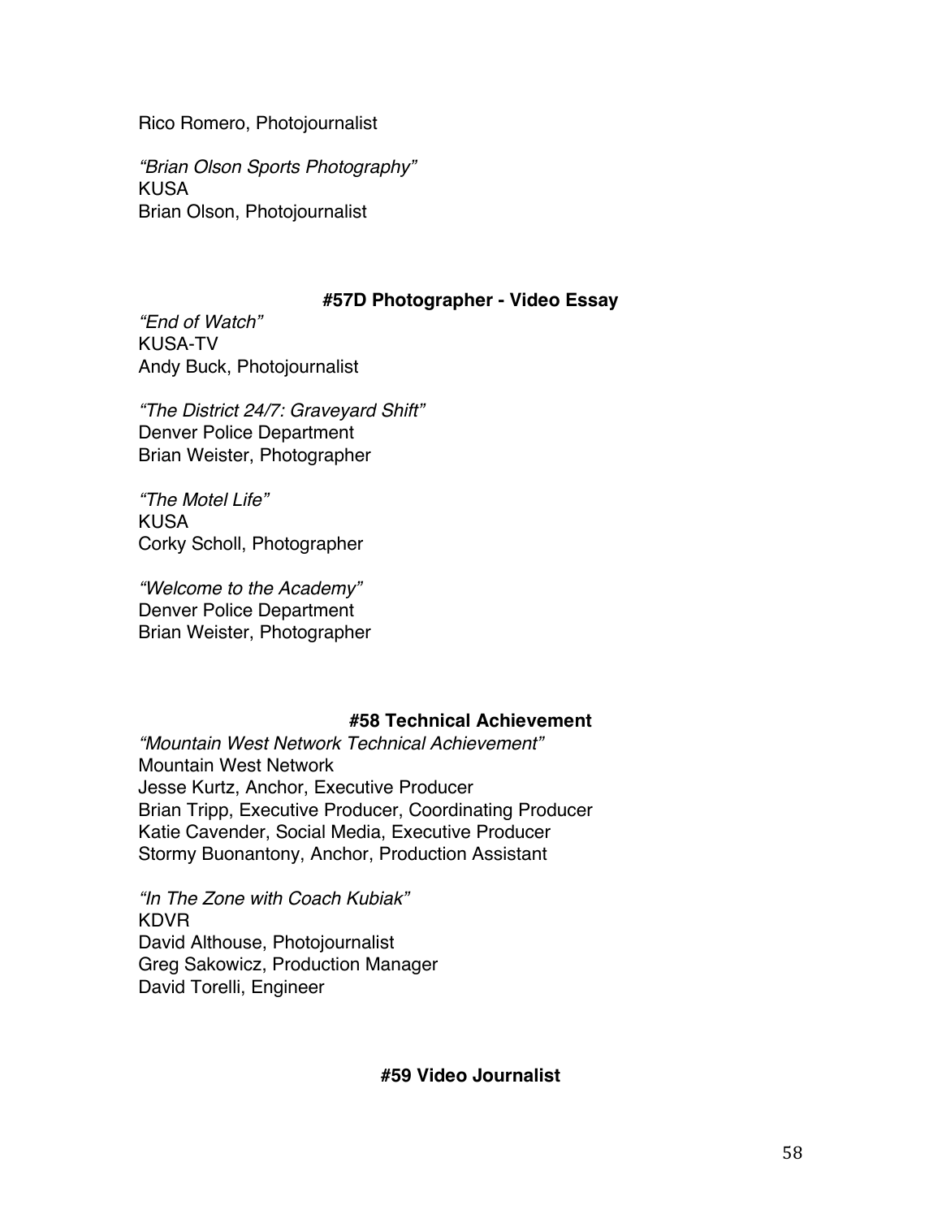Rico Romero, Photojournalist

*“Brian Olson Sports Photography”*
KUSA
Brian Olson, Photojournalist

**#57D Photographer - Video Essay**

*“End of Watch”*
KUSA-TV
Andy Buck, Photojournalist

*“The District 24/7: Graveyard Shift”*
Denver Police Department
Brian Weister, Photographer

*“The Motel Life”*
KUSA
Corky Scholl, Photographer

*“Welcome to the Academy”*
Denver Police Department
Brian Weister, Photographer

**#58 Technical Achievement**

*“Mountain West Network Technical Achievement”*
Mountain West Network
Jesse Kurtz, Anchor, Executive Producer
Brian Tripp, Executive Producer, Coordinating Producer
Katie Cavender, Social Media, Executive Producer
Stormy Buonantony, Anchor, Production Assistant

*“In The Zone with Coach Kubiak”*
KDVR
David Althouse, Photojournalist
Greg Sakowicz, Production Manager
David Torelli, Engineer

**#59 Video Journalist**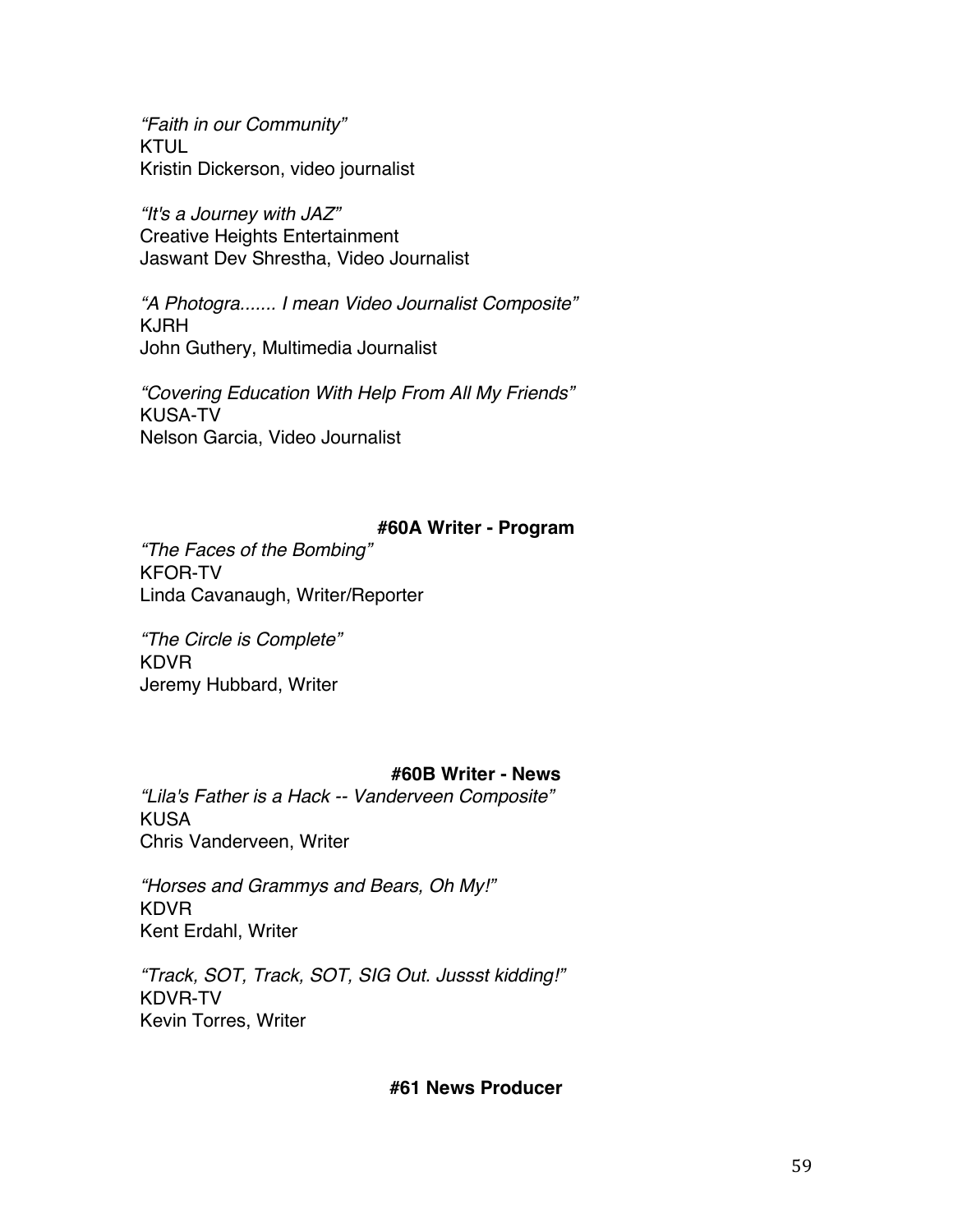*"Faith in our Community"*
KTUL
Kristin Dickerson, video journalist

*"It's a Journey with JAZ"*
Creative Heights Entertainment
Jaswant Dev Shrestha, Video Journalist

*"A Photogra....... I mean Video Journalist Composite"*
KJRH
John Guthery, Multimedia Journalist

*"Covering Education With Help From All My Friends"*
KUSA-TV
Nelson Garcia, Video Journalist

### #60A Writer - Program

*"The Faces of the Bombing"*
KFOR-TV
Linda Cavanaugh, Writer/Reporter

*"The Circle is Complete"*
KDVR
Jeremy Hubbard, Writer

### #60B Writer - News

*"Lila's Father is a Hack -- Vanderveen Composite"*
KUSA
Chris Vanderveen, Writer

*"Horses and Grammys and Bears, Oh My!"*
KDVR
Kent Erdahl, Writer

*"Track, SOT, Track, SOT, SIG Out. Jussst kidding!"*
KDVR-TV
Kevin Torres, Writer

### #61 News Producer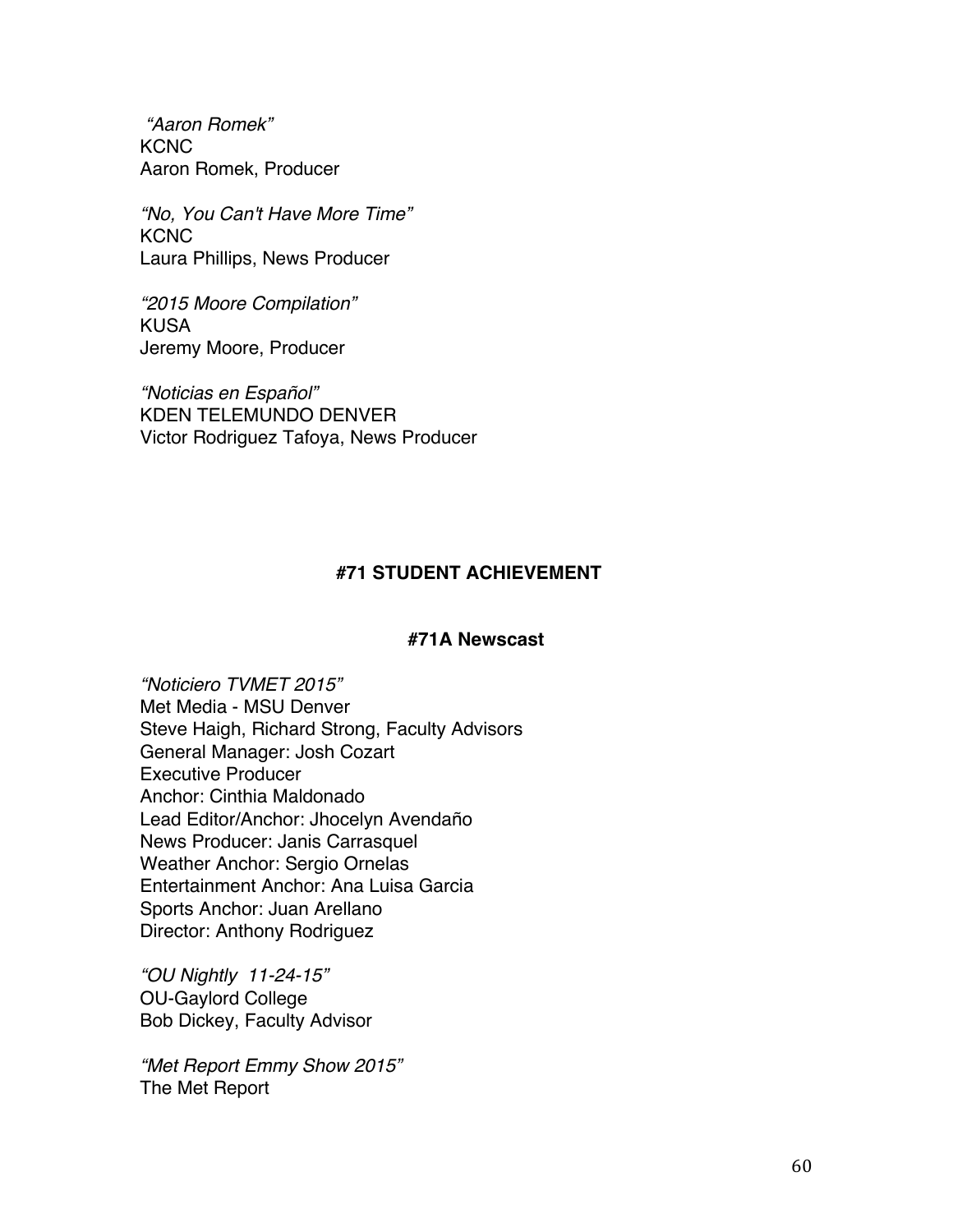*"Aaron Romek"*
KCNC
Aaron Romek, Producer

*"No, You Can't Have More Time"*
KCNC
Laura Phillips, News Producer

*"2015 Moore Compilation"*
KUSA
Jeremy Moore, Producer

*"Noticias en Español"*
KDEN TELEMUNDO DENVER
Victor Rodriguez Tafoya, News Producer

## #71 STUDENT ACHIEVEMENT

### #71A Newscast

*"Noticiero TVMET 2015"*
Met Media - MSU Denver
Steve Haigh, Richard Strong, Faculty Advisors
General Manager: Josh Cozart
Executive Producer
Anchor: Cinthia Maldonado
Lead Editor/Anchor: Jhocelyn Avendaño
News Producer: Janis Carrasquel
Weather Anchor: Sergio Ornelas
Entertainment Anchor: Ana Luisa Garcia
Sports Anchor: Juan Arellano
Director: Anthony Rodriguez

*"OU Nightly 11-24-15"*
OU-Gaylord College
Bob Dickey, Faculty Advisor

*"Met Report Emmy Show 2015"*
The Met Report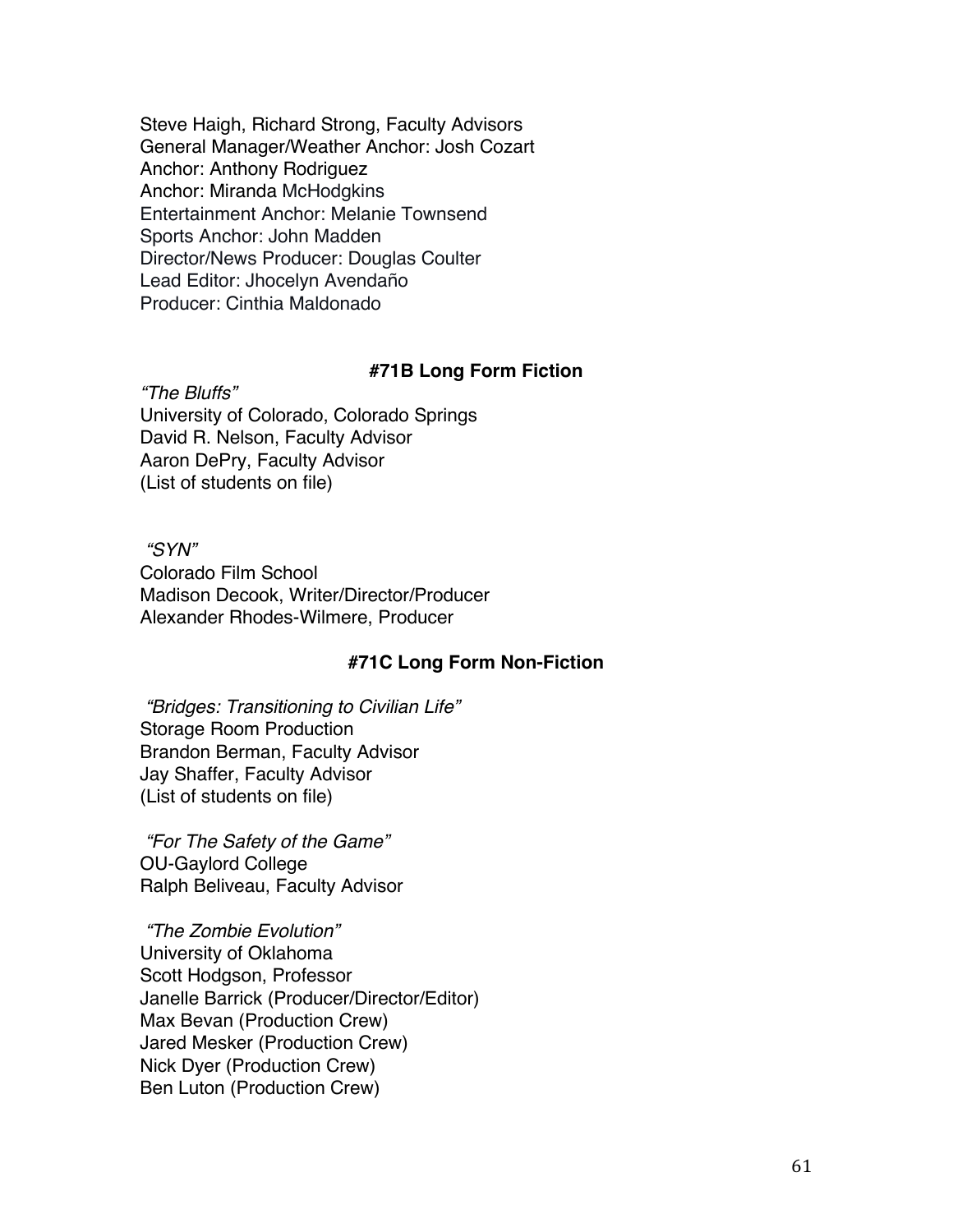Steve Haigh, Richard Strong, Faculty Advisors
General Manager/Weather Anchor: Josh Cozart
Anchor: Anthony Rodriguez
Anchor: Miranda McHodgkins
Entertainment Anchor: Melanie Townsend
Sports Anchor: John Madden
Director/News Producer: Douglas Coulter
Lead Editor: Jhocelyn Avendaño
Producer: Cinthia Maldonado

### #71B Long Form Fiction

*"The Bluffs"*
University of Colorado, Colorado Springs
David R. Nelson, Faculty Advisor
Aaron DePry, Faculty Advisor
(List of students on file)

*"SYN"*
Colorado Film School
Madison Decook, Writer/Director/Producer
Alexander Rhodes-Wilmere, Producer

### #71C Long Form Non-Fiction

*"Bridges: Transitioning to Civilian Life"*
Storage Room Production
Brandon Berman, Faculty Advisor
Jay Shaffer, Faculty Advisor
(List of students on file)

*"For The Safety of the Game"*
OU-Gaylord College
Ralph Beliveau, Faculty Advisor

*"The Zombie Evolution"*
University of Oklahoma
Scott Hodgson, Professor
Janelle Barrick (Producer/Director/Editor)
Max Bevan (Production Crew)
Jared Mesker (Production Crew)
Nick Dyer (Production Crew)
Ben Luton (Production Crew)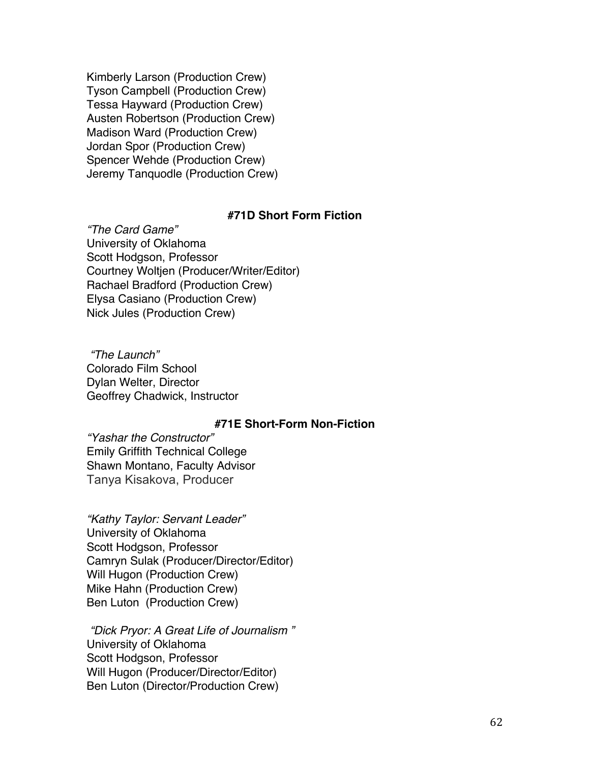Kimberly Larson (Production Crew)
Tyson Campbell (Production Crew)
Tessa Hayward (Production Crew)
Austen Robertson (Production Crew)
Madison Ward (Production Crew)
Jordan Spor (Production Crew)
Spencer Wehde (Production Crew)
Jeremy Tanquodle (Production Crew)

### #71D Short Form Fiction

*"The Card Game"*
University of Oklahoma
Scott Hodgson, Professor
Courtney Woltjen (Producer/Writer/Editor)
Rachael Bradford (Production Crew)
Elysa Casiano (Production Crew)
Nick Jules (Production Crew)

*"The Launch"*
Colorado Film School
Dylan Welter, Director
Geoffrey Chadwick, Instructor

### #71E Short-Form Non-Fiction

*"Yashar the Constructor"*
Emily Griffith Technical College
Shawn Montano, Faculty Advisor
Tanya Kisakova, Producer

*"Kathy Taylor: Servant Leader"*
University of Oklahoma
Scott Hodgson, Professor
Camryn Sulak (Producer/Director/Editor)
Will Hugon (Production Crew)
Mike Hahn (Production Crew)
Ben Luton (Production Crew)

*"Dick Pryor: A Great Life of Journalism "*
University of Oklahoma
Scott Hodgson, Professor
Will Hugon (Producer/Director/Editor)
Ben Luton (Director/Production Crew)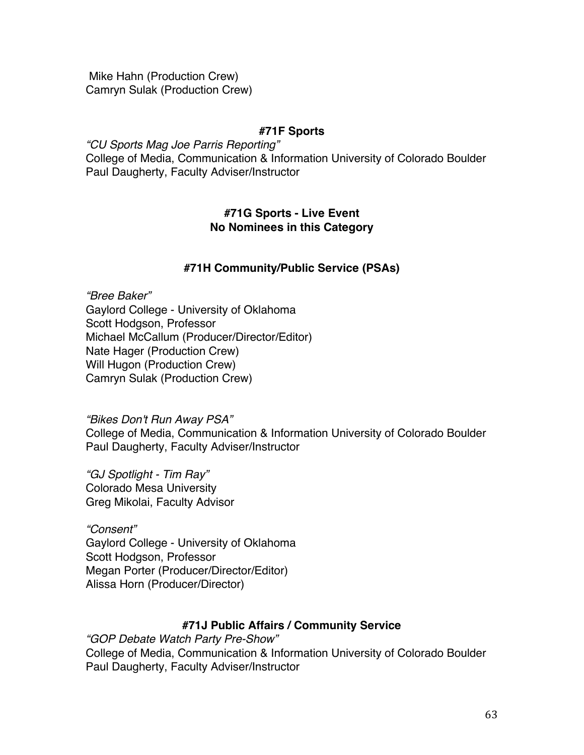Mike Hahn (Production Crew)
Camryn Sulak (Production Crew)

### #71F Sports

*"CU Sports Mag Joe Parris Reporting"*
College of Media, Communication & Information University of Colorado Boulder
Paul Daugherty, Faculty Adviser/Instructor

### #71G Sports - Live Event
### No Nominees in this Category

### #71H Community/Public Service (PSAs)

*"Bree Baker"*
Gaylord College - University of Oklahoma
Scott Hodgson, Professor
Michael McCallum (Producer/Director/Editor)
Nate Hager (Production Crew)
Will Hugon (Production Crew)
Camryn Sulak (Production Crew)

*"Bikes Don't Run Away PSA"*
College of Media, Communication & Information University of Colorado Boulder
Paul Daugherty, Faculty Adviser/Instructor

*"GJ Spotlight - Tim Ray"*
Colorado Mesa University
Greg Mikolai, Faculty Advisor

*"Consent"*
Gaylord College - University of Oklahoma
Scott Hodgson, Professor
Megan Porter (Producer/Director/Editor)
Alissa Horn (Producer/Director)

### #71J Public Affairs / Community Service

*"GOP Debate Watch Party Pre-Show"*
College of Media, Communication & Information University of Colorado Boulder
Paul Daugherty, Faculty Adviser/Instructor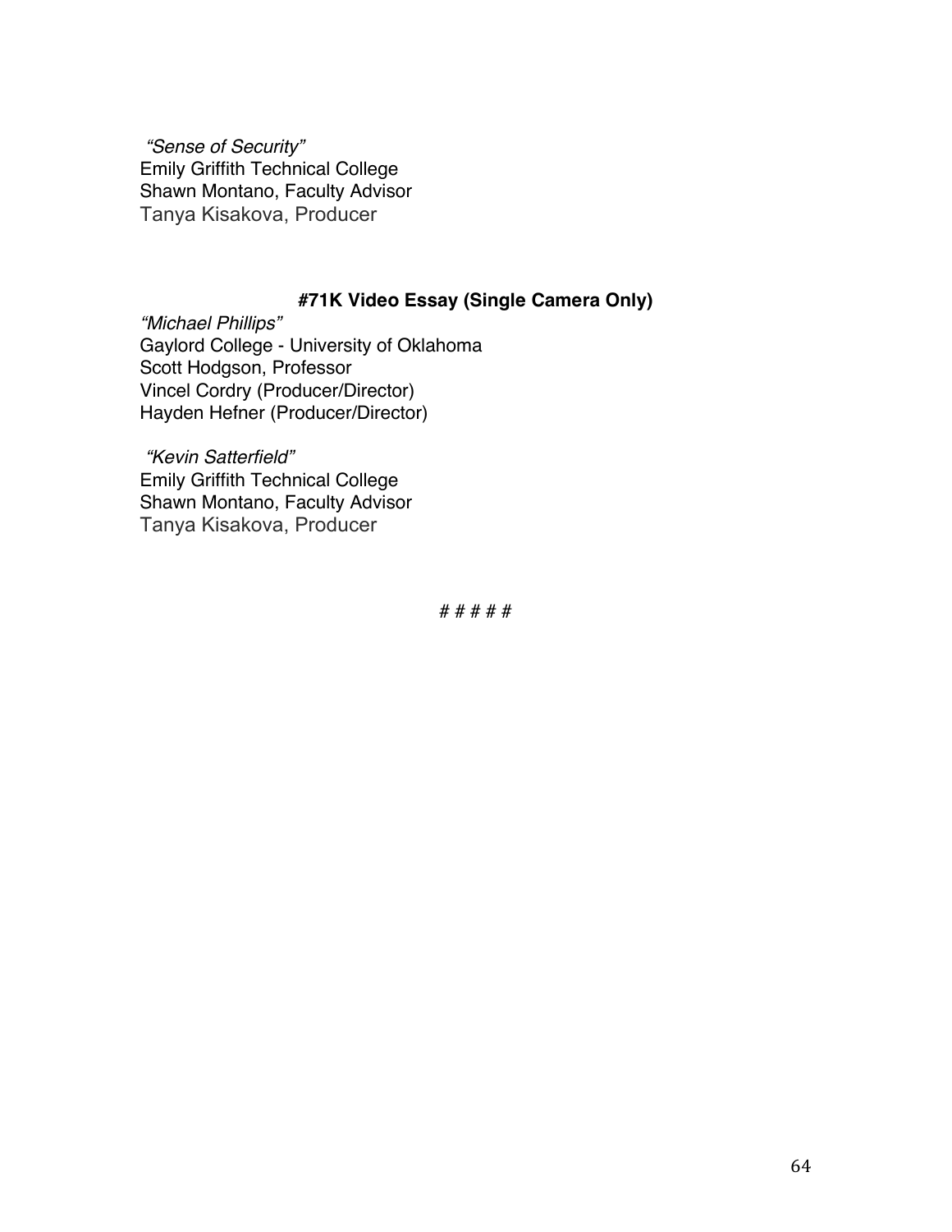*"Sense of Security"*
Emily Griffith Technical College
Shawn Montano, Faculty Advisor
Tanya Kisakova, Producer

**#71K Video Essay (Single Camera Only)**

*"Michael Phillips"*
Gaylord College - University of Oklahoma
Scott Hodgson, Professor
Vincel Cordry (Producer/Director)
Hayden Hefner (Producer/Director)

*"Kevin Satterfield"*
Emily Griffith Technical College
Shawn Montano, Faculty Advisor
Tanya Kisakova, Producer

# # # # #